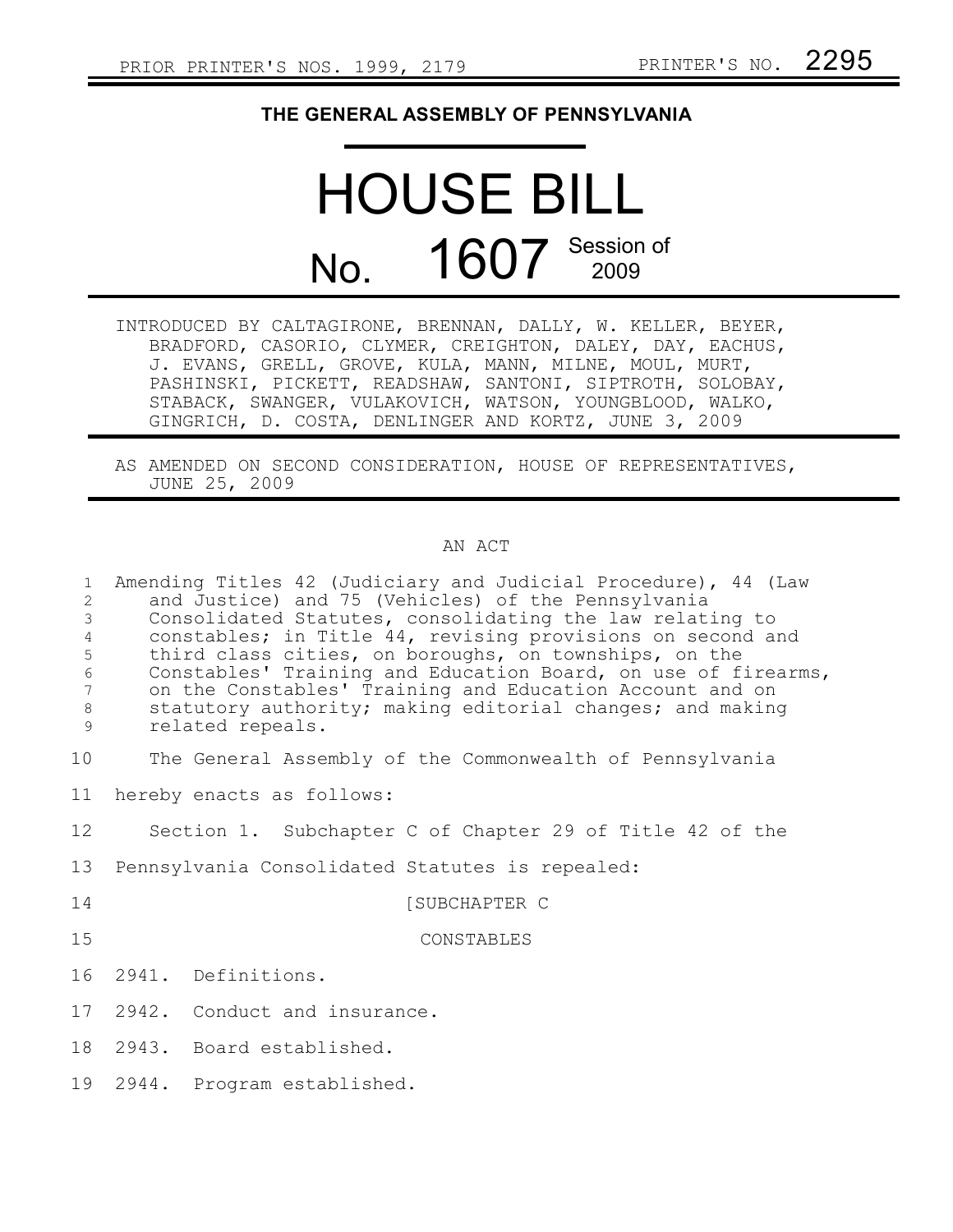PRIOR PRINTER'S NOS. 1999, 2179 PRINTER'S NO. 2295

# THE GENERAL ASSEMBLY OF PENNSYLVANIA

# HOUSE BILL

## No. 1607 Session of 2009

INTRODUCED BY CALTAGIRONE, BRENNAN, DALLY, W. KELLER, BEYER, BRADFORD, CASORIO, CLYMER, CREIGHTON, DALEY, DAY, EACHUS, J. EVANS, GRELL, GROVE, KULA, MANN, MILNE, MOUL, MURT, PASHINSKI, PICKETT, READSHAW, SANTONI, SIPTROTH, SOLOBAY, STABACK, SWANGER, VULAKOVICH, WATSON, YOUNGBLOOD, WALKO, GINGRICH, D. COSTA, DENLINGER AND KORTZ, JUNE 3, 2009

AS AMENDED ON SECOND CONSIDERATION, HOUSE OF REPRESENTATIVES, JUNE 25, 2009

AN ACT

Amending Titles 42 (Judiciary and Judicial Procedure), 44 (Law and Justice) and 75 (Vehicles) of the Pennsylvania Consolidated Statutes, consolidating the law relating to constables; in Title 44, revising provisions on second and third class cities, on boroughs, on townships, on the Constables' Training and Education Board, on use of firearms, on the Constables' Training and Education Account and on statutory authority; making editorial changes; and making related repeals.

The General Assembly of the Commonwealth of Pennsylvania hereby enacts as follows:

Section 1. Subchapter C of Chapter 29 of Title 42 of the Pennsylvania Consolidated Statutes is repealed:

[SUBCHAPTER C

CONSTABLES

2941. Definitions.

2942. Conduct and insurance.

2943. Board established.

2944. Program established.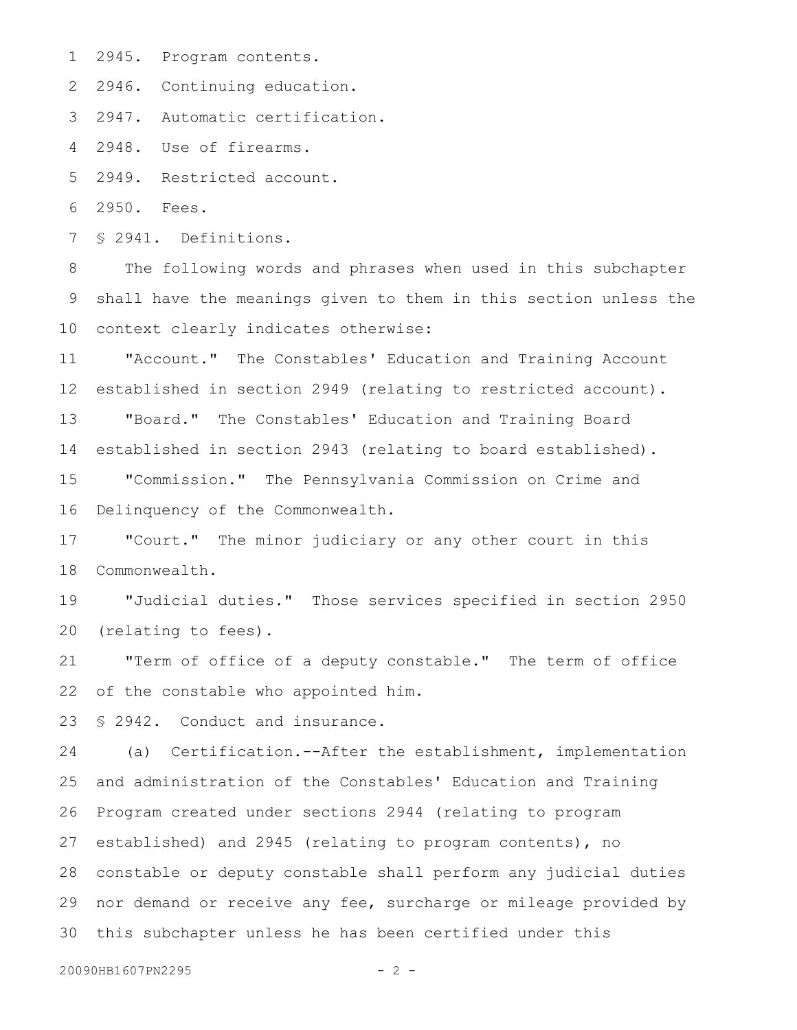2945. Program contents.

2946. Continuing education.

2947. Automatic certification.

2948. Use of firearms.

2949. Restricted account.

2950. Fees.

§ 2941. Definitions.

The following words and phrases when used in this subchapter shall have the meanings given to them in this section unless the context clearly indicates otherwise:

"Account." The Constables' Education and Training Account established in section 2949 (relating to restricted account).

"Board." The Constables' Education and Training Board established in section 2943 (relating to board established).

"Commission." The Pennsylvania Commission on Crime and Delinquency of the Commonwealth.

"Court." The minor judiciary or any other court in this Commonwealth.

"Judicial duties." Those services specified in section 2950 (relating to fees).

"Term of office of a deputy constable." The term of office of the constable who appointed him.

§ 2942. Conduct and insurance.

(a) Certification.--After the establishment, implementation and administration of the Constables' Education and Training Program created under sections 2944 (relating to program established) and 2945 (relating to program contents), no constable or deputy constable shall perform any judicial duties nor demand or receive any fee, surcharge or mileage provided by this subchapter unless he has been certified under this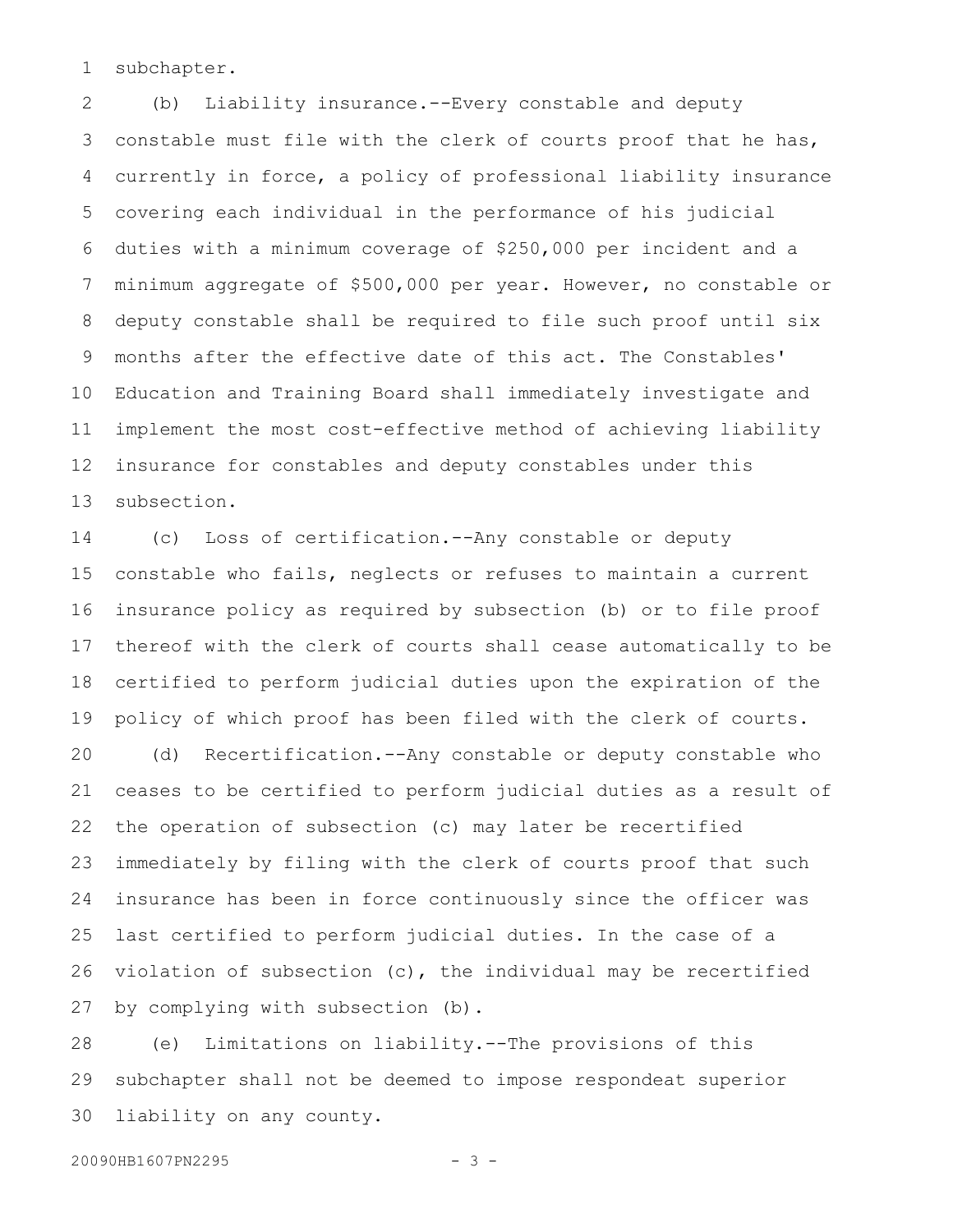subchapter.

(b) Liability insurance.--Every constable and deputy constable must file with the clerk of courts proof that he has, currently in force, a policy of professional liability insurance covering each individual in the performance of his judicial duties with a minimum coverage of $250,000 per incident and a minimum aggregate of $500,000 per year. However, no constable or deputy constable shall be required to file such proof until six months after the effective date of this act. The Constables' Education and Training Board shall immediately investigate and implement the most cost-effective method of achieving liability insurance for constables and deputy constables under this subsection.

(c) Loss of certification.--Any constable or deputy constable who fails, neglects or refuses to maintain a current insurance policy as required by subsection (b) or to file proof thereof with the clerk of courts shall cease automatically to be certified to perform judicial duties upon the expiration of the policy of which proof has been filed with the clerk of courts.

(d) Recertification.--Any constable or deputy constable who ceases to be certified to perform judicial duties as a result of the operation of subsection (c) may later be recertified immediately by filing with the clerk of courts proof that such insurance has been in force continuously since the officer was last certified to perform judicial duties. In the case of a violation of subsection (c), the individual may be recertified by complying with subsection (b).

(e) Limitations on liability.--The provisions of this subchapter shall not be deemed to impose respondeat superior liability on any county.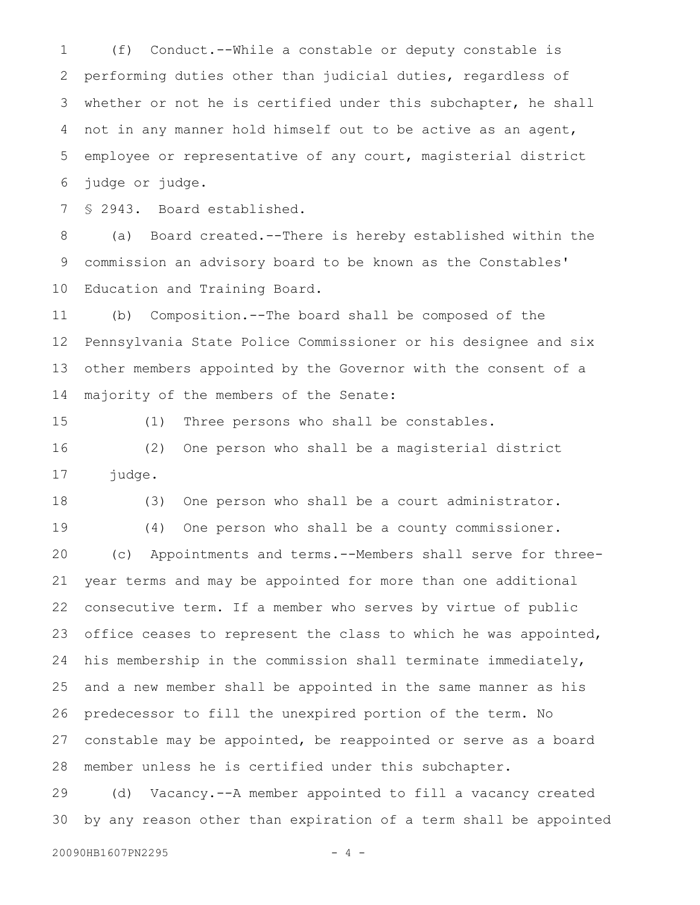(f) Conduct.--While a constable or deputy constable is performing duties other than judicial duties, regardless of whether or not he is certified under this subchapter, he shall not in any manner hold himself out to be active as an agent, employee or representative of any court, magisterial district judge or judge.

§ 2943. Board established.

(a) Board created.--There is hereby established within the commission an advisory board to be known as the Constables' Education and Training Board.

(b) Composition.--The board shall be composed of the Pennsylvania State Police Commissioner or his designee and six other members appointed by the Governor with the consent of a majority of the members of the Senate:

(1) Three persons who shall be constables.

(2) One person who shall be a magisterial district judge.

(3) One person who shall be a court administrator.

(4) One person who shall be a county commissioner.

(c) Appointments and terms.--Members shall serve for three-year terms and may be appointed for more than one additional consecutive term. If a member who serves by virtue of public office ceases to represent the class to which he was appointed, his membership in the commission shall terminate immediately, and a new member shall be appointed in the same manner as his predecessor to fill the unexpired portion of the term. No constable may be appointed, be reappointed or serve as a board member unless he is certified under this subchapter.

(d) Vacancy.--A member appointed to fill a vacancy created by any reason other than expiration of a term shall be appointed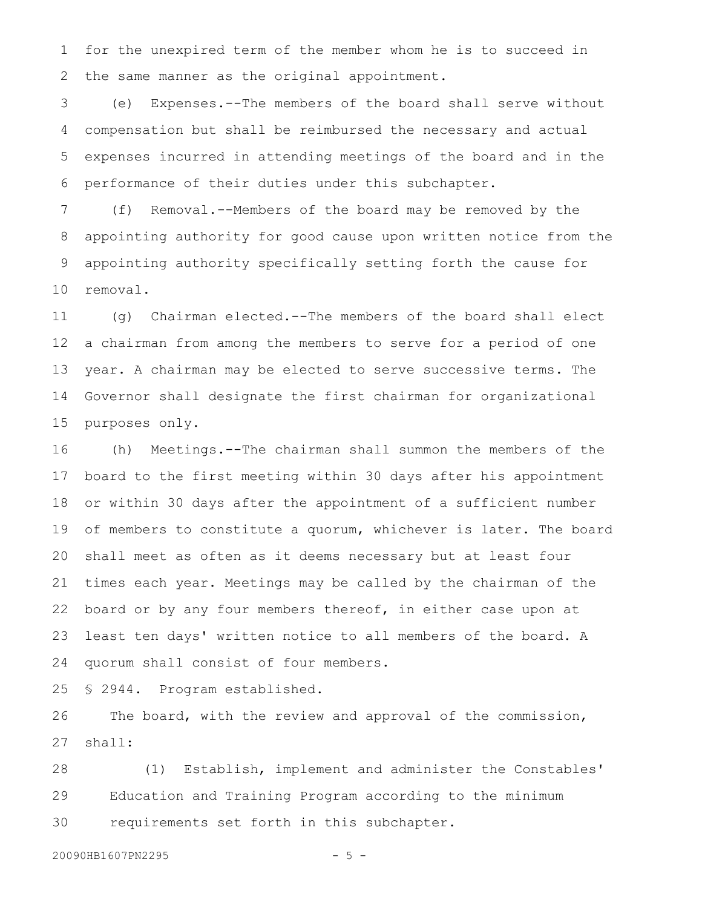for the unexpired term of the member whom he is to succeed in the same manner as the original appointment.

(e) Expenses.--The members of the board shall serve without compensation but shall be reimbursed the necessary and actual expenses incurred in attending meetings of the board and in the performance of their duties under this subchapter.

(f) Removal.--Members of the board may be removed by the appointing authority for good cause upon written notice from the appointing authority specifically setting forth the cause for removal.

(g) Chairman elected.--The members of the board shall elect a chairman from among the members to serve for a period of one year. A chairman may be elected to serve successive terms. The Governor shall designate the first chairman for organizational purposes only.

(h) Meetings.--The chairman shall summon the members of the board to the first meeting within 30 days after his appointment or within 30 days after the appointment of a sufficient number of members to constitute a quorum, whichever is later. The board shall meet as often as it deems necessary but at least four times each year. Meetings may be called by the chairman of the board or by any four members thereof, in either case upon at least ten days' written notice to all members of the board. A quorum shall consist of four members.

§ 2944. Program established.

The board, with the review and approval of the commission, shall:

(1) Establish, implement and administer the Constables' Education and Training Program according to the minimum requirements set forth in this subchapter.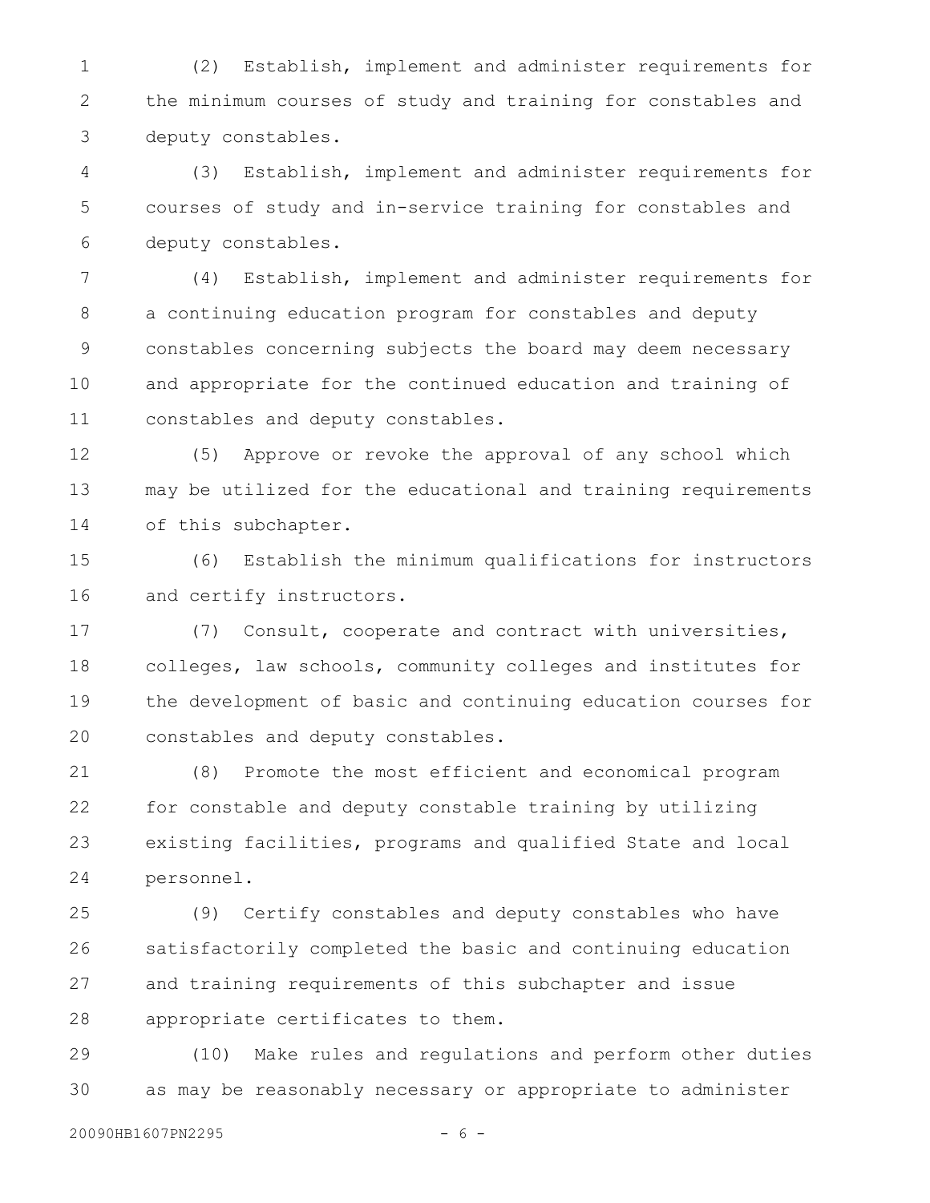(2) Establish, implement and administer requirements for the minimum courses of study and training for constables and deputy constables.

(3) Establish, implement and administer requirements for courses of study and in-service training for constables and deputy constables.

(4) Establish, implement and administer requirements for a continuing education program for constables and deputy constables concerning subjects the board may deem necessary and appropriate for the continued education and training of constables and deputy constables.

(5) Approve or revoke the approval of any school which may be utilized for the educational and training requirements of this subchapter.

(6) Establish the minimum qualifications for instructors and certify instructors.

(7) Consult, cooperate and contract with universities, colleges, law schools, community colleges and institutes for the development of basic and continuing education courses for constables and deputy constables.

(8) Promote the most efficient and economical program for constable and deputy constable training by utilizing existing facilities, programs and qualified State and local personnel.

(9) Certify constables and deputy constables who have satisfactorily completed the basic and continuing education and training requirements of this subchapter and issue appropriate certificates to them.

(10) Make rules and regulations and perform other duties as may be reasonably necessary or appropriate to administer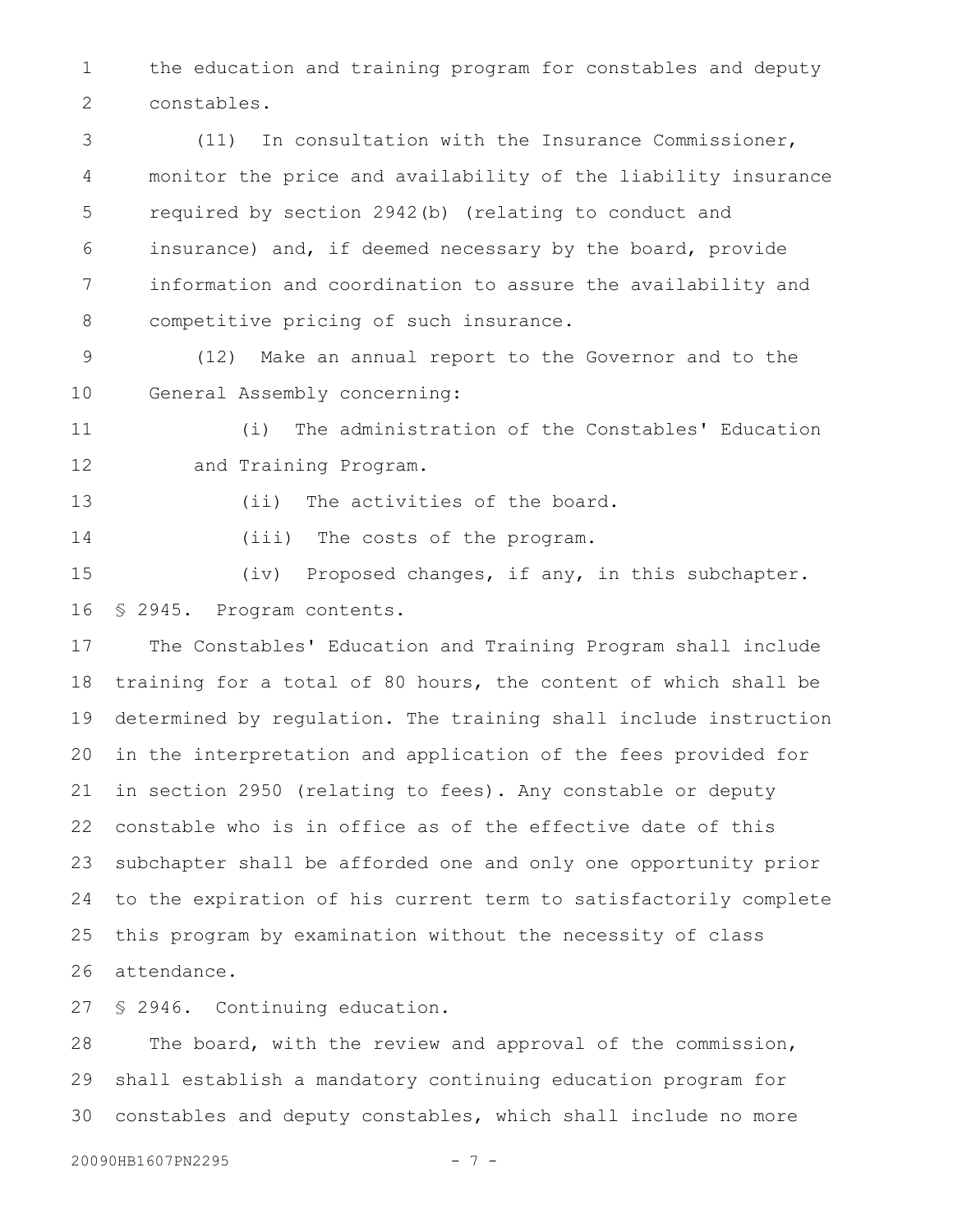the education and training program for constables and deputy constables.

(11) In consultation with the Insurance Commissioner, monitor the price and availability of the liability insurance required by section 2942(b) (relating to conduct and insurance) and, if deemed necessary by the board, provide information and coordination to assure the availability and competitive pricing of such insurance.

(12) Make an annual report to the Governor and to the General Assembly concerning:

(i) The administration of the Constables' Education and Training Program.

(ii) The activities of the board.

(iii) The costs of the program.

(iv) Proposed changes, if any, in this subchapter.

§ 2945. Program contents.

The Constables' Education and Training Program shall include training for a total of 80 hours, the content of which shall be determined by regulation. The training shall include instruction in the interpretation and application of the fees provided for in section 2950 (relating to fees). Any constable or deputy constable who is in office as of the effective date of this subchapter shall be afforded one and only one opportunity prior to the expiration of his current term to satisfactorily complete this program by examination without the necessity of class attendance.

§ 2946. Continuing education.

The board, with the review and approval of the commission, shall establish a mandatory continuing education program for constables and deputy constables, which shall include no more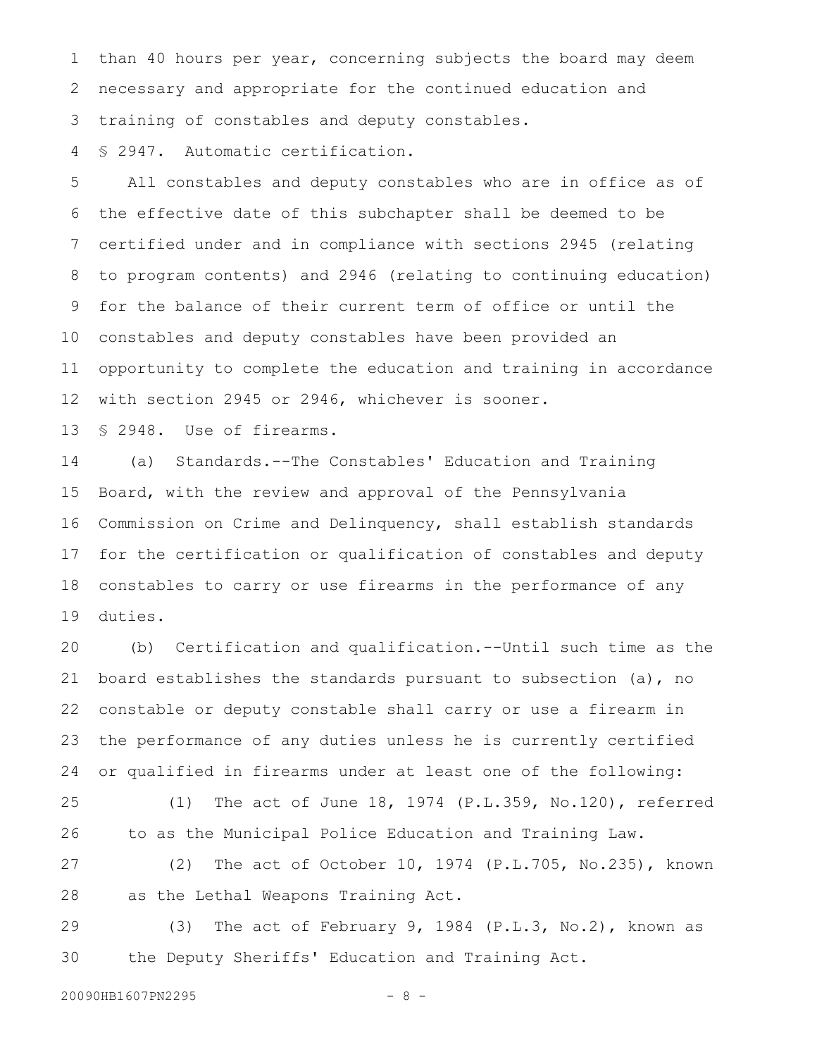than 40 hours per year, concerning subjects the board may deem necessary and appropriate for the continued education and training of constables and deputy constables.

§ 2947. Automatic certification.

All constables and deputy constables who are in office as of the effective date of this subchapter shall be deemed to be certified under and in compliance with sections 2945 (relating to program contents) and 2946 (relating to continuing education) for the balance of their current term of office or until the constables and deputy constables have been provided an opportunity to complete the education and training in accordance with section 2945 or 2946, whichever is sooner.

§ 2948. Use of firearms.

(a) Standards.--The Constables' Education and Training Board, with the review and approval of the Pennsylvania Commission on Crime and Delinquency, shall establish standards for the certification or qualification of constables and deputy constables to carry or use firearms in the performance of any duties.

(b) Certification and qualification.--Until such time as the board establishes the standards pursuant to subsection (a), no constable or deputy constable shall carry or use a firearm in the performance of any duties unless he is currently certified or qualified in firearms under at least one of the following:

(1) The act of June 18, 1974 (P.L.359, No.120), referred to as the Municipal Police Education and Training Law.

(2) The act of October 10, 1974 (P.L.705, No.235), known as the Lethal Weapons Training Act.

(3) The act of February 9, 1984 (P.L.3, No.2), known as the Deputy Sheriffs' Education and Training Act.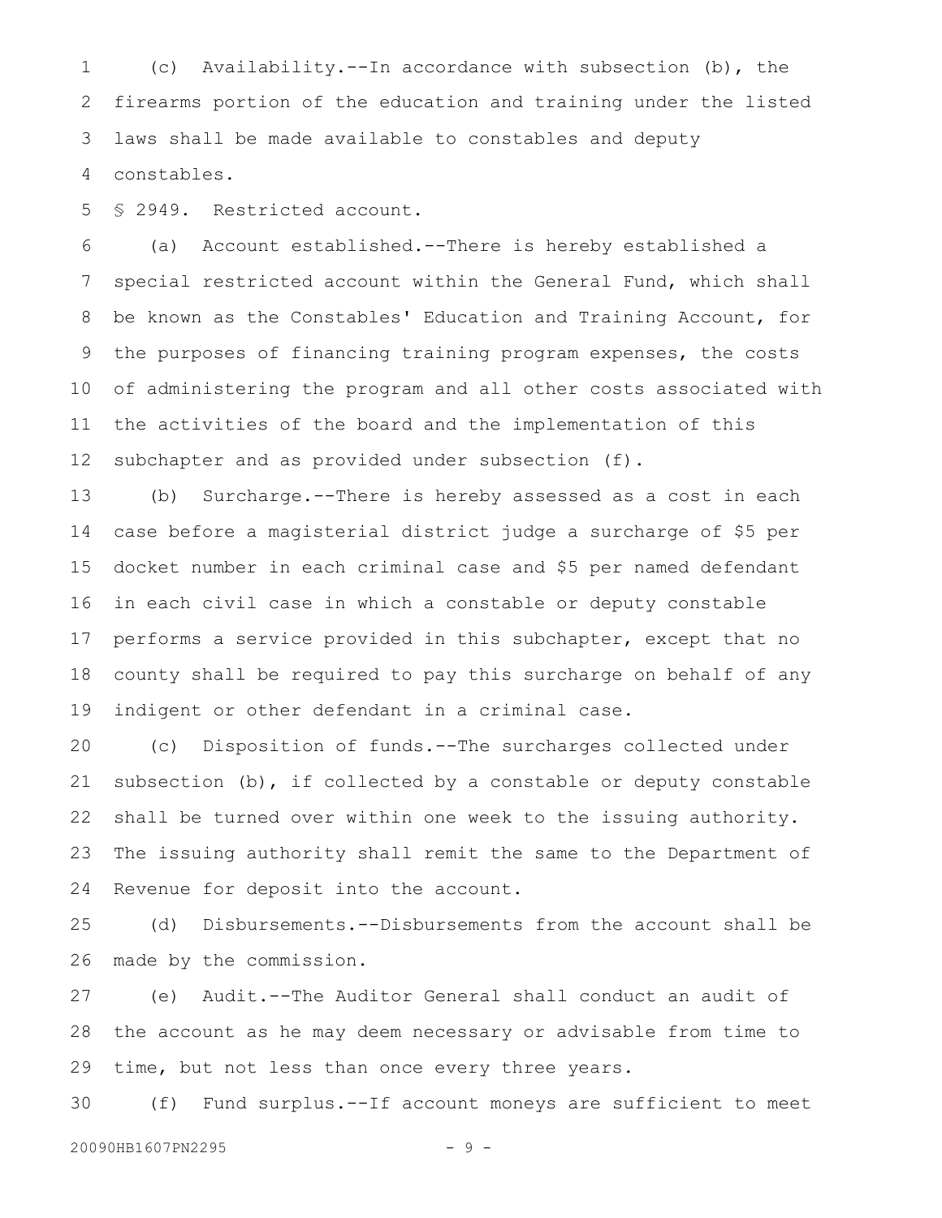(c) Availability.--In accordance with subsection (b), the firearms portion of the education and training under the listed laws shall be made available to constables and deputy constables.

§ 2949. Restricted account.

(a) Account established.--There is hereby established a special restricted account within the General Fund, which shall be known as the Constables' Education and Training Account, for the purposes of financing training program expenses, the costs of administering the program and all other costs associated with the activities of the board and the implementation of this subchapter and as provided under subsection (f).

(b) Surcharge.--There is hereby assessed as a cost in each case before a magisterial district judge a surcharge of $5 per docket number in each criminal case and $5 per named defendant in each civil case in which a constable or deputy constable performs a service provided in this subchapter, except that no county shall be required to pay this surcharge on behalf of any indigent or other defendant in a criminal case.

(c) Disposition of funds.--The surcharges collected under subsection (b), if collected by a constable or deputy constable shall be turned over within one week to the issuing authority. The issuing authority shall remit the same to the Department of Revenue for deposit into the account.

(d) Disbursements.--Disbursements from the account shall be made by the commission.

(e) Audit.--The Auditor General shall conduct an audit of the account as he may deem necessary or advisable from time to time, but not less than once every three years.

(f) Fund surplus.--If account moneys are sufficient to meet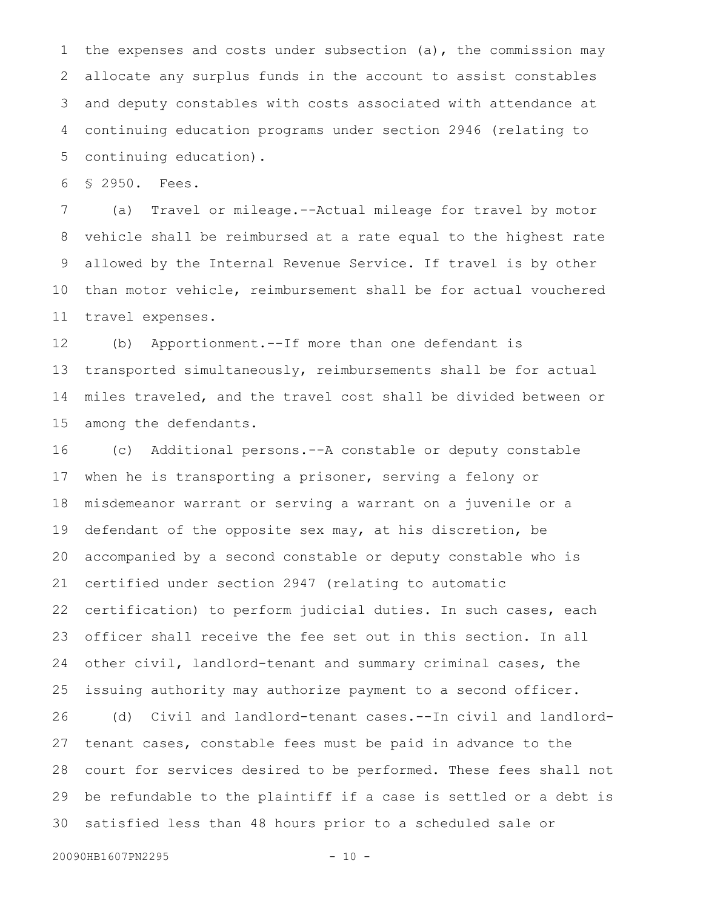the expenses and costs under subsection (a), the commission may allocate any surplus funds in the account to assist constables and deputy constables with costs associated with attendance at continuing education programs under section 2946 (relating to continuing education).

§ 2950. Fees.

(a) Travel or mileage.--Actual mileage for travel by motor vehicle shall be reimbursed at a rate equal to the highest rate allowed by the Internal Revenue Service. If travel is by other than motor vehicle, reimbursement shall be for actual vouchered travel expenses.

(b) Apportionment.--If more than one defendant is transported simultaneously, reimbursements shall be for actual miles traveled, and the travel cost shall be divided between or among the defendants.

(c) Additional persons.--A constable or deputy constable when he is transporting a prisoner, serving a felony or misdemeanor warrant or serving a warrant on a juvenile or a defendant of the opposite sex may, at his discretion, be accompanied by a second constable or deputy constable who is certified under section 2947 (relating to automatic certification) to perform judicial duties. In such cases, each officer shall receive the fee set out in this section. In all other civil, landlord-tenant and summary criminal cases, the issuing authority may authorize payment to a second officer.

(d) Civil and landlord-tenant cases.--In civil and landlord-tenant cases, constable fees must be paid in advance to the court for services desired to be performed. These fees shall not be refundable to the plaintiff if a case is settled or a debt is satisfied less than 48 hours prior to a scheduled sale or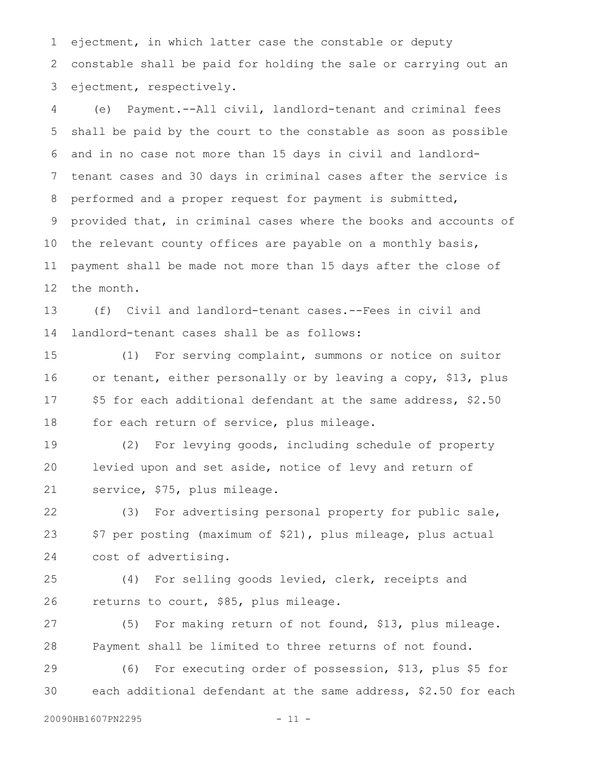ejectment, in which latter case the constable or deputy constable shall be paid for holding the sale or carrying out an ejectment, respectively.

(e) Payment.--All civil, landlord-tenant and criminal fees shall be paid by the court to the constable as soon as possible and in no case not more than 15 days in civil and landlord-tenant cases and 30 days in criminal cases after the service is performed and a proper request for payment is submitted, provided that, in criminal cases where the books and accounts of the relevant county offices are payable on a monthly basis, payment shall be made not more than 15 days after the close of the month.

(f) Civil and landlord-tenant cases.--Fees in civil and landlord-tenant cases shall be as follows:

(1) For serving complaint, summons or notice on suitor or tenant, either personally or by leaving a copy, $13, plus $5 for each additional defendant at the same address, $2.50 for each return of service, plus mileage.

(2) For levying goods, including schedule of property levied upon and set aside, notice of levy and return of service, $75, plus mileage.

(3) For advertising personal property for public sale, $7 per posting (maximum of $21), plus mileage, plus actual cost of advertising.

(4) For selling goods levied, clerk, receipts and returns to court, $85, plus mileage.

(5) For making return of not found, $13, plus mileage. Payment shall be limited to three returns of not found.

(6) For executing order of possession, $13, plus $5 for each additional defendant at the same address, $2.50 for each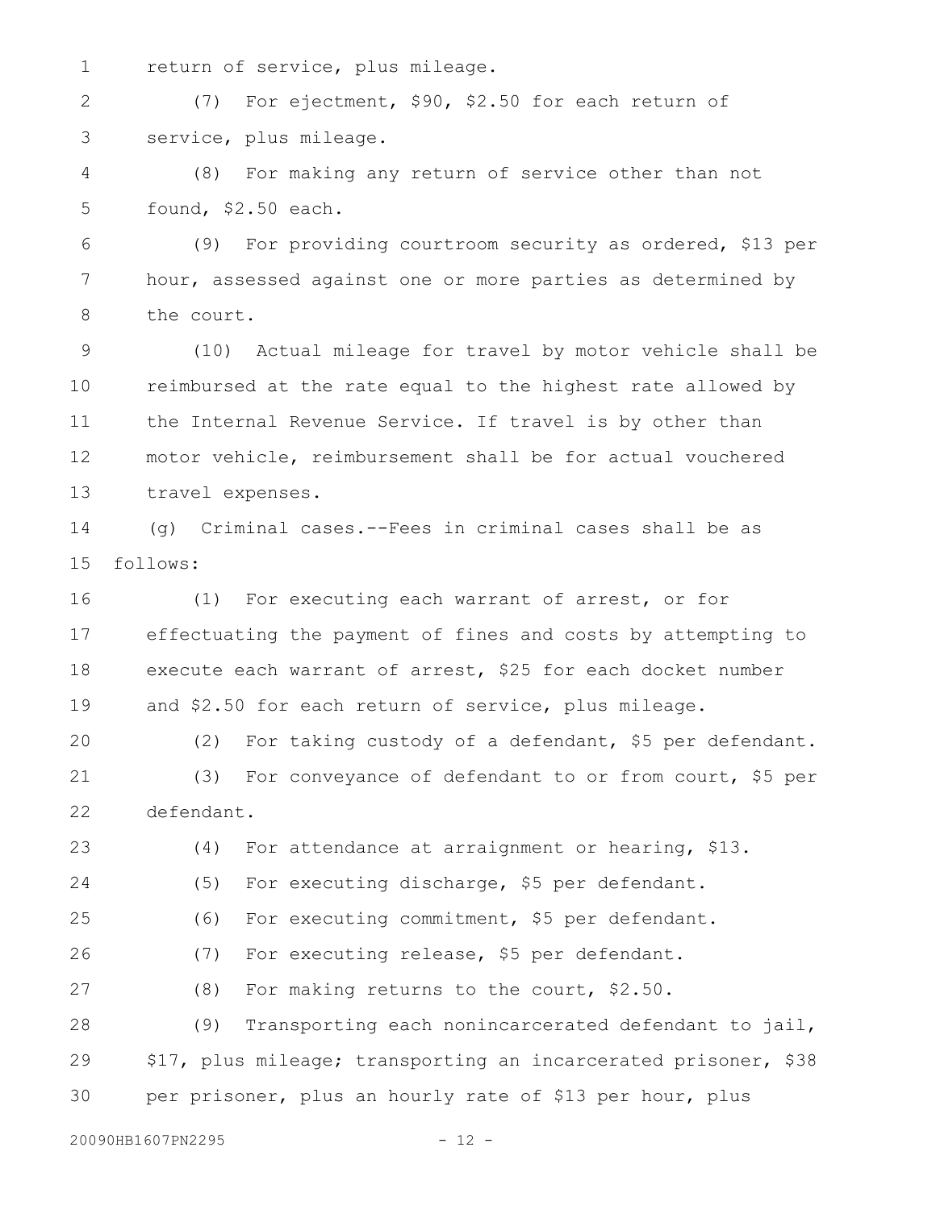return of service, plus mileage.

(7) For ejectment, $90, $2.50 for each return of service, plus mileage.

(8) For making any return of service other than not found, $2.50 each.

(9) For providing courtroom security as ordered, $13 per hour, assessed against one or more parties as determined by the court.

(10) Actual mileage for travel by motor vehicle shall be reimbursed at the rate equal to the highest rate allowed by the Internal Revenue Service. If travel is by other than motor vehicle, reimbursement shall be for actual vouchered travel expenses.

(g) Criminal cases.--Fees in criminal cases shall be as follows:

(1) For executing each warrant of arrest, or for effectuating the payment of fines and costs by attempting to execute each warrant of arrest, $25 for each docket number and $2.50 for each return of service, plus mileage.

(2) For taking custody of a defendant, $5 per defendant.

(3) For conveyance of defendant to or from court, $5 per defendant.

(4) For attendance at arraignment or hearing, $13.

(5) For executing discharge, $5 per defendant.

(6) For executing commitment, $5 per defendant.

(7) For executing release, $5 per defendant.

(8) For making returns to the court, $2.50.

(9) Transporting each nonincarcerated defendant to jail, $17, plus mileage; transporting an incarcerated prisoner, $38 per prisoner, plus an hourly rate of $13 per hour, plus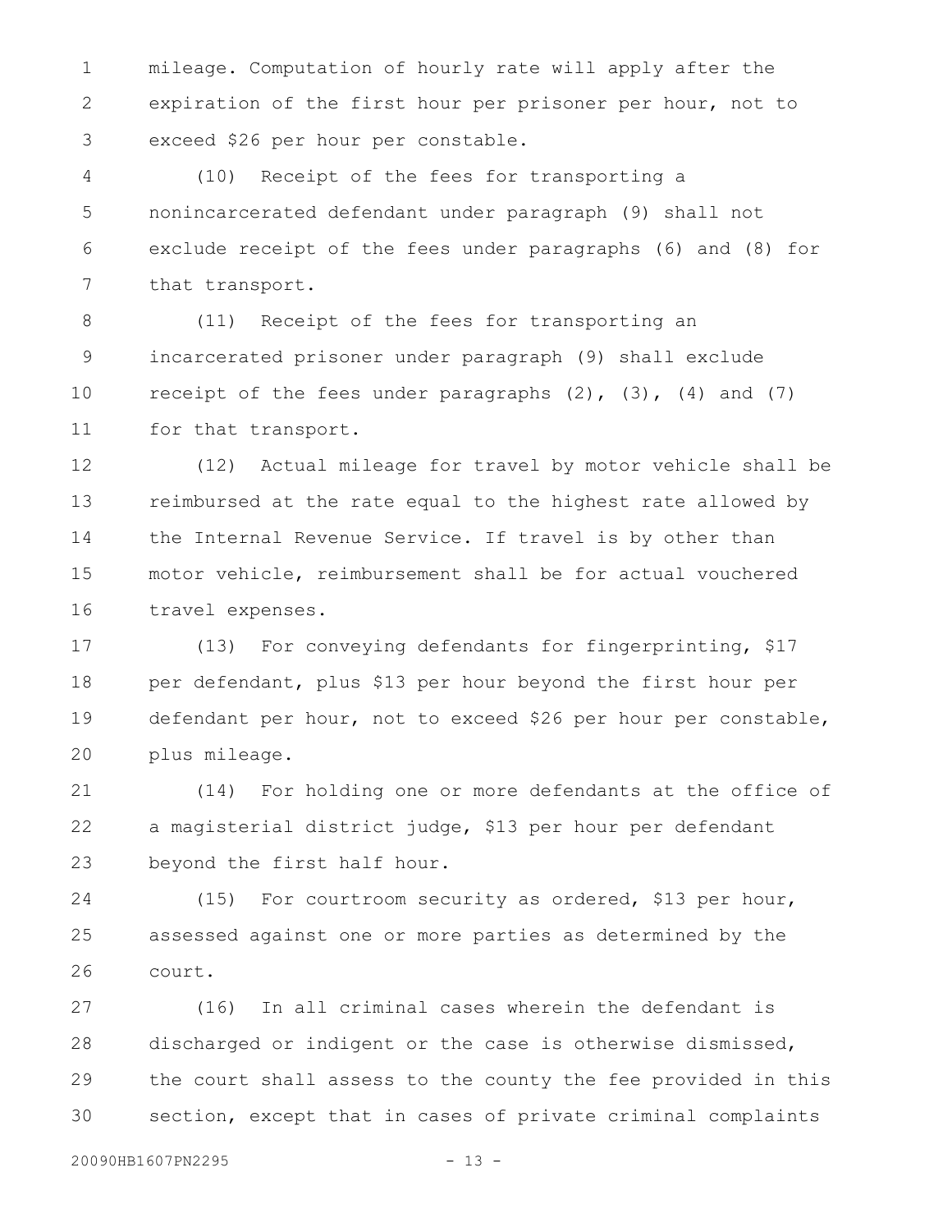mileage. Computation of hourly rate will apply after the expiration of the first hour per prisoner per hour, not to exceed $26 per hour per constable.

(10) Receipt of the fees for transporting a nonincarcerated defendant under paragraph (9) shall not exclude receipt of the fees under paragraphs (6) and (8) for that transport.

(11) Receipt of the fees for transporting an incarcerated prisoner under paragraph (9) shall exclude receipt of the fees under paragraphs (2), (3), (4) and (7) for that transport.

(12) Actual mileage for travel by motor vehicle shall be reimbursed at the rate equal to the highest rate allowed by the Internal Revenue Service. If travel is by other than motor vehicle, reimbursement shall be for actual vouchered travel expenses.

(13) For conveying defendants for fingerprinting, $17 per defendant, plus $13 per hour beyond the first hour per defendant per hour, not to exceed $26 per hour per constable, plus mileage.

(14) For holding one or more defendants at the office of a magisterial district judge, $13 per hour per defendant beyond the first half hour.

(15) For courtroom security as ordered, $13 per hour, assessed against one or more parties as determined by the court.

(16) In all criminal cases wherein the defendant is discharged or indigent or the case is otherwise dismissed, the court shall assess to the county the fee provided in this section, except that in cases of private criminal complaints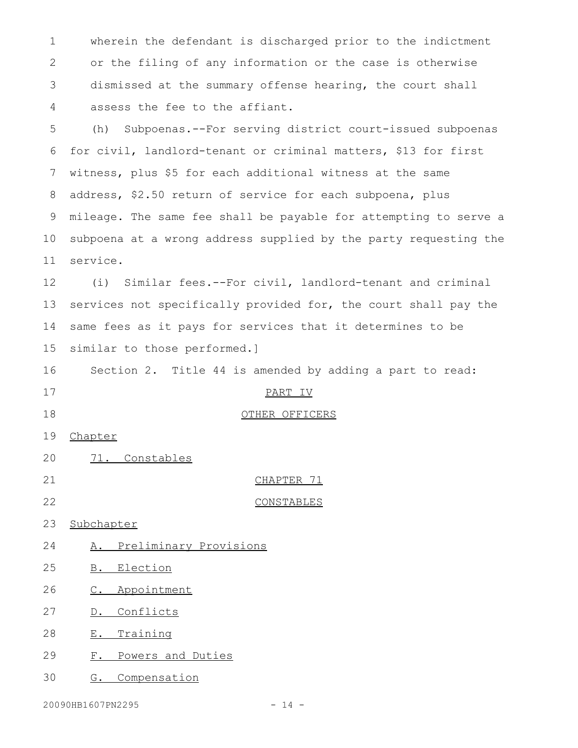wherein the defendant is discharged prior to the indictment or the filing of any information or the case is otherwise dismissed at the summary offense hearing, the court shall assess the fee to the affiant.

(h) Subpoenas.--For serving district court-issued subpoenas for civil, landlord-tenant or criminal matters, $13 for first witness, plus $5 for each additional witness at the same address, $2.50 return of service for each subpoena, plus mileage. The same fee shall be payable for attempting to serve a subpoena at a wrong address supplied by the party requesting the service.

(i) Similar fees.--For civil, landlord-tenant and criminal services not specifically provided for, the court shall pay the same fees as it pays for services that it determines to be similar to those performed.]

Section 2. Title 44 is amended by adding a part to read:

PART IV

OTHER OFFICERS

Chapter

71. Constables

CHAPTER 71

CONSTABLES

Subchapter

A. Preliminary Provisions

B. Election

C. Appointment

D. Conflicts

E. Training

F. Powers and Duties

G. Compensation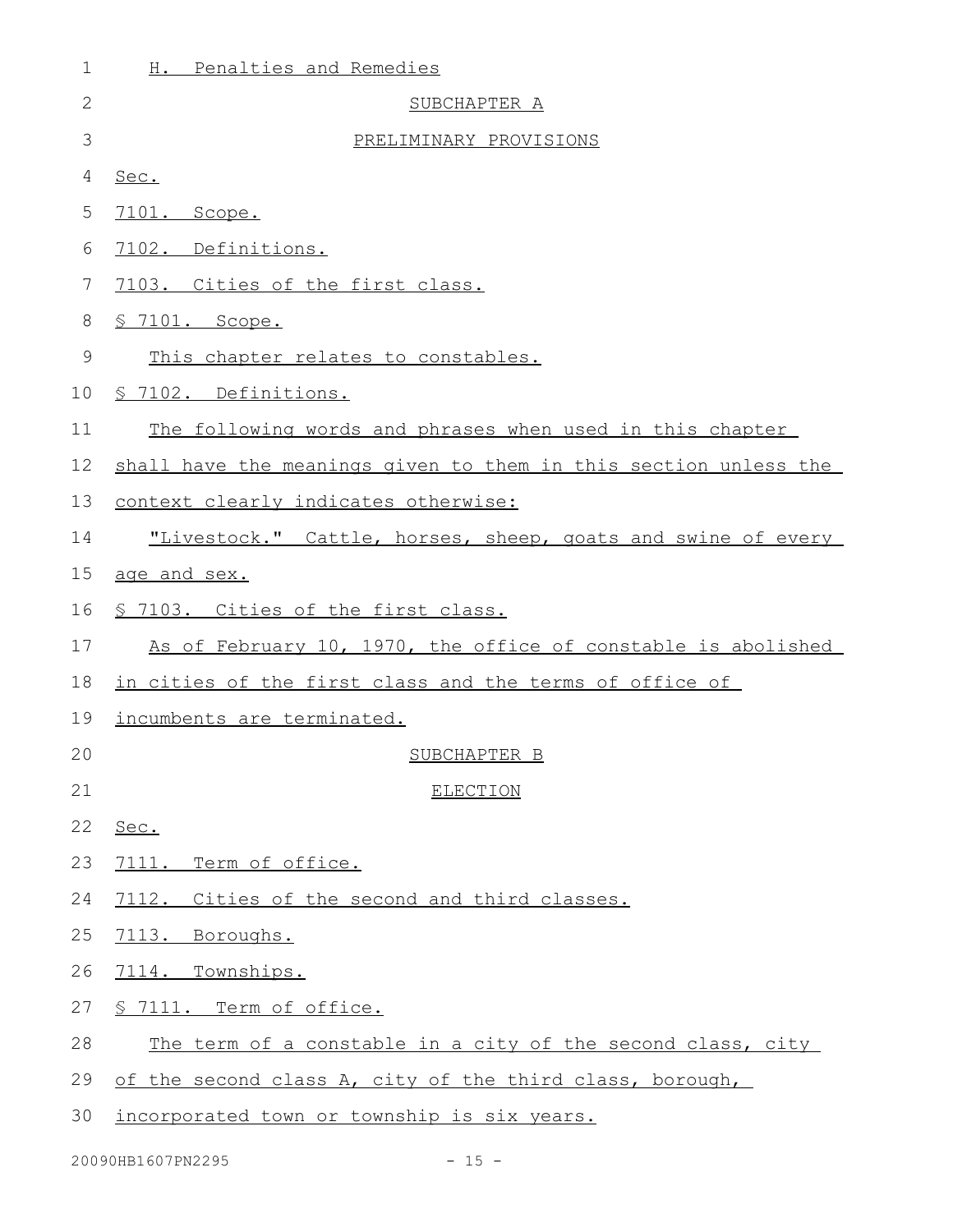H. Penalties and Remedies

SUBCHAPTER A

PRELIMINARY PROVISIONS

Sec.

7101. Scope.

7102. Definitions.

7103. Cities of the first class.

§ 7101. Scope.

This chapter relates to constables.

§ 7102. Definitions.

The following words and phrases when used in this chapter shall have the meanings given to them in this section unless the context clearly indicates otherwise:

"Livestock." Cattle, horses, sheep, goats and swine of every age and sex.

§ 7103. Cities of the first class.

As of February 10, 1970, the office of constable is abolished in cities of the first class and the terms of office of incumbents are terminated.

SUBCHAPTER B

ELECTION

Sec.

7111. Term of office.

7112. Cities of the second and third classes.

7113. Boroughs.

7114. Townships.

§ 7111. Term of office.

The term of a constable in a city of the second class, city of the second class A, city of the third class, borough, incorporated town or township is six years.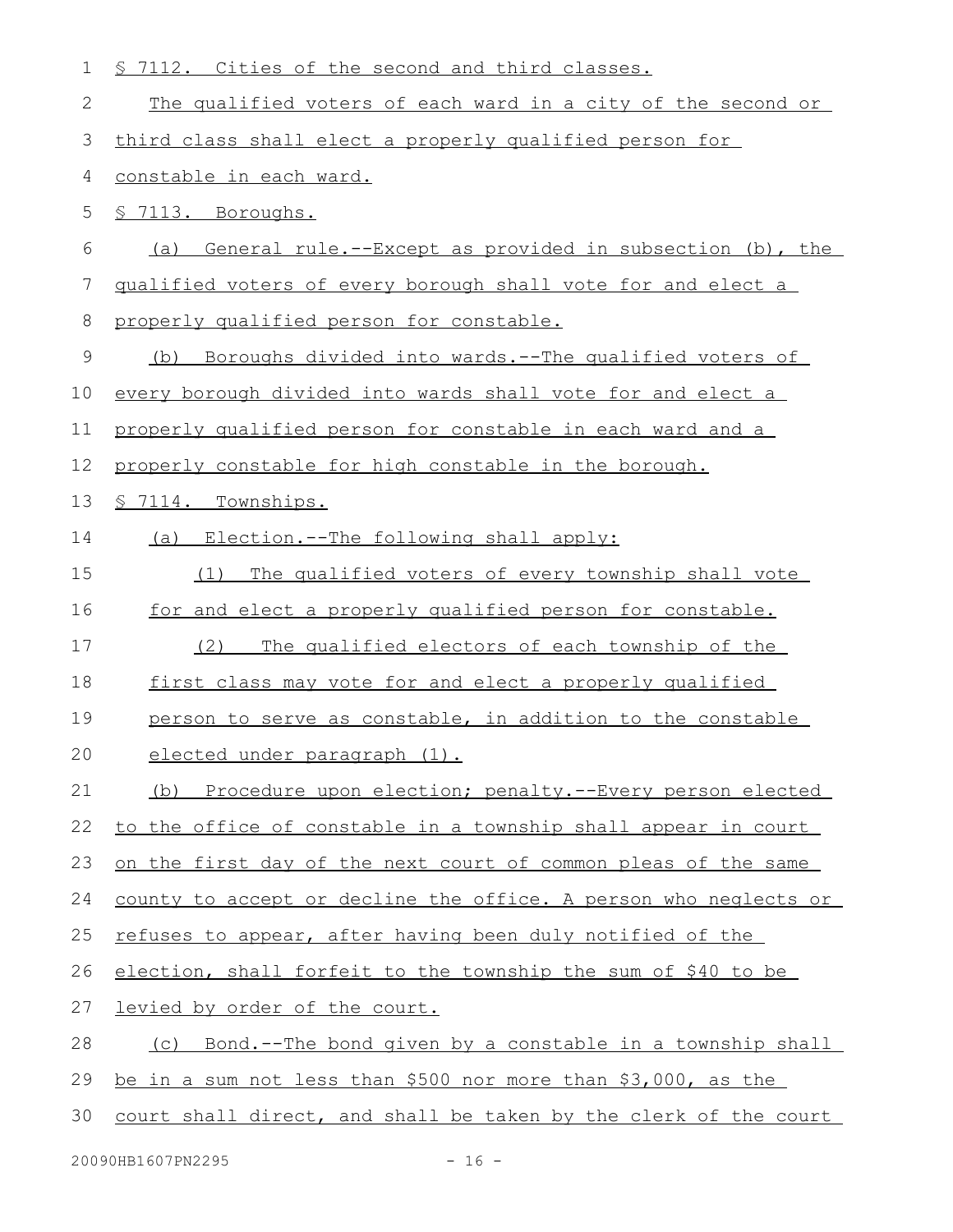§ 7112. Cities of the second and third classes.

The qualified voters of each ward in a city of the second or third class shall elect a properly qualified person for constable in each ward.

§ 7113. Boroughs.

(a) General rule.--Except as provided in subsection (b), the qualified voters of every borough shall vote for and elect a properly qualified person for constable.

(b) Boroughs divided into wards.--The qualified voters of every borough divided into wards shall vote for and elect a properly qualified person for constable in each ward and a properly constable for high constable in the borough.

§ 7114. Townships.

(a) Election.--The following shall apply:

(1) The qualified voters of every township shall vote for and elect a properly qualified person for constable.

(2) The qualified electors of each township of the first class may vote for and elect a properly qualified person to serve as constable, in addition to the constable elected under paragraph (1).

(b) Procedure upon election; penalty.--Every person elected to the office of constable in a township shall appear in court on the first day of the next court of common pleas of the same county to accept or decline the office. A person who neglects or refuses to appear, after having been duly notified of the election, shall forfeit to the township the sum of $40 to be levied by order of the court.

(c) Bond.--The bond given by a constable in a township shall be in a sum not less than $500 nor more than $3,000, as the court shall direct, and shall be taken by the clerk of the court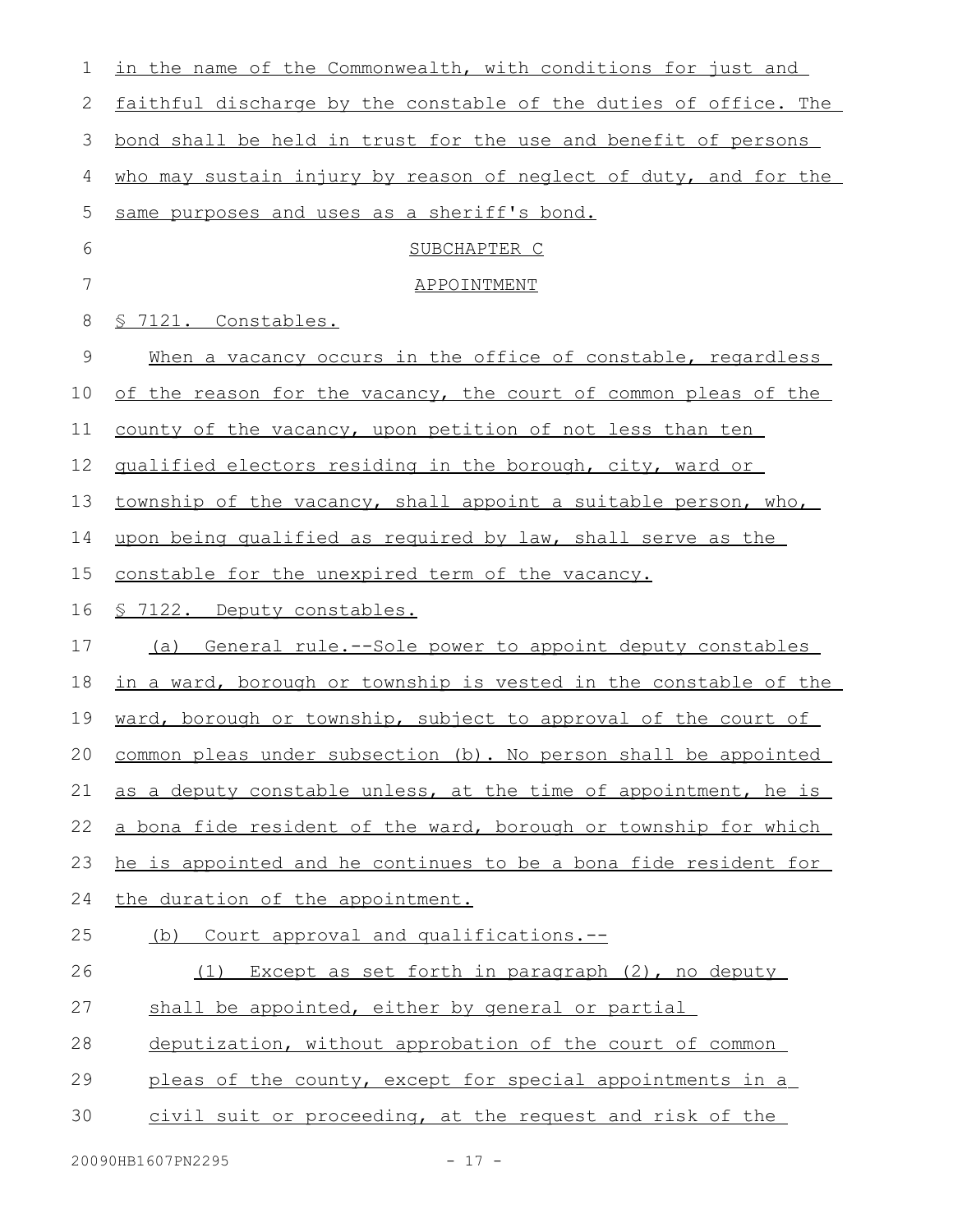in the name of the Commonwealth, with conditions for just and faithful discharge by the constable of the duties of office. The bond shall be held in trust for the use and benefit of persons who may sustain injury by reason of neglect of duty, and for the same purposes and uses as a sheriff's bond.

SUBCHAPTER C

APPOINTMENT

§ 7121. Constables.

When a vacancy occurs in the office of constable, regardless of the reason for the vacancy, the court of common pleas of the county of the vacancy, upon petition of not less than ten qualified electors residing in the borough, city, ward or township of the vacancy, shall appoint a suitable person, who, upon being qualified as required by law, shall serve as the constable for the unexpired term of the vacancy.

§ 7122. Deputy constables.

(a) General rule.--Sole power to appoint deputy constables in a ward, borough or township is vested in the constable of the ward, borough or township, subject to approval of the court of common pleas under subsection (b). No person shall be appointed as a deputy constable unless, at the time of appointment, he is a bona fide resident of the ward, borough or township for which he is appointed and he continues to be a bona fide resident for the duration of the appointment.

(b) Court approval and qualifications.--

(1) Except as set forth in paragraph (2), no deputy shall be appointed, either by general or partial deputization, without approbation of the court of common pleas of the county, except for special appointments in a civil suit or proceeding, at the request and risk of the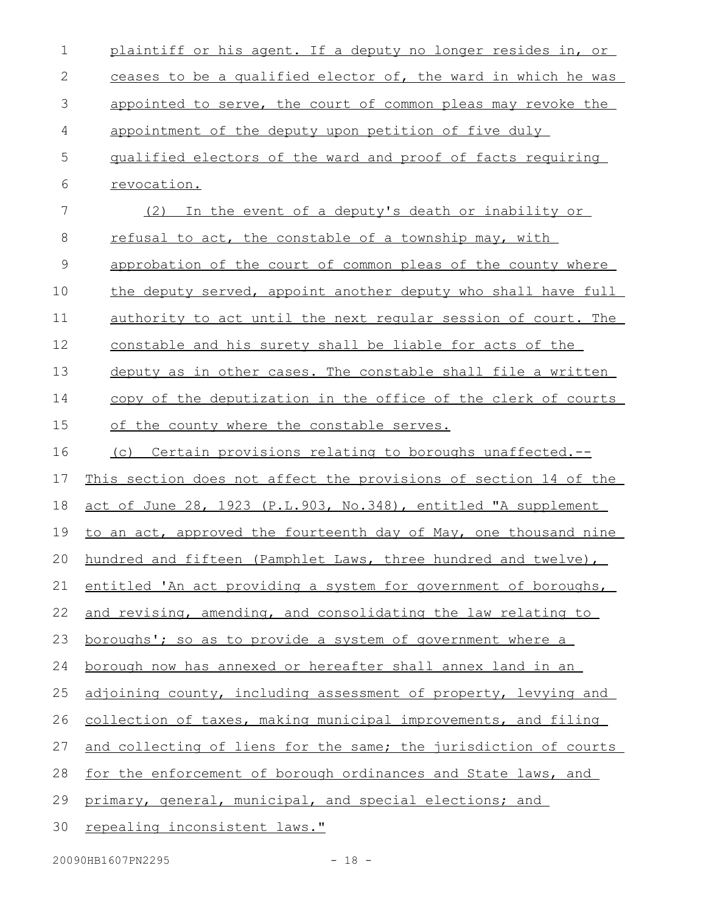plaintiff or his agent. If a deputy no longer resides in, or ceases to be a qualified elector of, the ward in which he was appointed to serve, the court of common pleas may revoke the appointment of the deputy upon petition of five duly qualified electors of the ward and proof of facts requiring revocation.

(2) In the event of a deputy's death or inability or refusal to act, the constable of a township may, with approbation of the court of common pleas of the county where the deputy served, appoint another deputy who shall have full authority to act until the next regular session of court. The constable and his surety shall be liable for acts of the deputy as in other cases. The constable shall file a written copy of the deputization in the office of the clerk of courts of the county where the constable serves.

(c) Certain provisions relating to boroughs unaffected.--This section does not affect the provisions of section 14 of the act of June 28, 1923 (P.L.903, No.348), entitled "A supplement to an act, approved the fourteenth day of May, one thousand nine hundred and fifteen (Pamphlet Laws, three hundred and twelve), entitled 'An act providing a system for government of boroughs, and revising, amending, and consolidating the law relating to boroughs'; so as to provide a system of government where a borough now has annexed or hereafter shall annex land in an adjoining county, including assessment of property, levying and collection of taxes, making municipal improvements, and filing and collecting of liens for the same; the jurisdiction of courts for the enforcement of borough ordinances and State laws, and primary, general, municipal, and special elections; and repealing inconsistent laws."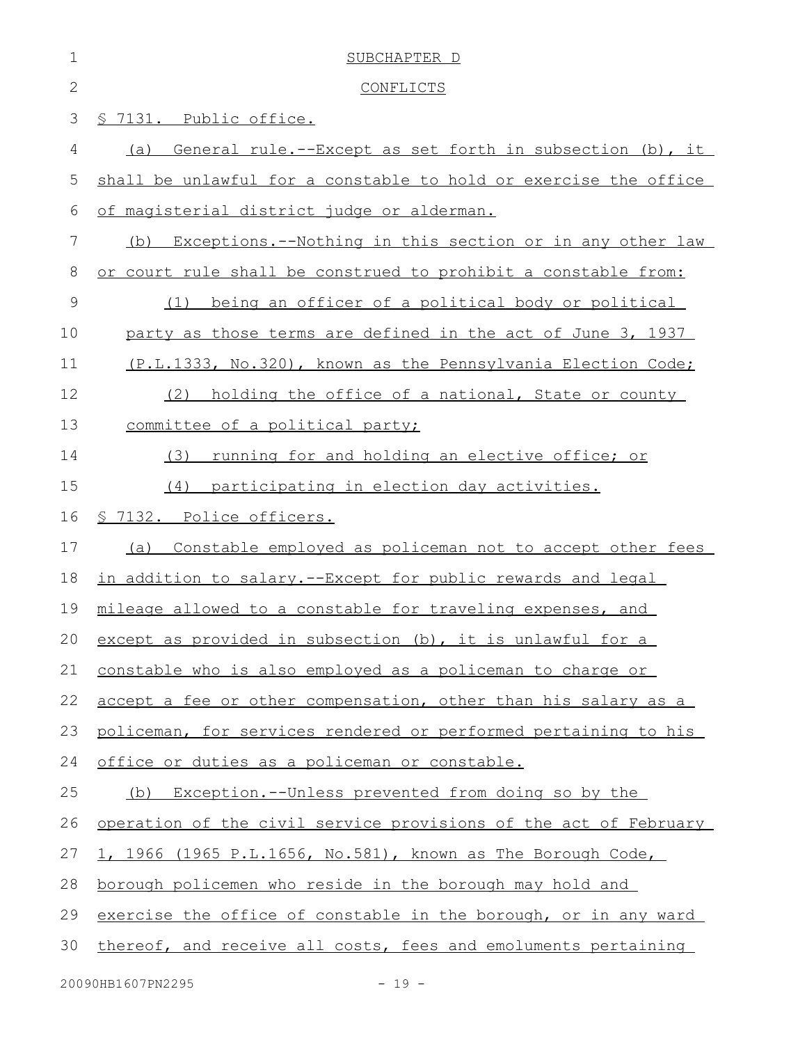SUBCHAPTER D

CONFLICTS

§ 7131. Public office.

(a) General rule.--Except as set forth in subsection (b), it shall be unlawful for a constable to hold or exercise the office of magisterial district judge or alderman.

(b) Exceptions.--Nothing in this section or in any other law or court rule shall be construed to prohibit a constable from:

(1) being an officer of a political body or political party as those terms are defined in the act of June 3, 1937 (P.L.1333, No.320), known as the Pennsylvania Election Code;

(2) holding the office of a national, State or county committee of a political party;

(3) running for and holding an elective office; or

(4) participating in election day activities.

§ 7132. Police officers.

(a) Constable employed as policeman not to accept other fees in addition to salary.--Except for public rewards and legal mileage allowed to a constable for traveling expenses, and except as provided in subsection (b), it is unlawful for a constable who is also employed as a policeman to charge or accept a fee or other compensation, other than his salary as a policeman, for services rendered or performed pertaining to his office or duties as a policeman or constable.

(b) Exception.--Unless prevented from doing so by the operation of the civil service provisions of the act of February 1, 1966 (1965 P.L.1656, No.581), known as The Borough Code, borough policemen who reside in the borough may hold and exercise the office of constable in the borough, or in any ward thereof, and receive all costs, fees and emoluments pertaining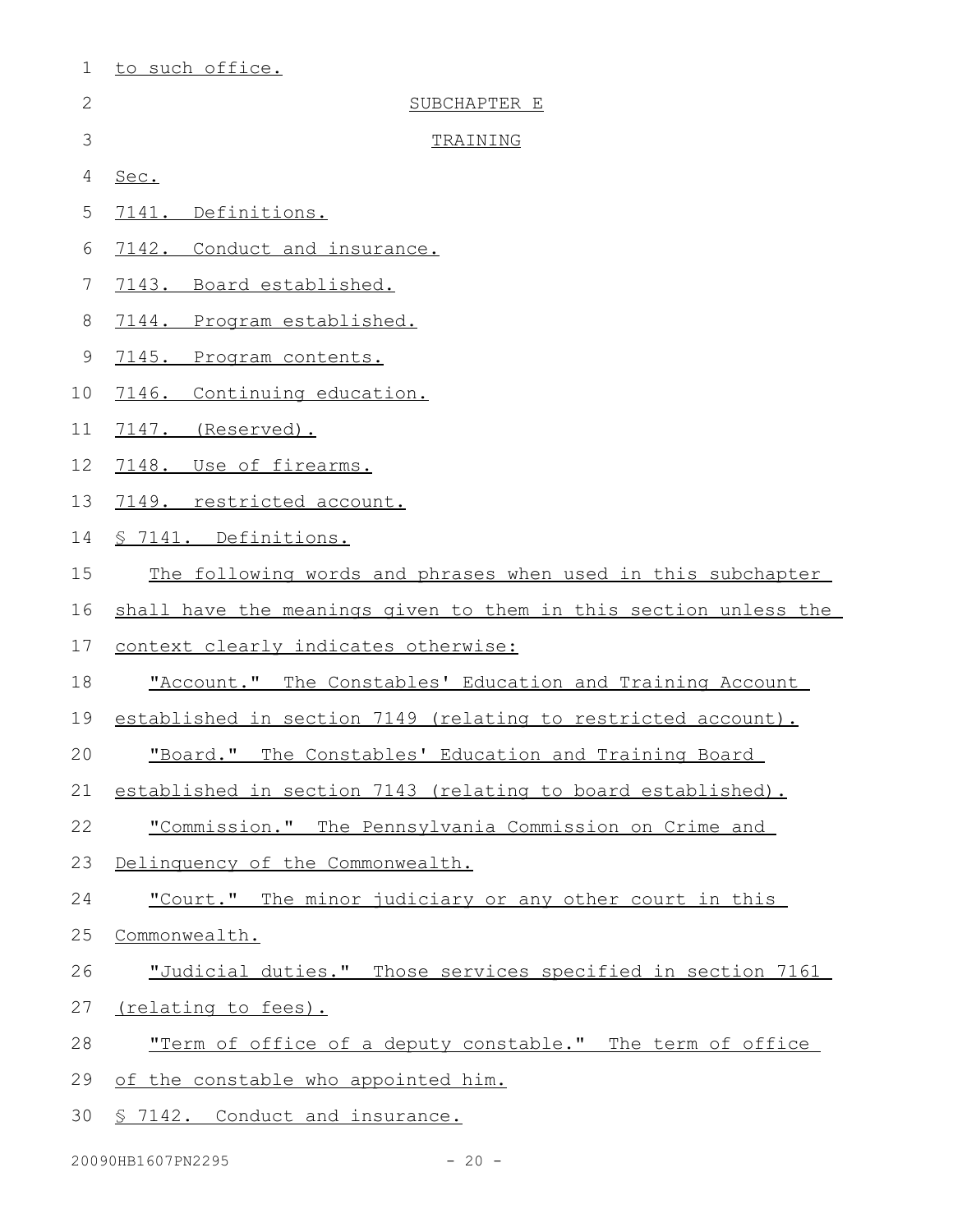to such office.

SUBCHAPTER E

TRAINING

Sec.

7141. Definitions.

7142. Conduct and insurance.

7143. Board established.

7144. Program established.

7145. Program contents.

7146. Continuing education.

7147. (Reserved).

7148. Use of firearms.

7149. restricted account.

§ 7141. Definitions.

The following words and phrases when used in this subchapter shall have the meanings given to them in this section unless the context clearly indicates otherwise:

"Account." The Constables' Education and Training Account established in section 7149 (relating to restricted account).

"Board." The Constables' Education and Training Board established in section 7143 (relating to board established).

"Commission." The Pennsylvania Commission on Crime and Delinquency of the Commonwealth.

"Court." The minor judiciary or any other court in this Commonwealth.

"Judicial duties." Those services specified in section 7161 (relating to fees).

"Term of office of a deputy constable." The term of office of the constable who appointed him.

§ 7142. Conduct and insurance.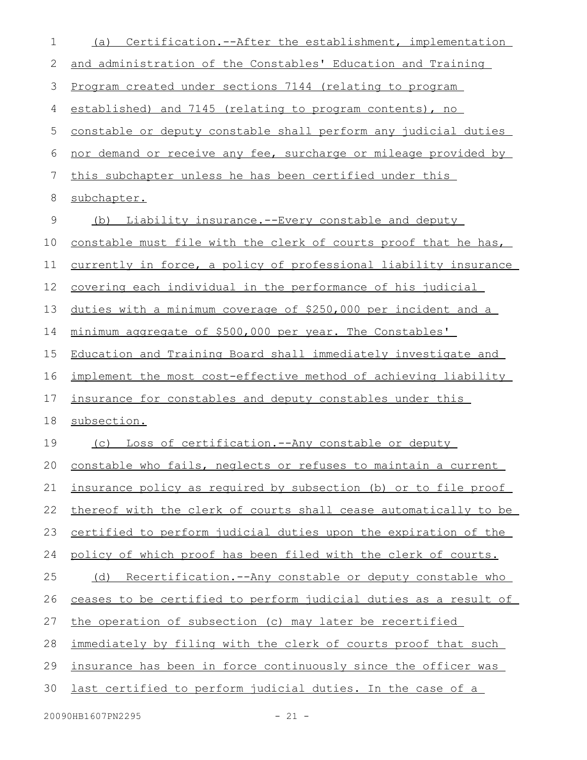(a) Certification.--After the establishment, implementation and administration of the Constables' Education and Training Program created under sections 7144 (relating to program established) and 7145 (relating to program contents), no constable or deputy constable shall perform any judicial duties nor demand or receive any fee, surcharge or mileage provided by this subchapter unless he has been certified under this subchapter.

(b) Liability insurance.--Every constable and deputy constable must file with the clerk of courts proof that he has, currently in force, a policy of professional liability insurance covering each individual in the performance of his judicial duties with a minimum coverage of $250,000 per incident and a minimum aggregate of $500,000 per year. The Constables' Education and Training Board shall immediately investigate and implement the most cost-effective method of achieving liability insurance for constables and deputy constables under this subsection.

(c) Loss of certification.--Any constable or deputy constable who fails, neglects or refuses to maintain a current insurance policy as required by subsection (b) or to file proof thereof with the clerk of courts shall cease automatically to be certified to perform judicial duties upon the expiration of the policy of which proof has been filed with the clerk of courts.

(d) Recertification.--Any constable or deputy constable who ceases to be certified to perform judicial duties as a result of the operation of subsection (c) may later be recertified immediately by filing with the clerk of courts proof that such insurance has been in force continuously since the officer was last certified to perform judicial duties. In the case of a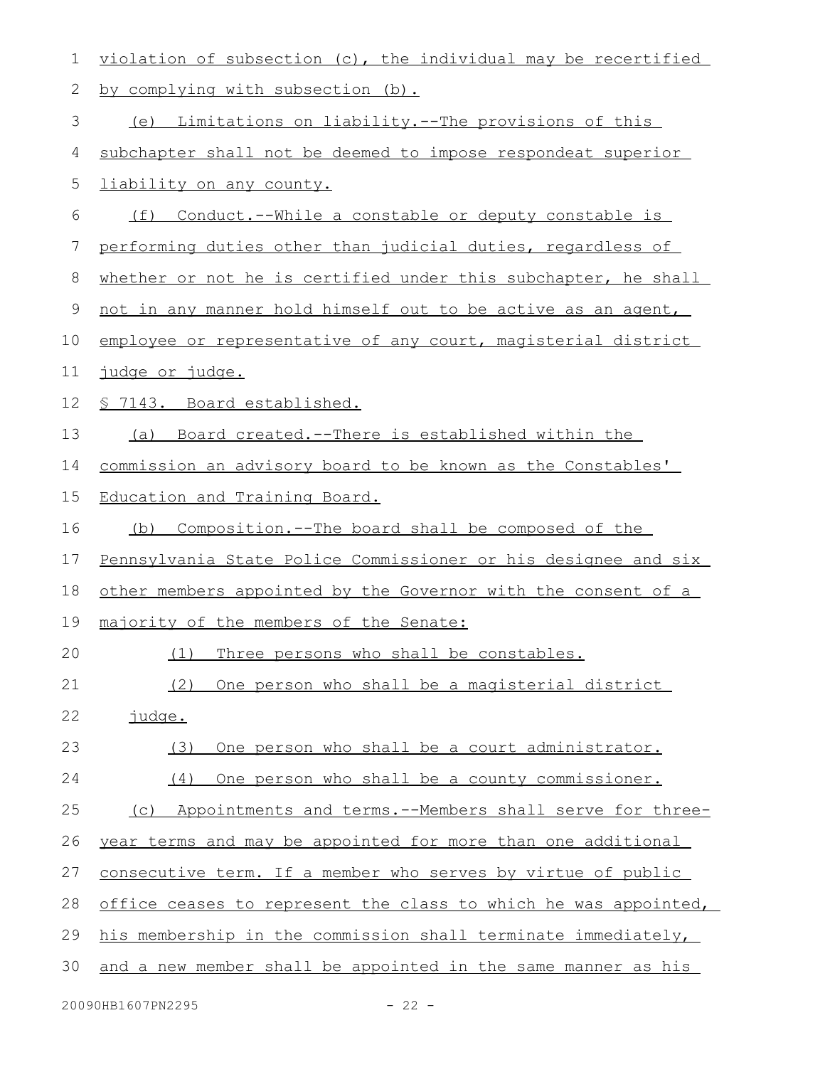violation of subsection (c), the individual may be recertified by complying with subsection (b).

(e) Limitations on liability.--The provisions of this subchapter shall not be deemed to impose respondeat superior liability on any county.

(f) Conduct.--While a constable or deputy constable is performing duties other than judicial duties, regardless of whether or not he is certified under this subchapter, he shall not in any manner hold himself out to be active as an agent, employee or representative of any court, magisterial district judge or judge.

§ 7143. Board established.

(a) Board created.--There is established within the commission an advisory board to be known as the Constables' Education and Training Board.

(b) Composition.--The board shall be composed of the Pennsylvania State Police Commissioner or his designee and six other members appointed by the Governor with the consent of a majority of the members of the Senate:

(1) Three persons who shall be constables.

(2) One person who shall be a magisterial district judge.

(3) One person who shall be a court administrator.

(4) One person who shall be a county commissioner.

(c) Appointments and terms.--Members shall serve for three-year terms and may be appointed for more than one additional consecutive term. If a member who serves by virtue of public office ceases to represent the class to which he was appointed, his membership in the commission shall terminate immediately, and a new member shall be appointed in the same manner as his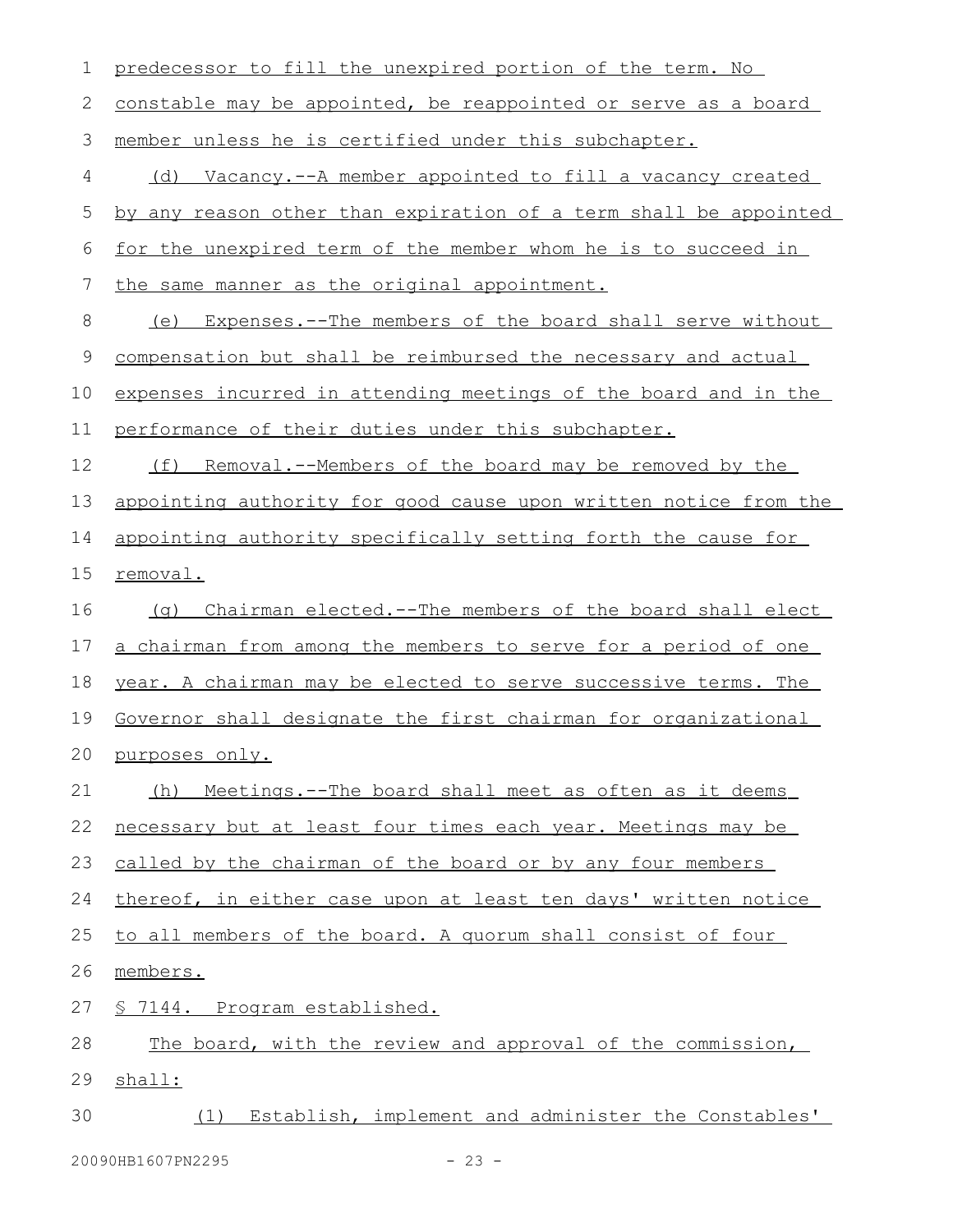predecessor to fill the unexpired portion of the term. No constable may be appointed, be reappointed or serve as a board member unless he is certified under this subchapter.

(d) Vacancy.--A member appointed to fill a vacancy created by any reason other than expiration of a term shall be appointed for the unexpired term of the member whom he is to succeed in the same manner as the original appointment.

(e) Expenses.--The members of the board shall serve without compensation but shall be reimbursed the necessary and actual expenses incurred in attending meetings of the board and in the performance of their duties under this subchapter.

(f) Removal.--Members of the board may be removed by the appointing authority for good cause upon written notice from the appointing authority specifically setting forth the cause for removal.

(g) Chairman elected.--The members of the board shall elect a chairman from among the members to serve for a period of one year. A chairman may be elected to serve successive terms. The Governor shall designate the first chairman for organizational purposes only.

(h) Meetings.--The board shall meet as often as it deems necessary but at least four times each year. Meetings may be called by the chairman of the board or by any four members thereof, in either case upon at least ten days' written notice to all members of the board. A quorum shall consist of four members.

§ 7144. Program established.

The board, with the review and approval of the commission, shall:

(1) Establish, implement and administer the Constables'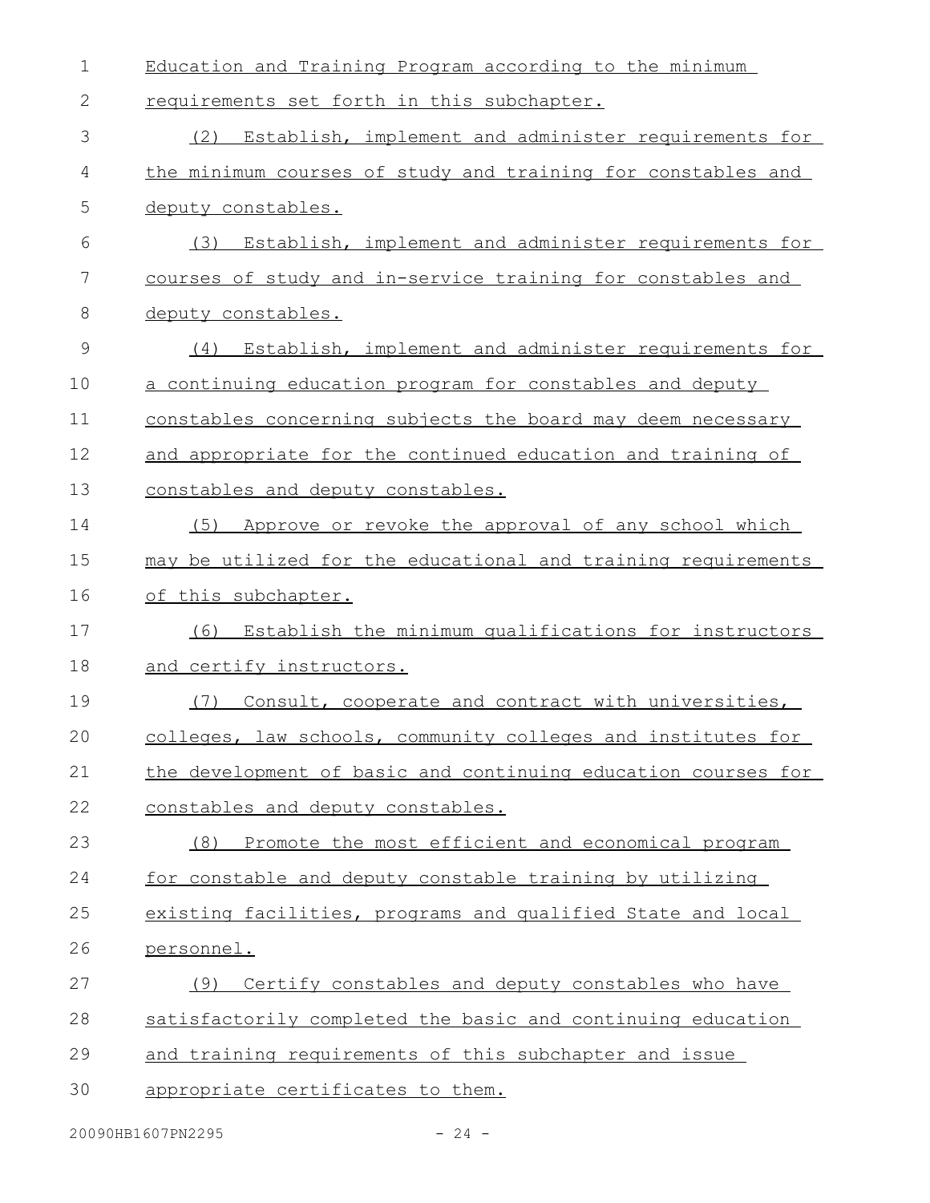Education and Training Program according to the minimum requirements set forth in this subchapter.

(2) Establish, implement and administer requirements for the minimum courses of study and training for constables and deputy constables.

(3) Establish, implement and administer requirements for courses of study and in-service training for constables and deputy constables.

(4) Establish, implement and administer requirements for a continuing education program for constables and deputy constables concerning subjects the board may deem necessary and appropriate for the continued education and training of constables and deputy constables.

(5) Approve or revoke the approval of any school which may be utilized for the educational and training requirements of this subchapter.

(6) Establish the minimum qualifications for instructors and certify instructors.

(7) Consult, cooperate and contract with universities, colleges, law schools, community colleges and institutes for the development of basic and continuing education courses for constables and deputy constables.

(8) Promote the most efficient and economical program for constable and deputy constable training by utilizing existing facilities, programs and qualified State and local personnel.

(9) Certify constables and deputy constables who have satisfactorily completed the basic and continuing education and training requirements of this subchapter and issue appropriate certificates to them.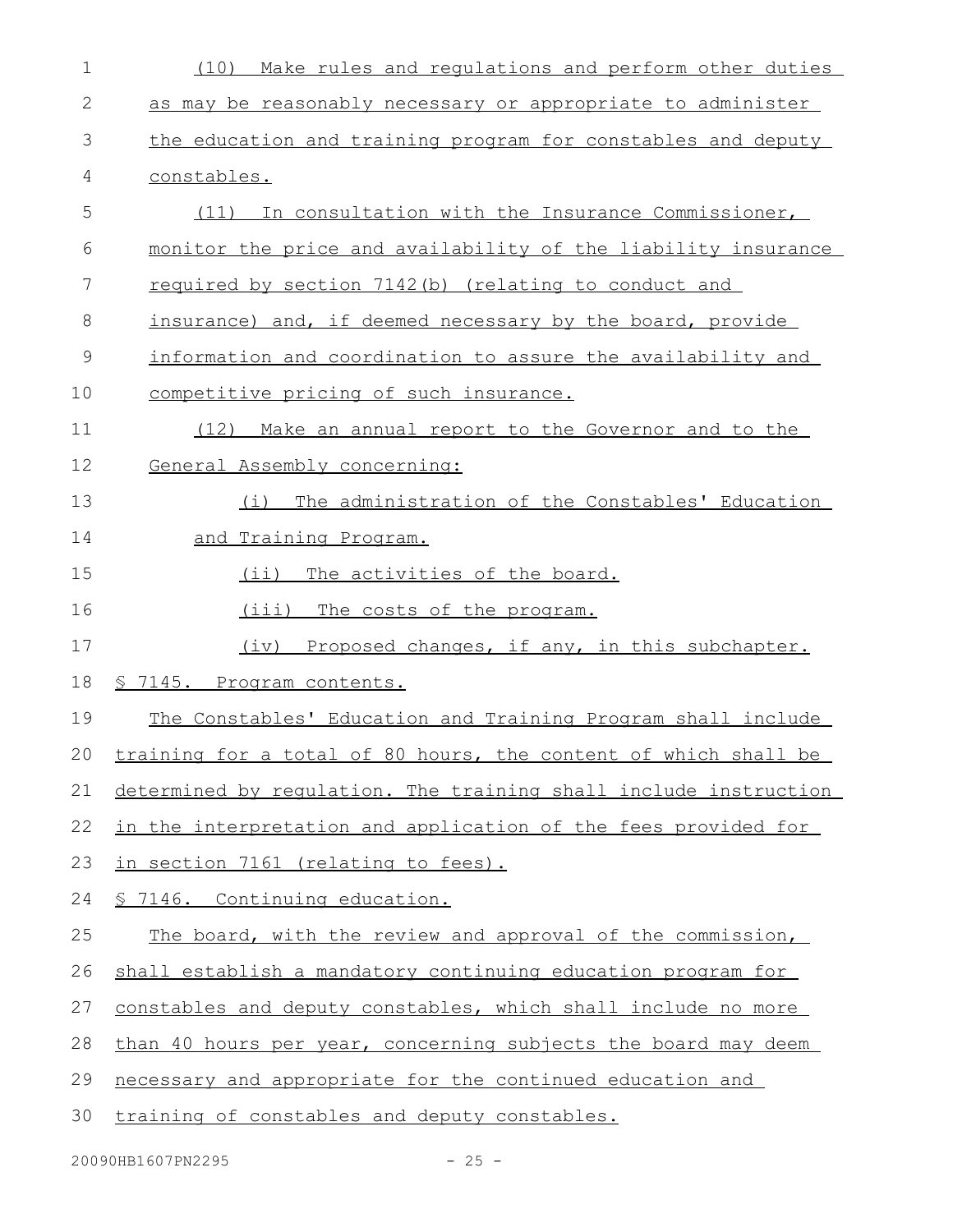(10) Make rules and regulations and perform other duties as may be reasonably necessary or appropriate to administer the education and training program for constables and deputy constables.

(11) In consultation with the Insurance Commissioner, monitor the price and availability of the liability insurance required by section 7142(b) (relating to conduct and insurance) and, if deemed necessary by the board, provide information and coordination to assure the availability and competitive pricing of such insurance.

(12) Make an annual report to the Governor and to the General Assembly concerning:

(i) The administration of the Constables' Education and Training Program.

(ii) The activities of the board.

(iii) The costs of the program.

(iv) Proposed changes, if any, in this subchapter.

§ 7145. Program contents.

The Constables' Education and Training Program shall include training for a total of 80 hours, the content of which shall be determined by regulation. The training shall include instruction in the interpretation and application of the fees provided for in section 7161 (relating to fees).

§ 7146. Continuing education.

The board, with the review and approval of the commission, shall establish a mandatory continuing education program for constables and deputy constables, which shall include no more than 40 hours per year, concerning subjects the board may deem necessary and appropriate for the continued education and training of constables and deputy constables.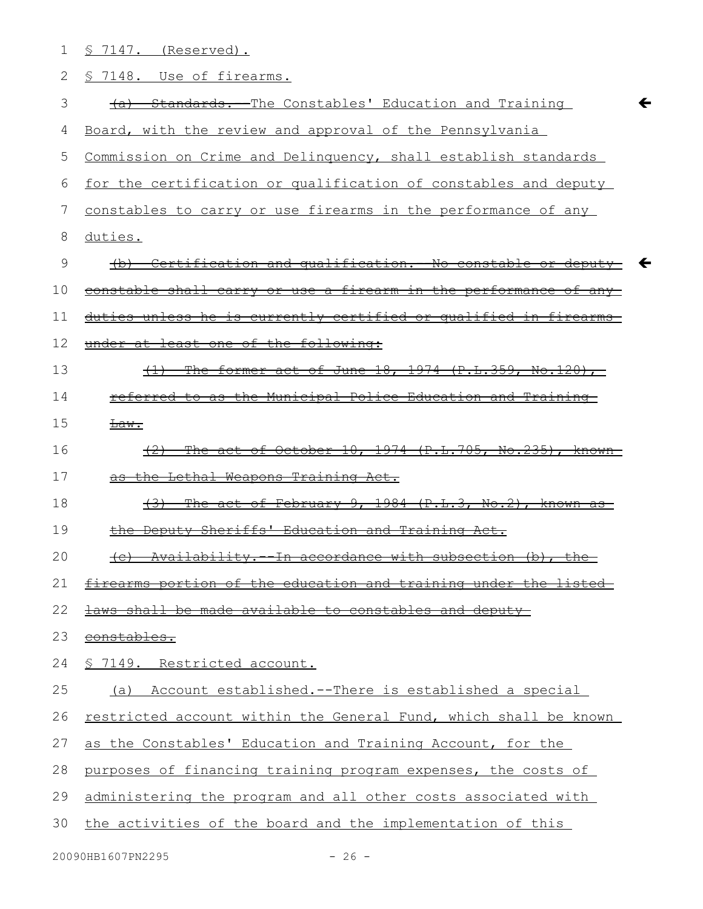§ 7147. (Reserved).

§ 7148. Use of firearms.

~~(a) Standards.--~~The Constables' Education and Training Board, with the review and approval of the Pennsylvania Commission on Crime and Delinquency, shall establish standards for the certification or qualification of constables and deputy constables to carry or use firearms in the performance of any duties.

~~(b) Certification and qualification.--No constable or deputy constable shall carry or use a firearm in the performance of any duties unless he is currently certified or qualified in firearms under at least one of the following:~~

~~(1) The former act of June 18, 1974 (P.L.359, No.120), referred to as the Municipal Police Education and Training Law.~~

~~(2) The act of October 10, 1974 (P.L.705, No.235), known as the Lethal Weapons Training Act.~~

~~(3) The act of February 9, 1984 (P.L.3, No.2), known as the Deputy Sheriffs' Education and Training Act.~~

~~(c) Availability.--In accordance with subsection (b), the firearms portion of the education and training under the listed laws shall be made available to constables and deputy constables.~~

§ 7149. Restricted account.

(a) Account established.--There is established a special restricted account within the General Fund, which shall be known as the Constables' Education and Training Account, for the purposes of financing training program expenses, the costs of administering the program and all other costs associated with the activities of the board and the implementation of this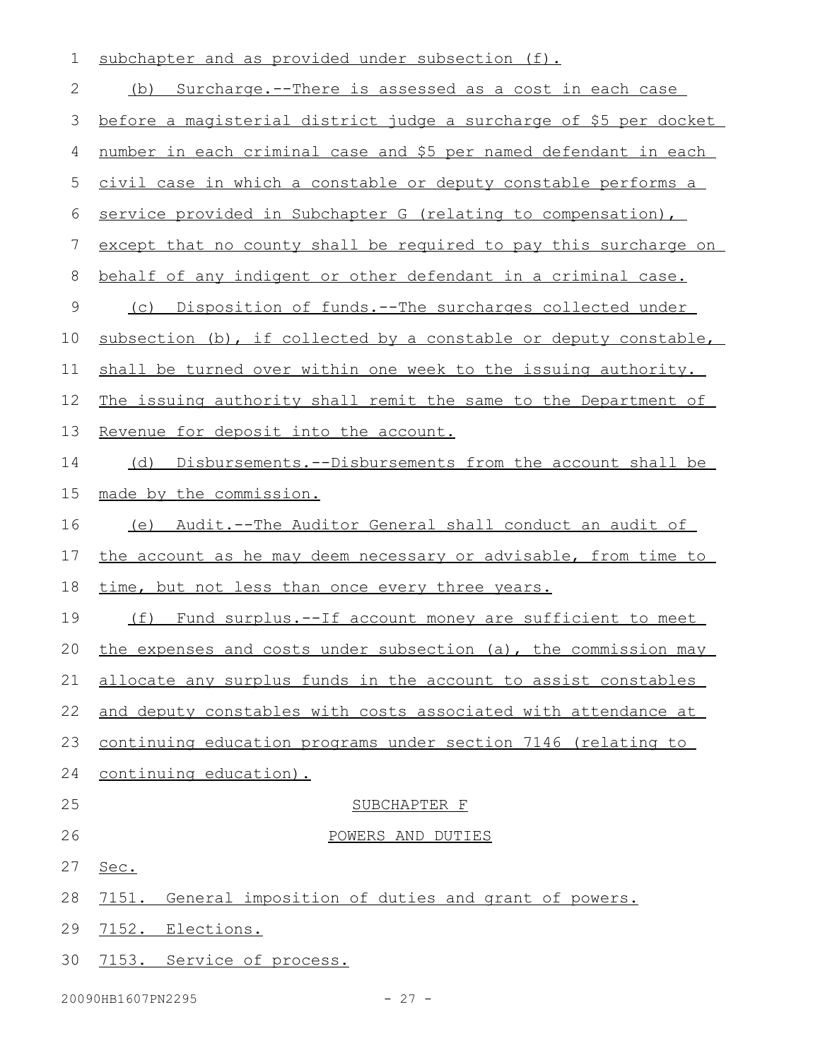subchapter and as provided under subsection (f).

(b) Surcharge.--There is assessed as a cost in each case before a magisterial district judge a surcharge of $5 per docket number in each criminal case and $5 per named defendant in each civil case in which a constable or deputy constable performs a service provided in Subchapter G (relating to compensation), except that no county shall be required to pay this surcharge on behalf of any indigent or other defendant in a criminal case.

(c) Disposition of funds.--The surcharges collected under subsection (b), if collected by a constable or deputy constable, shall be turned over within one week to the issuing authority. The issuing authority shall remit the same to the Department of Revenue for deposit into the account.

(d) Disbursements.--Disbursements from the account shall be made by the commission.

(e) Audit.--The Auditor General shall conduct an audit of the account as he may deem necessary or advisable, from time to time, but not less than once every three years.

(f) Fund surplus.--If account money are sufficient to meet the expenses and costs under subsection (a), the commission may allocate any surplus funds in the account to assist constables and deputy constables with costs associated with attendance at continuing education programs under section 7146 (relating to continuing education).

## SUBCHAPTER F

## POWERS AND DUTIES

Sec.

7151. General imposition of duties and grant of powers.

7152. Elections.

7153. Service of process.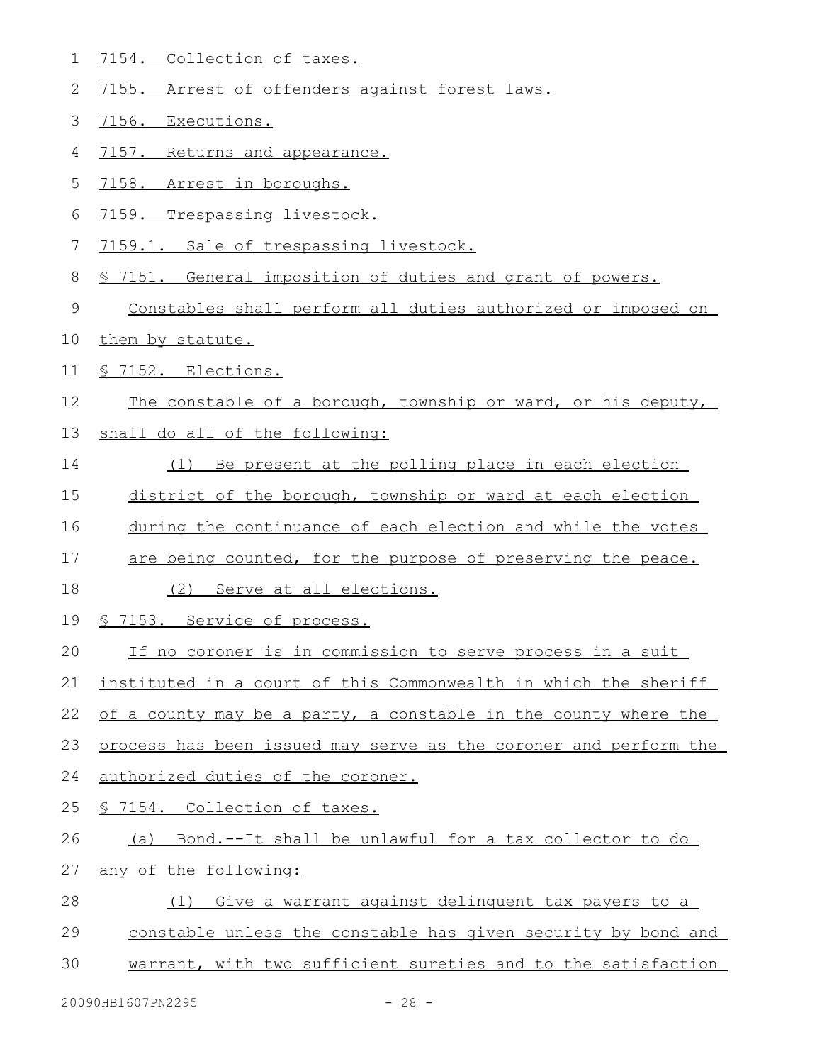7154. Collection of taxes.

7155. Arrest of offenders against forest laws.

7156. Executions.

7157. Returns and appearance.

7158. Arrest in boroughs.

7159. Trespassing livestock.

7159.1. Sale of trespassing livestock.

§ 7151. General imposition of duties and grant of powers.

Constables shall perform all duties authorized or imposed on them by statute.

§ 7152. Elections.

The constable of a borough, township or ward, or his deputy, shall do all of the following:

(1) Be present at the polling place in each election district of the borough, township or ward at each election during the continuance of each election and while the votes are being counted, for the purpose of preserving the peace.

(2) Serve at all elections.

§ 7153. Service of process.

If no coroner is in commission to serve process in a suit instituted in a court of this Commonwealth in which the sheriff of a county may be a party, a constable in the county where the process has been issued may serve as the coroner and perform the authorized duties of the coroner.

§ 7154. Collection of taxes.

(a) Bond.--It shall be unlawful for a tax collector to do any of the following:

(1) Give a warrant against delinquent tax payers to a constable unless the constable has given security by bond and warrant, with two sufficient sureties and to the satisfaction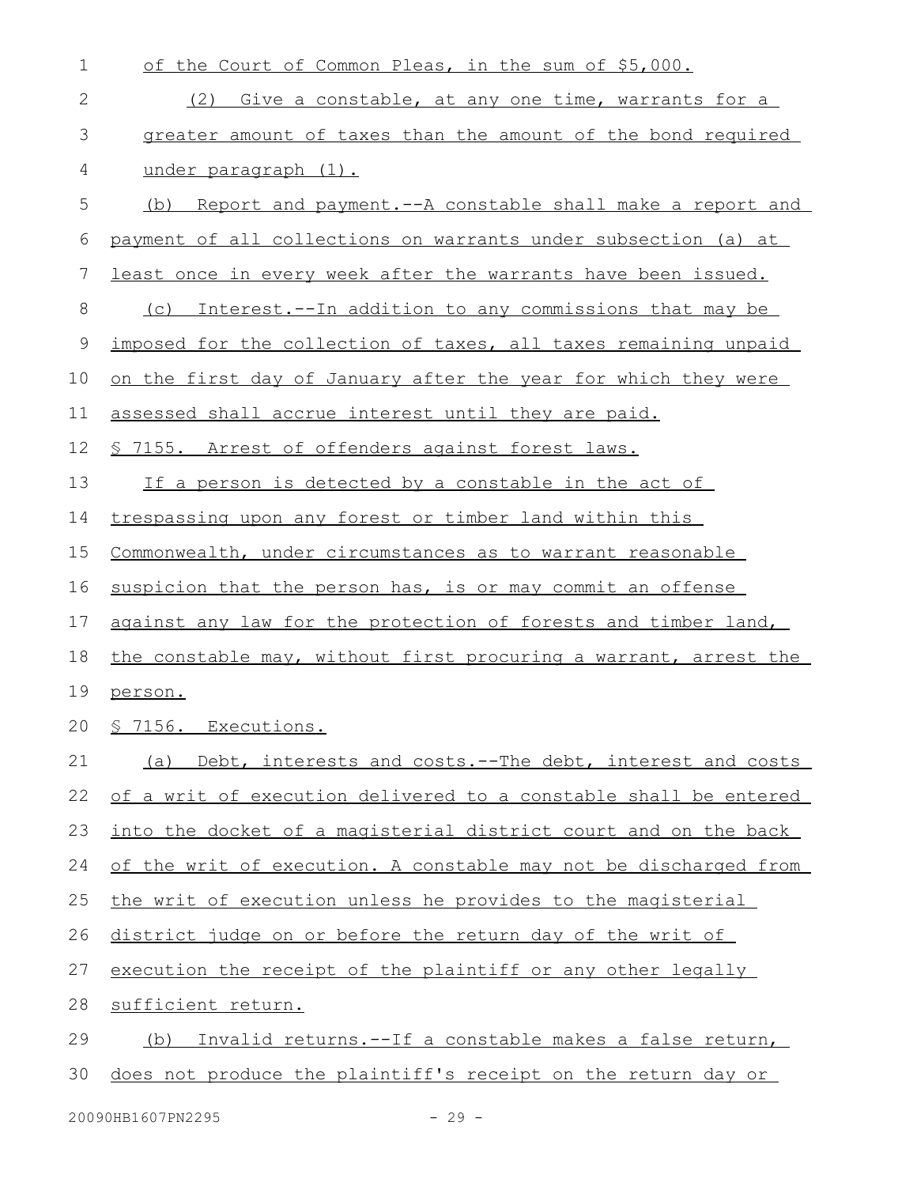of the Court of Common Pleas, in the sum of $5,000.

(2) Give a constable, at any one time, warrants for a greater amount of taxes than the amount of the bond required under paragraph (1).

(b) Report and payment.--A constable shall make a report and payment of all collections on warrants under subsection (a) at least once in every week after the warrants have been issued.

(c) Interest.--In addition to any commissions that may be imposed for the collection of taxes, all taxes remaining unpaid on the first day of January after the year for which they were assessed shall accrue interest until they are paid.

§ 7155. Arrest of offenders against forest laws.

If a person is detected by a constable in the act of trespassing upon any forest or timber land within this Commonwealth, under circumstances as to warrant reasonable suspicion that the person has, is or may commit an offense against any law for the protection of forests and timber land, the constable may, without first procuring a warrant, arrest the person.

§ 7156. Executions.

(a) Debt, interests and costs.--The debt, interest and costs of a writ of execution delivered to a constable shall be entered into the docket of a magisterial district court and on the back of the writ of execution. A constable may not be discharged from the writ of execution unless he provides to the magisterial district judge on or before the return day of the writ of execution the receipt of the plaintiff or any other legally sufficient return.

(b) Invalid returns.--If a constable makes a false return, does not produce the plaintiff's receipt on the return day or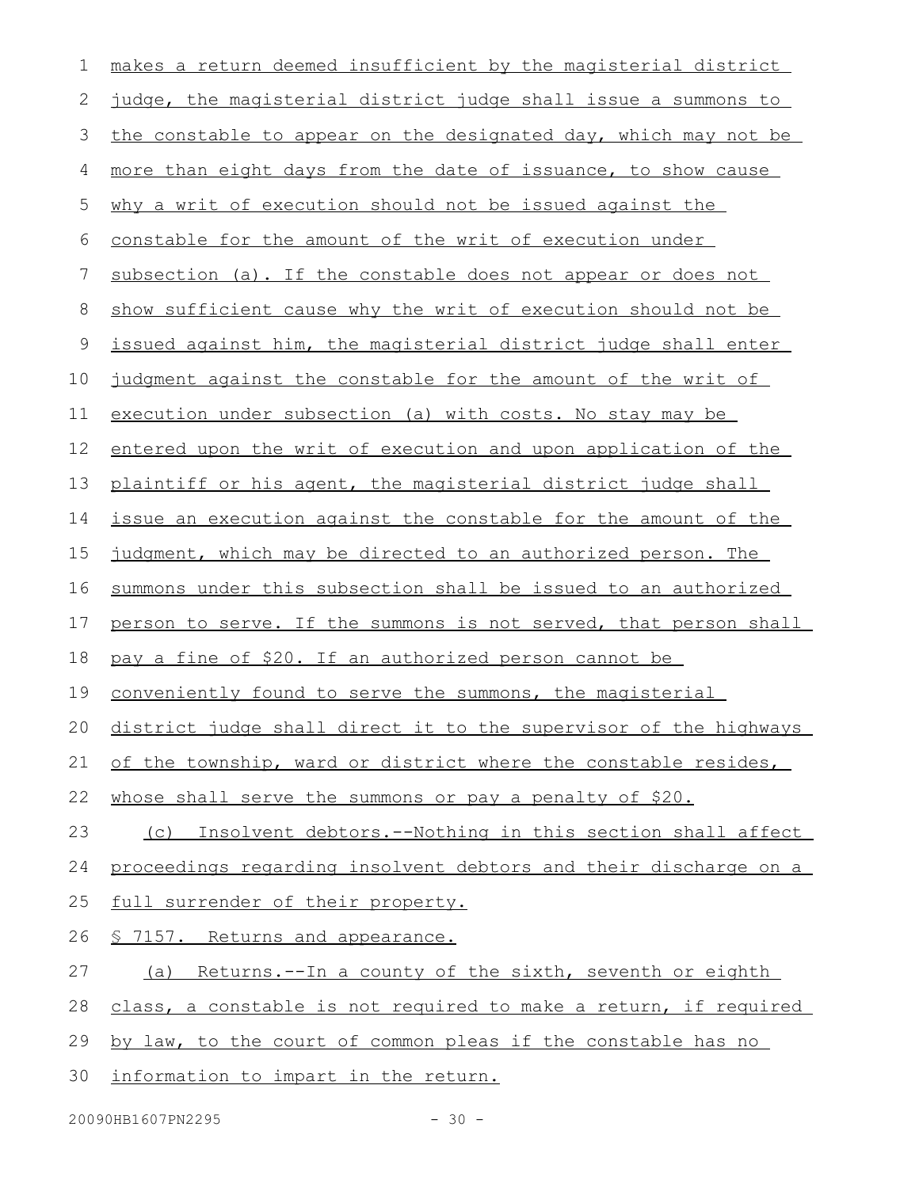makes a return deemed insufficient by the magisterial district judge, the magisterial district judge shall issue a summons to the constable to appear on the designated day, which may not be more than eight days from the date of issuance, to show cause why a writ of execution should not be issued against the constable for the amount of the writ of execution under subsection (a). If the constable does not appear or does not show sufficient cause why the writ of execution should not be issued against him, the magisterial district judge shall enter judgment against the constable for the amount of the writ of execution under subsection (a) with costs. No stay may be entered upon the writ of execution and upon application of the plaintiff or his agent, the magisterial district judge shall issue an execution against the constable for the amount of the judgment, which may be directed to an authorized person. The summons under this subsection shall be issued to an authorized person to serve. If the summons is not served, that person shall pay a fine of $20. If an authorized person cannot be conveniently found to serve the summons, the magisterial district judge shall direct it to the supervisor of the highways of the township, ward or district where the constable resides, whose shall serve the summons or pay a penalty of $20.

(c) Insolvent debtors.--Nothing in this section shall affect proceedings regarding insolvent debtors and their discharge on a full surrender of their property.

§ 7157. Returns and appearance.

(a) Returns.--In a county of the sixth, seventh or eighth class, a constable is not required to make a return, if required by law, to the court of common pleas if the constable has no information to impart in the return.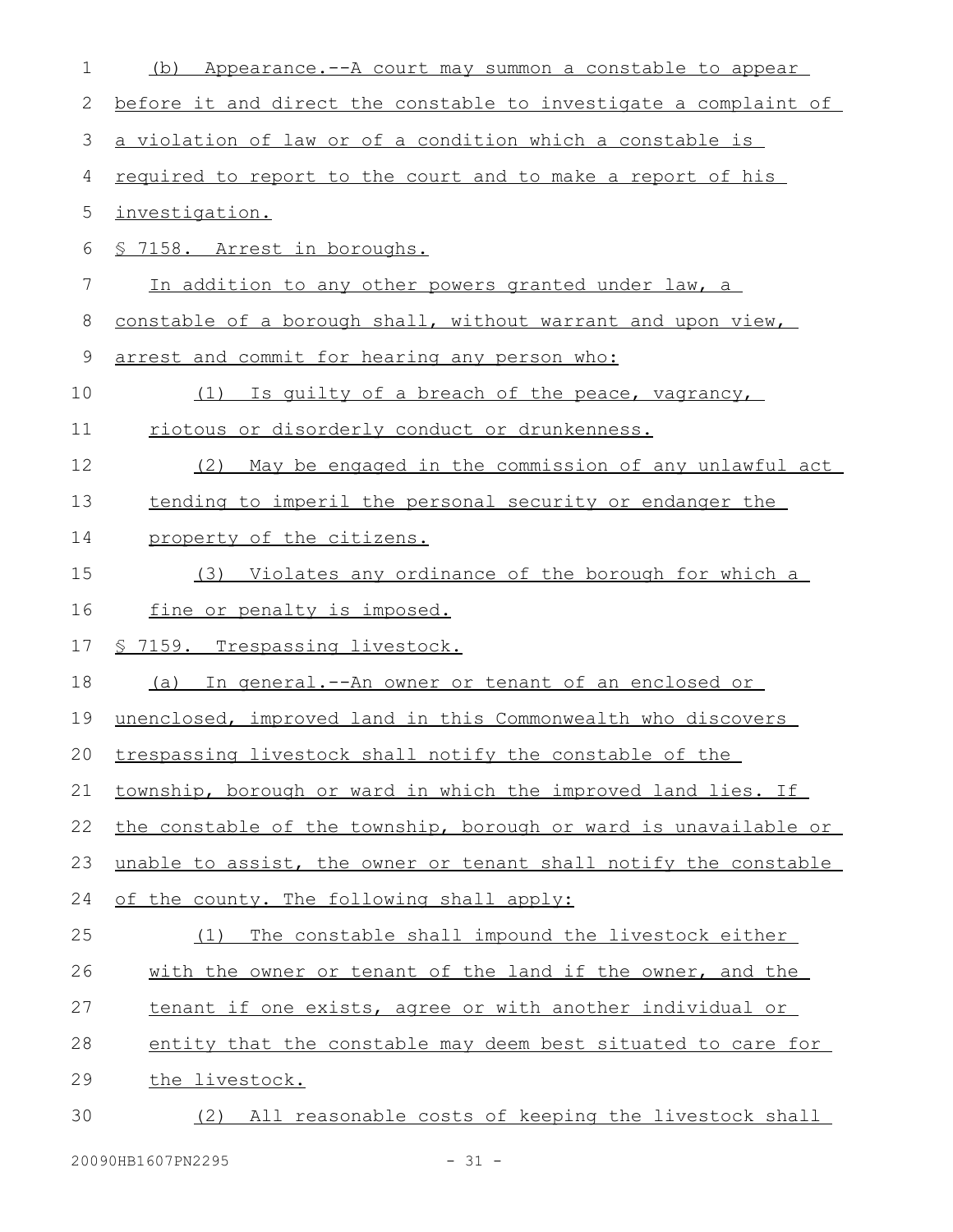(b) Appearance.--A court may summon a constable to appear before it and direct the constable to investigate a complaint of a violation of law or of a condition which a constable is required to report to the court and to make a report of his investigation.

§ 7158. Arrest in boroughs.

In addition to any other powers granted under law, a constable of a borough shall, without warrant and upon view, arrest and commit for hearing any person who:

(1) Is guilty of a breach of the peace, vagrancy, riotous or disorderly conduct or drunkenness.

(2) May be engaged in the commission of any unlawful act tending to imperil the personal security or endanger the property of the citizens.

(3) Violates any ordinance of the borough for which a fine or penalty is imposed.

§ 7159. Trespassing livestock.

(a) In general.--An owner or tenant of an enclosed or unenclosed, improved land in this Commonwealth who discovers trespassing livestock shall notify the constable of the township, borough or ward in which the improved land lies. If the constable of the township, borough or ward is unavailable or unable to assist, the owner or tenant shall notify the constable of the county. The following shall apply:

(1) The constable shall impound the livestock either with the owner or tenant of the land if the owner, and the tenant if one exists, agree or with another individual or entity that the constable may deem best situated to care for the livestock.

(2) All reasonable costs of keeping the livestock shall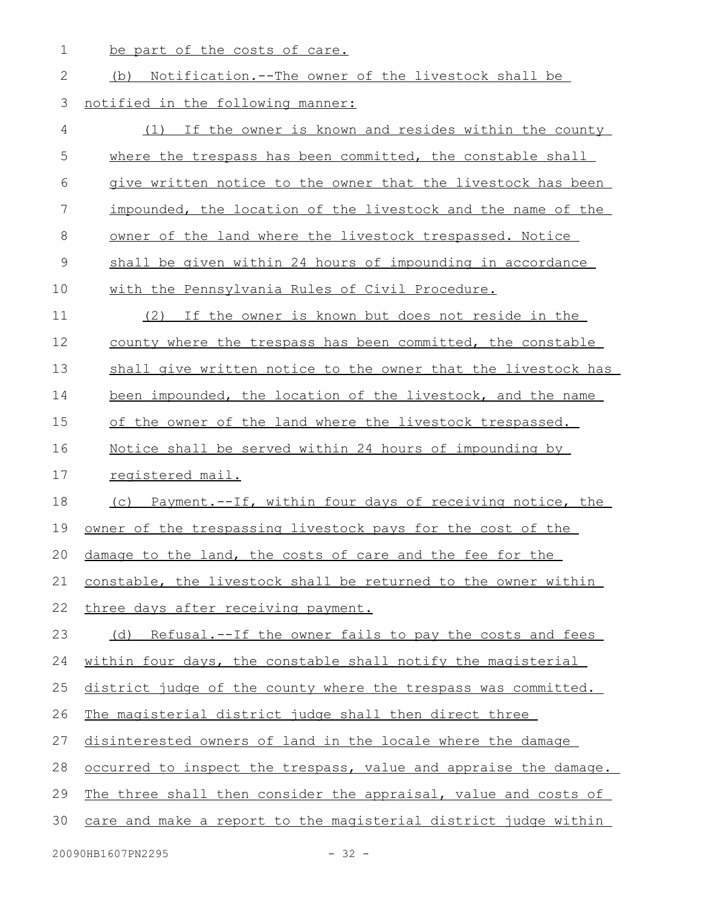be part of the costs of care.

(b) Notification.--The owner of the livestock shall be notified in the following manner:

(1) If the owner is known and resides within the county where the trespass has been committed, the constable shall give written notice to the owner that the livestock has been impounded, the location of the livestock and the name of the owner of the land where the livestock trespassed. Notice shall be given within 24 hours of impounding in accordance with the Pennsylvania Rules of Civil Procedure.

(2) If the owner is known but does not reside in the county where the trespass has been committed, the constable shall give written notice to the owner that the livestock has been impounded, the location of the livestock, and the name of the owner of the land where the livestock trespassed. Notice shall be served within 24 hours of impounding by registered mail.

(c) Payment.--If, within four days of receiving notice, the owner of the trespassing livestock pays for the cost of the damage to the land, the costs of care and the fee for the constable, the livestock shall be returned to the owner within three days after receiving payment.

(d) Refusal.--If the owner fails to pay the costs and fees within four days, the constable shall notify the magisterial district judge of the county where the trespass was committed. The magisterial district judge shall then direct three disinterested owners of land in the locale where the damage occurred to inspect the trespass, value and appraise the damage. The three shall then consider the appraisal, value and costs of care and make a report to the magisterial district judge within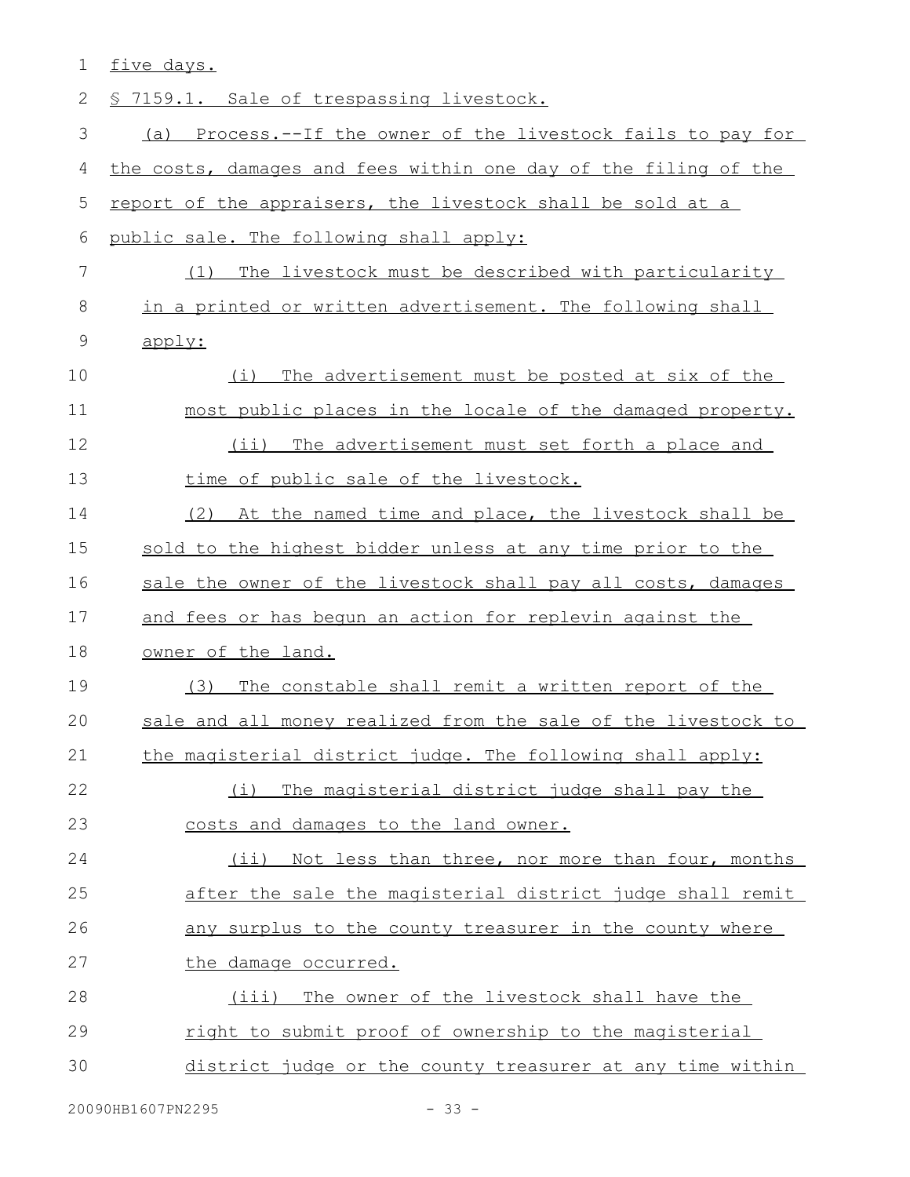five days.

§ 7159.1. Sale of trespassing livestock.

(a) Process.--If the owner of the livestock fails to pay for the costs, damages and fees within one day of the filing of the report of the appraisers, the livestock shall be sold at a public sale. The following shall apply:

(1) The livestock must be described with particularity in a printed or written advertisement. The following shall apply:

(i) The advertisement must be posted at six of the most public places in the locale of the damaged property.

(ii) The advertisement must set forth a place and time of public sale of the livestock.

(2) At the named time and place, the livestock shall be sold to the highest bidder unless at any time prior to the sale the owner of the livestock shall pay all costs, damages and fees or has begun an action for replevin against the owner of the land.

(3) The constable shall remit a written report of the sale and all money realized from the sale of the livestock to the magisterial district judge. The following shall apply:

(i) The magisterial district judge shall pay the costs and damages to the land owner.

(ii) Not less than three, nor more than four, months after the sale the magisterial district judge shall remit any surplus to the county treasurer in the county where the damage occurred.

(iii) The owner of the livestock shall have the right to submit proof of ownership to the magisterial district judge or the county treasurer at any time within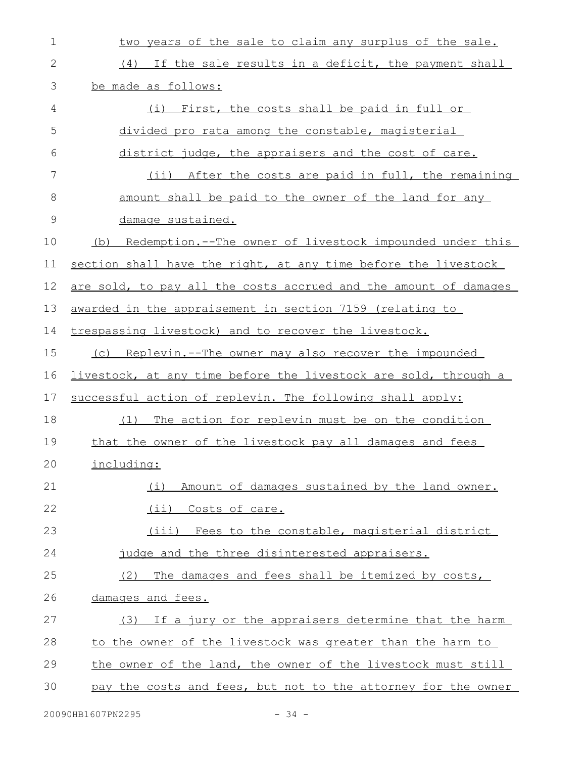two years of the sale to claim any surplus of the sale.

(4) If the sale results in a deficit, the payment shall be made as follows:

(i) First, the costs shall be paid in full or divided pro rata among the constable, magisterial district judge, the appraisers and the cost of care.

(ii) After the costs are paid in full, the remaining amount shall be paid to the owner of the land for any damage sustained.

(b) Redemption.--The owner of livestock impounded under this section shall have the right, at any time before the livestock are sold, to pay all the costs accrued and the amount of damages awarded in the appraisement in section 7159 (relating to trespassing livestock) and to recover the livestock.

(c) Replevin.--The owner may also recover the impounded livestock, at any time before the livestock are sold, through a successful action of replevin. The following shall apply:

(1) The action for replevin must be on the condition that the owner of the livestock pay all damages and fees including:

(i) Amount of damages sustained by the land owner.

(ii) Costs of care.

(iii) Fees to the constable, magisterial district judge and the three disinterested appraisers.

(2) The damages and fees shall be itemized by costs, damages and fees.

(3) If a jury or the appraisers determine that the harm to the owner of the livestock was greater than the harm to the owner of the land, the owner of the livestock must still pay the costs and fees, but not to the attorney for the owner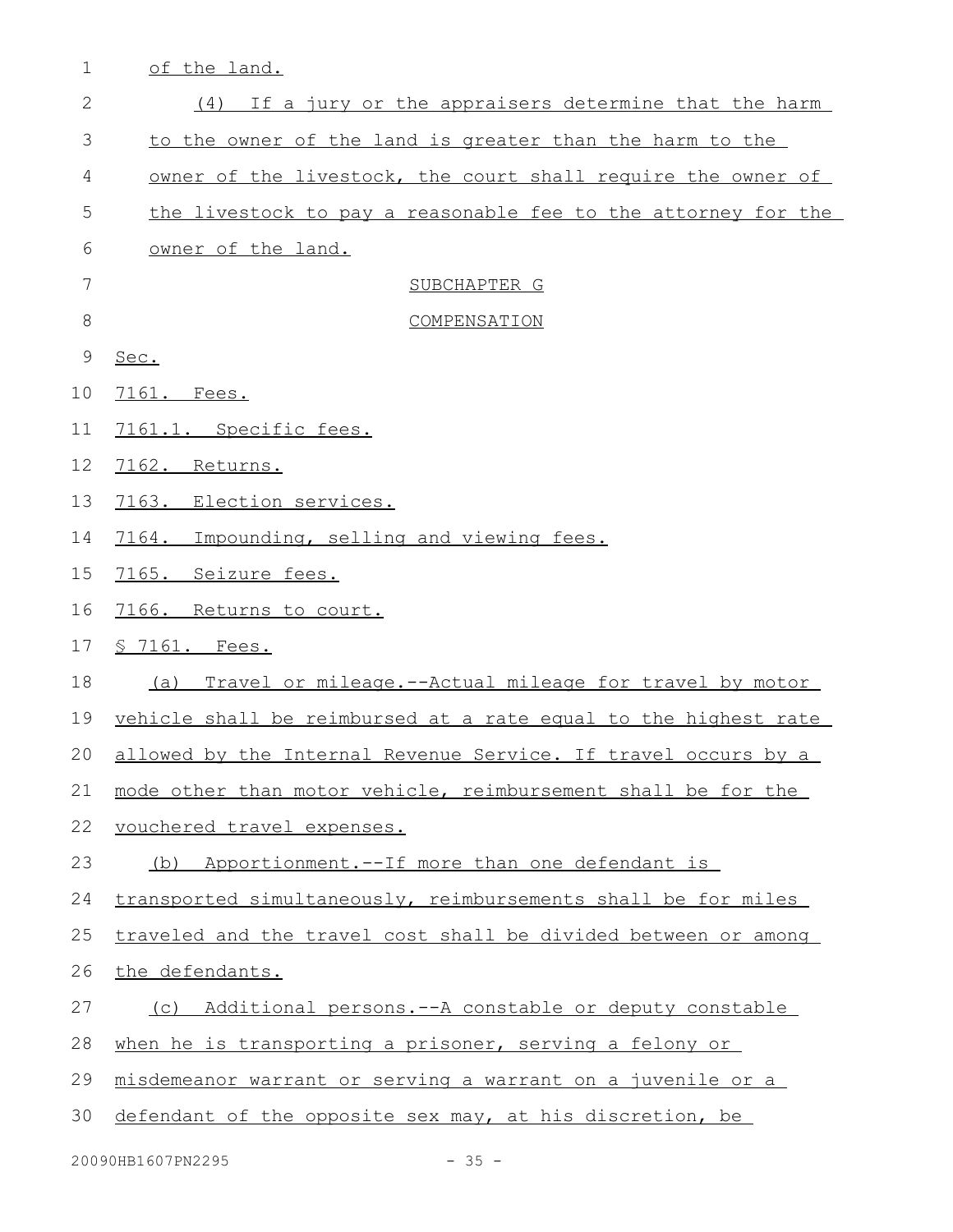of the land.

(4) If a jury or the appraisers determine that the harm to the owner of the land is greater than the harm to the owner of the livestock, the court shall require the owner of the livestock to pay a reasonable fee to the attorney for the owner of the land.

SUBCHAPTER G

COMPENSATION

Sec.

7161. Fees.

7161.1. Specific fees.

7162. Returns.

7163. Election services.

7164. Impounding, selling and viewing fees.

7165. Seizure fees.

7166. Returns to court.

§ 7161. Fees.

(a) Travel or mileage.--Actual mileage for travel by motor vehicle shall be reimbursed at a rate equal to the highest rate allowed by the Internal Revenue Service. If travel occurs by a mode other than motor vehicle, reimbursement shall be for the vouchered travel expenses.

(b) Apportionment.--If more than one defendant is transported simultaneously, reimbursements shall be for miles traveled and the travel cost shall be divided between or among the defendants.

(c) Additional persons.--A constable or deputy constable when he is transporting a prisoner, serving a felony or misdemeanor warrant or serving a warrant on a juvenile or a defendant of the opposite sex may, at his discretion, be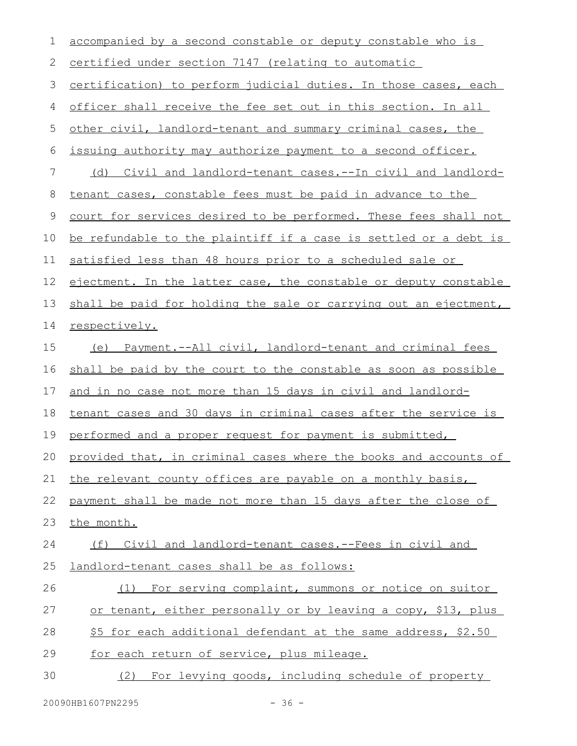accompanied by a second constable or deputy constable who is certified under section 7147 (relating to automatic certification) to perform judicial duties. In those cases, each officer shall receive the fee set out in this section. In all other civil, landlord-tenant and summary criminal cases, the issuing authority may authorize payment to a second officer.

(d) Civil and landlord-tenant cases.--In civil and landlord-tenant cases, constable fees must be paid in advance to the court for services desired to be performed. These fees shall not be refundable to the plaintiff if a case is settled or a debt is satisfied less than 48 hours prior to a scheduled sale or ejectment. In the latter case, the constable or deputy constable shall be paid for holding the sale or carrying out an ejectment, respectively.

(e) Payment.--All civil, landlord-tenant and criminal fees shall be paid by the court to the constable as soon as possible and in no case not more than 15 days in civil and landlord-tenant cases and 30 days in criminal cases after the service is performed and a proper request for payment is submitted, provided that, in criminal cases where the books and accounts of the relevant county offices are payable on a monthly basis, payment shall be made not more than 15 days after the close of the month.

(f) Civil and landlord-tenant cases.--Fees in civil and landlord-tenant cases shall be as follows:

(1) For serving complaint, summons or notice on suitor or tenant, either personally or by leaving a copy, $13, plus $5 for each additional defendant at the same address, $2.50 for each return of service, plus mileage.

(2) For levying goods, including schedule of property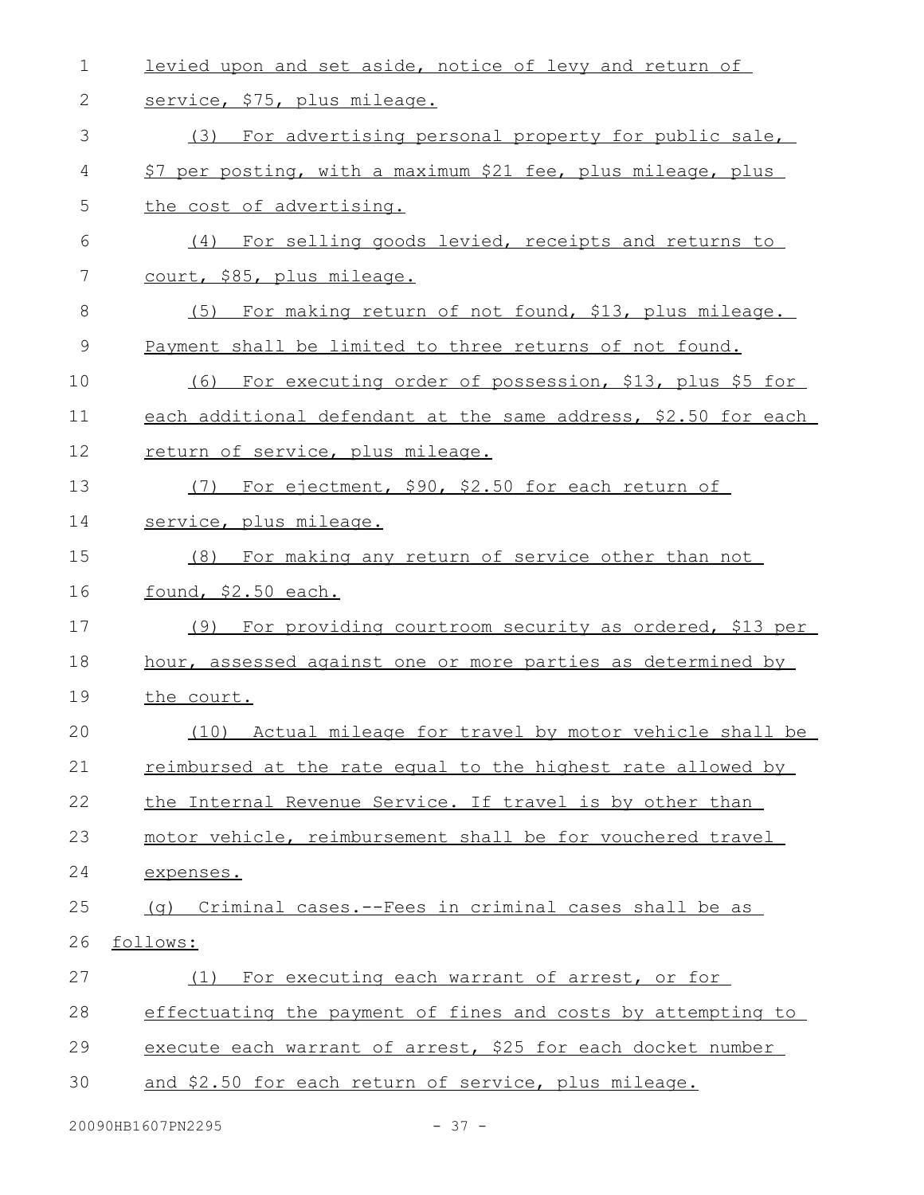levied upon and set aside, notice of levy and return of service, $75, plus mileage.

(3) For advertising personal property for public sale, $7 per posting, with a maximum $21 fee, plus mileage, plus the cost of advertising.

(4) For selling goods levied, receipts and returns to court, $85, plus mileage.

(5) For making return of not found, $13, plus mileage. Payment shall be limited to three returns of not found.

(6) For executing order of possession, $13, plus $5 for each additional defendant at the same address, $2.50 for each return of service, plus mileage.

(7) For ejectment, $90, $2.50 for each return of service, plus mileage.

(8) For making any return of service other than not found, $2.50 each.

(9) For providing courtroom security as ordered, $13 per hour, assessed against one or more parties as determined by the court.

(10) Actual mileage for travel by motor vehicle shall be reimbursed at the rate equal to the highest rate allowed by the Internal Revenue Service. If travel is by other than motor vehicle, reimbursement shall be for vouchered travel expenses.

(g) Criminal cases.--Fees in criminal cases shall be as follows:

(1) For executing each warrant of arrest, or for effectuating the payment of fines and costs by attempting to execute each warrant of arrest, $25 for each docket number and $2.50 for each return of service, plus mileage.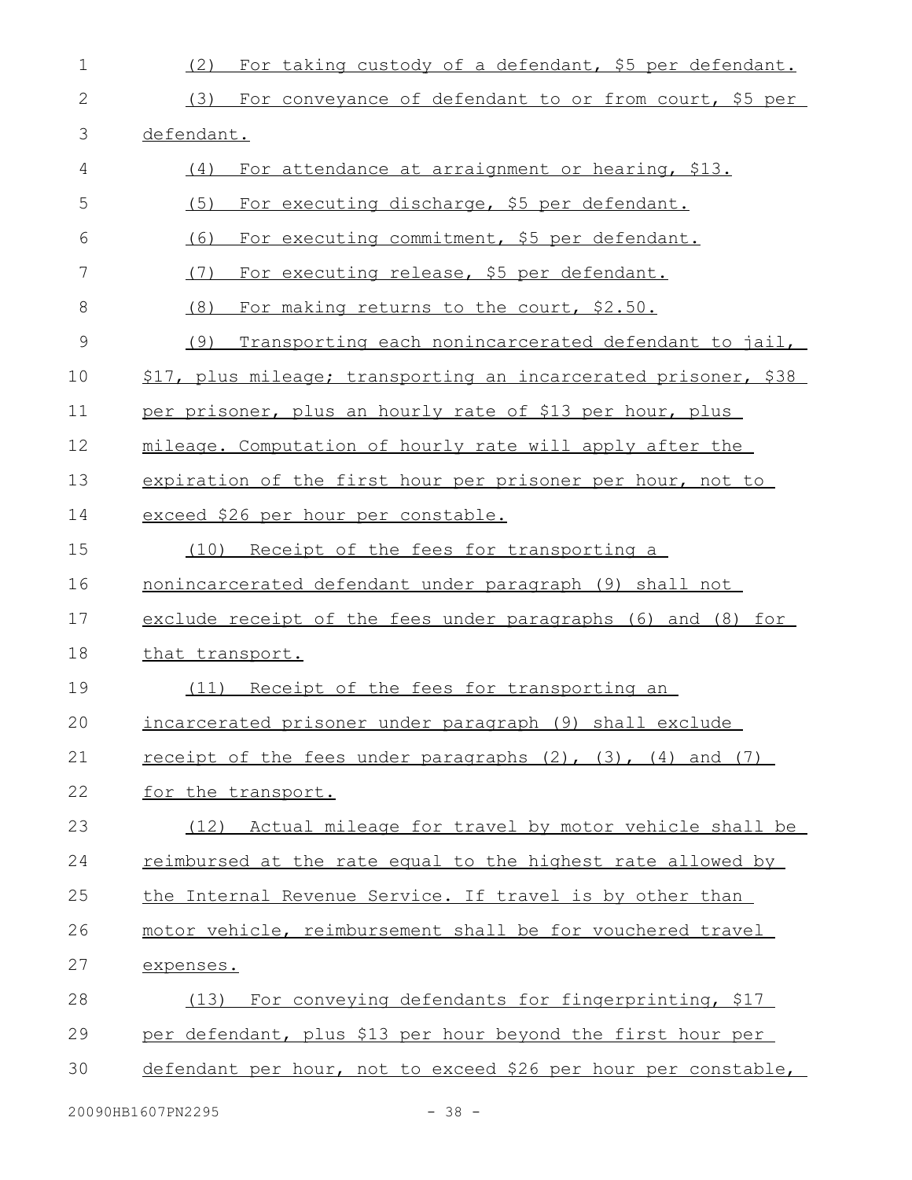(2) For taking custody of a defendant, $5 per defendant.

(3) For conveyance of defendant to or from court, $5 per defendant.

(4) For attendance at arraignment or hearing, $13.

(5) For executing discharge, $5 per defendant.

(6) For executing commitment, $5 per defendant.

(7) For executing release, $5 per defendant.

(8) For making returns to the court, $2.50.

(9) Transporting each nonincarcerated defendant to jail, $17, plus mileage; transporting an incarcerated prisoner, $38 per prisoner, plus an hourly rate of $13 per hour, plus mileage. Computation of hourly rate will apply after the expiration of the first hour per prisoner per hour, not to exceed $26 per hour per constable.

(10) Receipt of the fees for transporting a nonincarcerated defendant under paragraph (9) shall not exclude receipt of the fees under paragraphs (6) and (8) for that transport.

(11) Receipt of the fees for transporting an incarcerated prisoner under paragraph (9) shall exclude receipt of the fees under paragraphs (2), (3), (4) and (7) for the transport.

(12) Actual mileage for travel by motor vehicle shall be reimbursed at the rate equal to the highest rate allowed by the Internal Revenue Service. If travel is by other than motor vehicle, reimbursement shall be for vouchered travel expenses.

(13) For conveying defendants for fingerprinting, $17 per defendant, plus $13 per hour beyond the first hour per defendant per hour, not to exceed $26 per hour per constable,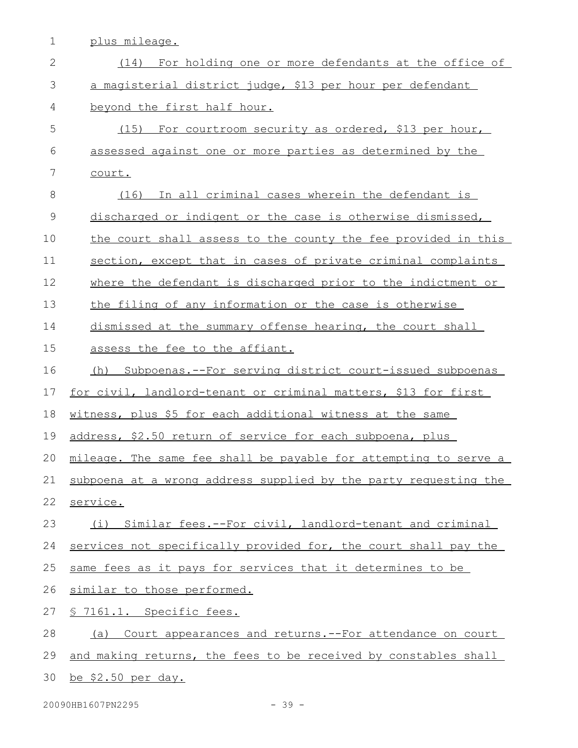plus mileage.

(14) For holding one or more defendants at the office of a magisterial district judge, $13 per hour per defendant beyond the first half hour.

(15) For courtroom security as ordered, $13 per hour, assessed against one or more parties as determined by the court.

(16) In all criminal cases wherein the defendant is discharged or indigent or the case is otherwise dismissed, the court shall assess to the county the fee provided in this section, except that in cases of private criminal complaints where the defendant is discharged prior to the indictment or the filing of any information or the case is otherwise dismissed at the summary offense hearing, the court shall assess the fee to the affiant.

(h) Subpoenas.--For serving district court-issued subpoenas for civil, landlord-tenant or criminal matters, $13 for first witness, plus $5 for each additional witness at the same address, $2.50 return of service for each subpoena, plus mileage. The same fee shall be payable for attempting to serve a subpoena at a wrong address supplied by the party requesting the service.

(i) Similar fees.--For civil, landlord-tenant and criminal services not specifically provided for, the court shall pay the same fees as it pays for services that it determines to be similar to those performed.

§ 7161.1. Specific fees.

(a) Court appearances and returns.--For attendance on court and making returns, the fees to be received by constables shall be $2.50 per day.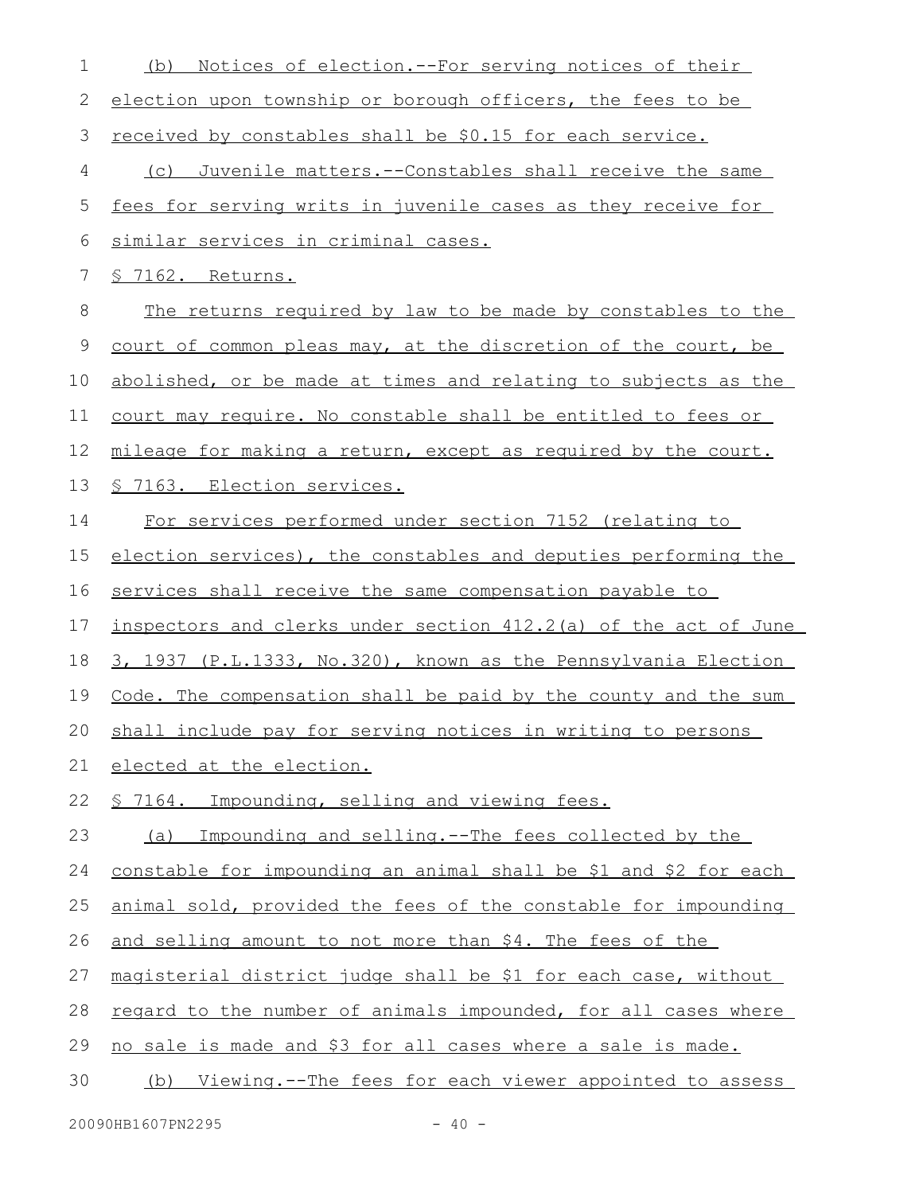(b) Notices of election.--For serving notices of their election upon township or borough officers, the fees to be received by constables shall be $0.15 for each service.

(c) Juvenile matters.--Constables shall receive the same fees for serving writs in juvenile cases as they receive for similar services in criminal cases.

§ 7162. Returns.

The returns required by law to be made by constables to the court of common pleas may, at the discretion of the court, be abolished, or be made at times and relating to subjects as the court may require. No constable shall be entitled to fees or mileage for making a return, except as required by the court.

§ 7163. Election services.

For services performed under section 7152 (relating to election services), the constables and deputies performing the services shall receive the same compensation payable to inspectors and clerks under section 412.2(a) of the act of June 3, 1937 (P.L.1333, No.320), known as the Pennsylvania Election Code. The compensation shall be paid by the county and the sum shall include pay for serving notices in writing to persons elected at the election.

§ 7164. Impounding, selling and viewing fees.

(a) Impounding and selling.--The fees collected by the constable for impounding an animal shall be $1 and $2 for each animal sold, provided the fees of the constable for impounding and selling amount to not more than $4. The fees of the magisterial district judge shall be $1 for each case, without regard to the number of animals impounded, for all cases where no sale is made and $3 for all cases where a sale is made.

(b) Viewing.--The fees for each viewer appointed to assess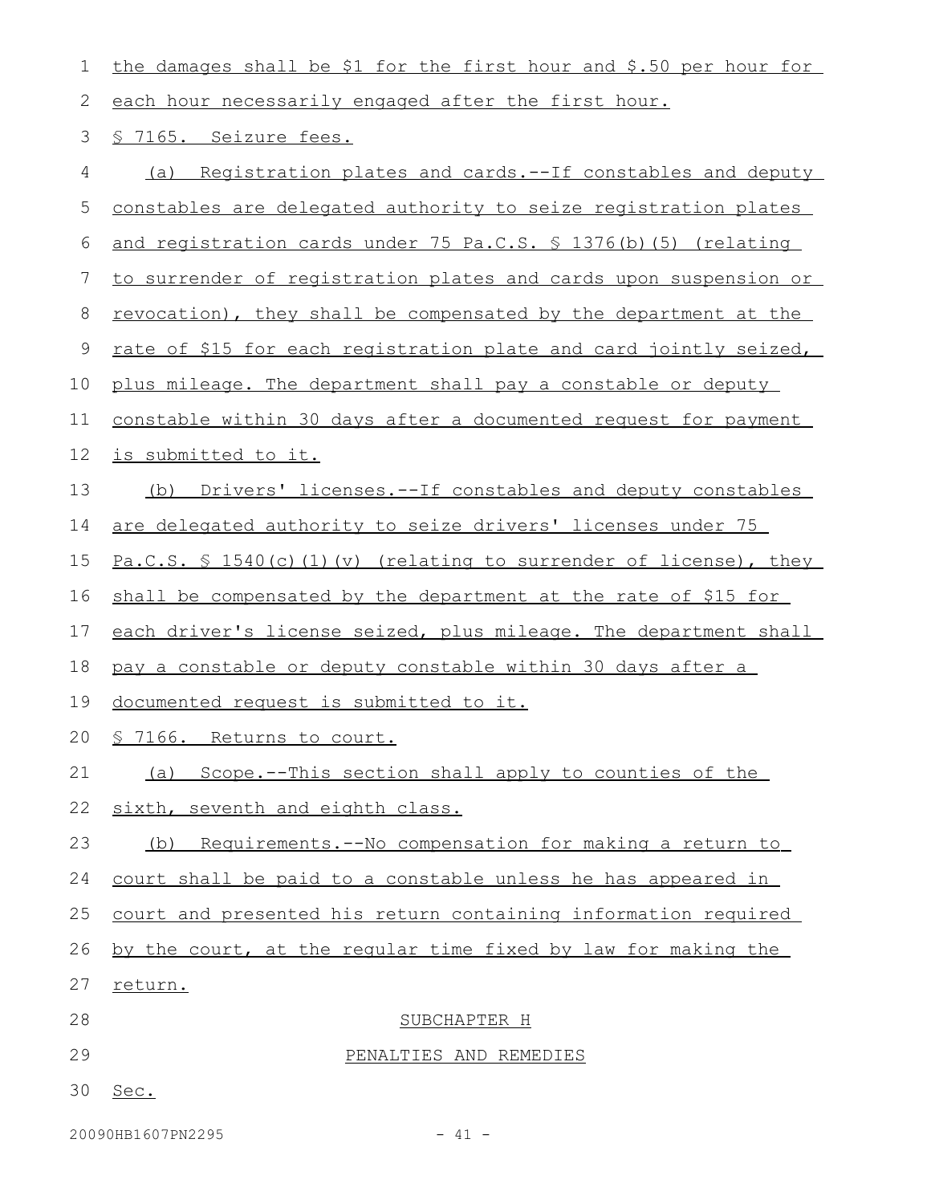the damages shall be $1 for the first hour and $.50 per hour for each hour necessarily engaged after the first hour.

§ 7165. Seizure fees.

(a) Registration plates and cards.--If constables and deputy constables are delegated authority to seize registration plates and registration cards under 75 Pa.C.S. § 1376(b)(5) (relating to surrender of registration plates and cards upon suspension or revocation), they shall be compensated by the department at the rate of $15 for each registration plate and card jointly seized, plus mileage. The department shall pay a constable or deputy constable within 30 days after a documented request for payment is submitted to it.

(b) Drivers' licenses.--If constables and deputy constables are delegated authority to seize drivers' licenses under 75 Pa.C.S. § 1540(c)(1)(v) (relating to surrender of license), they shall be compensated by the department at the rate of $15 for each driver's license seized, plus mileage. The department shall pay a constable or deputy constable within 30 days after a documented request is submitted to it.

§ 7166. Returns to court.

(a) Scope.--This section shall apply to counties of the sixth, seventh and eighth class.

(b) Requirements.--No compensation for making a return to court shall be paid to a constable unless he has appeared in court and presented his return containing information required by the court, at the regular time fixed by law for making the return.

SUBCHAPTER H

PENALTIES AND REMEDIES

Sec.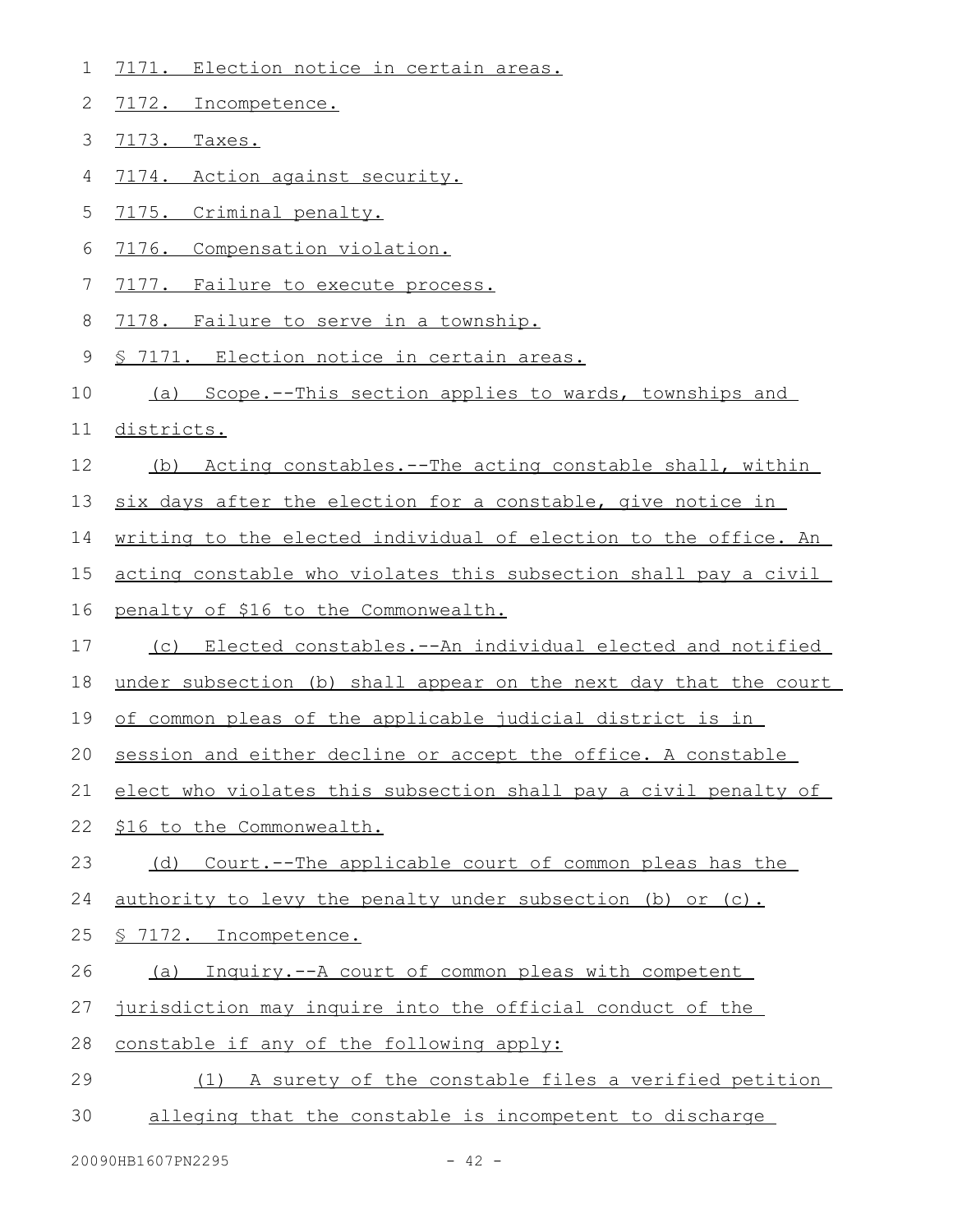7171. Election notice in certain areas.

7172. Incompetence.

7173. Taxes.

7174. Action against security.

7175. Criminal penalty.

7176. Compensation violation.

7177. Failure to execute process.

7178. Failure to serve in a township.

§ 7171. Election notice in certain areas.

(a) Scope.--This section applies to wards, townships and districts.

(b) Acting constables.--The acting constable shall, within six days after the election for a constable, give notice in writing to the elected individual of election to the office. An acting constable who violates this subsection shall pay a civil penalty of $16 to the Commonwealth.

(c) Elected constables.--An individual elected and notified under subsection (b) shall appear on the next day that the court of common pleas of the applicable judicial district is in session and either decline or accept the office. A constable elect who violates this subsection shall pay a civil penalty of $16 to the Commonwealth.

(d) Court.--The applicable court of common pleas has the authority to levy the penalty under subsection (b) or (c).

§ 7172. Incompetence.

(a) Inquiry.--A court of common pleas with competent jurisdiction may inquire into the official conduct of the constable if any of the following apply:

(1) A surety of the constable files a verified petition alleging that the constable is incompetent to discharge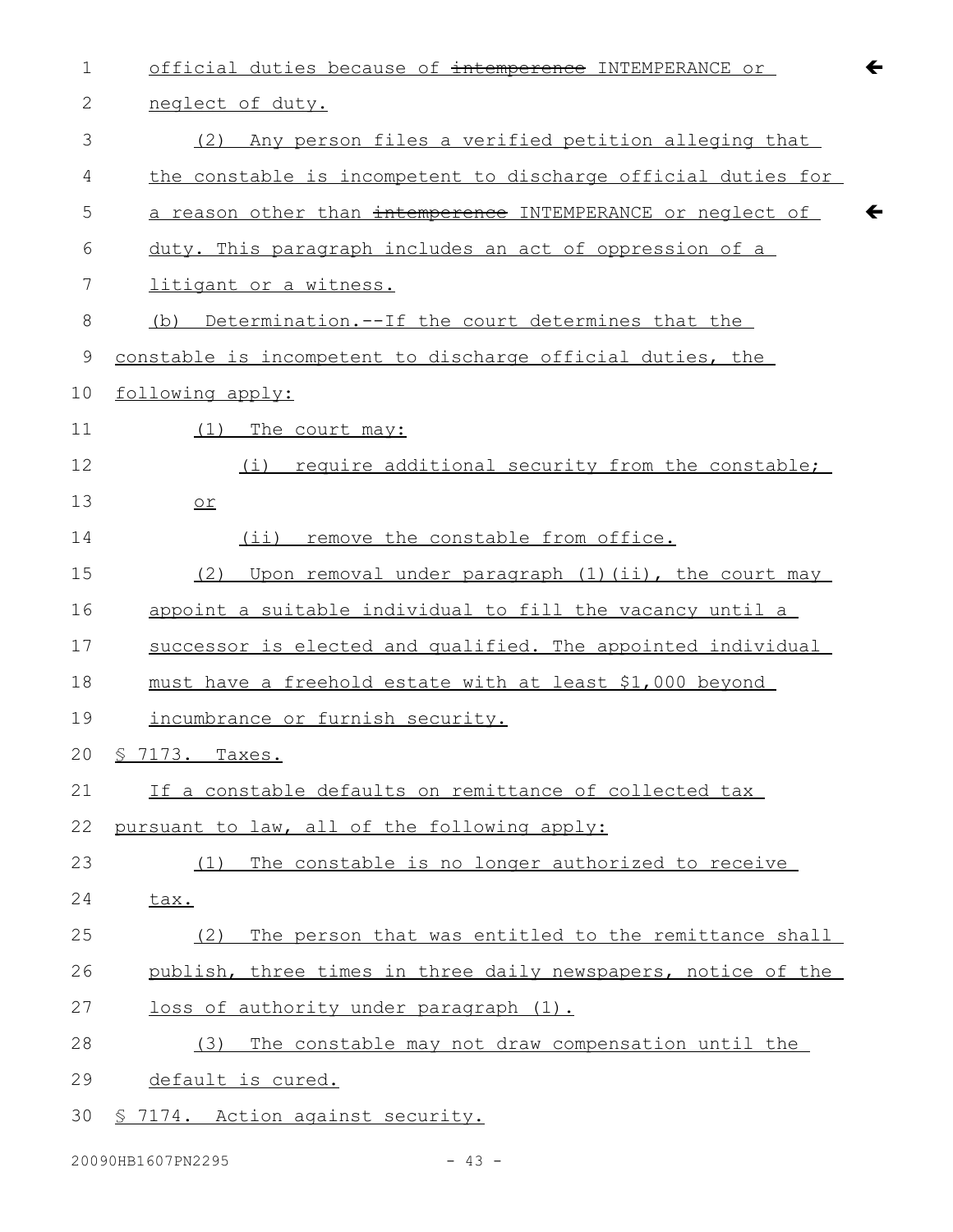official duties because of ~~intemperence~~ INTEMPERANCE or neglect of duty.

(2) Any person files a verified petition alleging that the constable is incompetent to discharge official duties for a reason other than ~~intemperence~~ INTEMPERANCE or neglect of duty. This paragraph includes an act of oppression of a litigant or a witness.

(b) Determination.--If the court determines that the constable is incompetent to discharge official duties, the following apply:

(1) The court may:

(i) require additional security from the constable; or

(ii) remove the constable from office.

(2) Upon removal under paragraph (1)(ii), the court may appoint a suitable individual to fill the vacancy until a successor is elected and qualified. The appointed individual must have a freehold estate with at least $1,000 beyond incumbrance or furnish security.

§ 7173. Taxes.

If a constable defaults on remittance of collected tax pursuant to law, all of the following apply:

(1) The constable is no longer authorized to receive tax.

(2) The person that was entitled to the remittance shall publish, three times in three daily newspapers, notice of the loss of authority under paragraph (1).

(3) The constable may not draw compensation until the default is cured.

§ 7174. Action against security.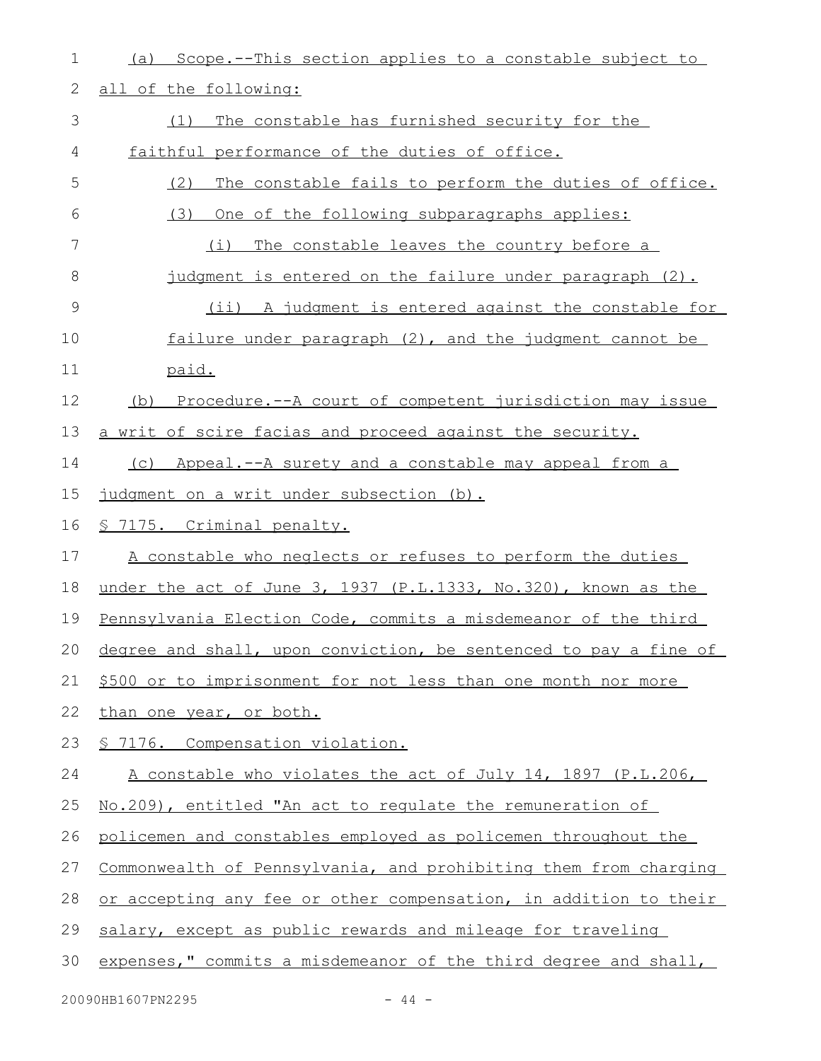(a) Scope.--This section applies to a constable subject to all of the following:

(1) The constable has furnished security for the faithful performance of the duties of office.

(2) The constable fails to perform the duties of office.

(3) One of the following subparagraphs applies:

(i) The constable leaves the country before a judgment is entered on the failure under paragraph (2).

(ii) A judgment is entered against the constable for failure under paragraph (2), and the judgment cannot be paid.

(b) Procedure.--A court of competent jurisdiction may issue a writ of scire facias and proceed against the security.

(c) Appeal.--A surety and a constable may appeal from a judgment on a writ under subsection (b).

§ 7175. Criminal penalty.

A constable who neglects or refuses to perform the duties under the act of June 3, 1937 (P.L.1333, No.320), known as the Pennsylvania Election Code, commits a misdemeanor of the third degree and shall, upon conviction, be sentenced to pay a fine of $500 or to imprisonment for not less than one month nor more than one year, or both.

§ 7176. Compensation violation.

A constable who violates the act of July 14, 1897 (P.L.206, No.209), entitled "An act to regulate the remuneration of policemen and constables employed as policemen throughout the Commonwealth of Pennsylvania, and prohibiting them from charging or accepting any fee or other compensation, in addition to their salary, except as public rewards and mileage for traveling expenses," commits a misdemeanor of the third degree and shall,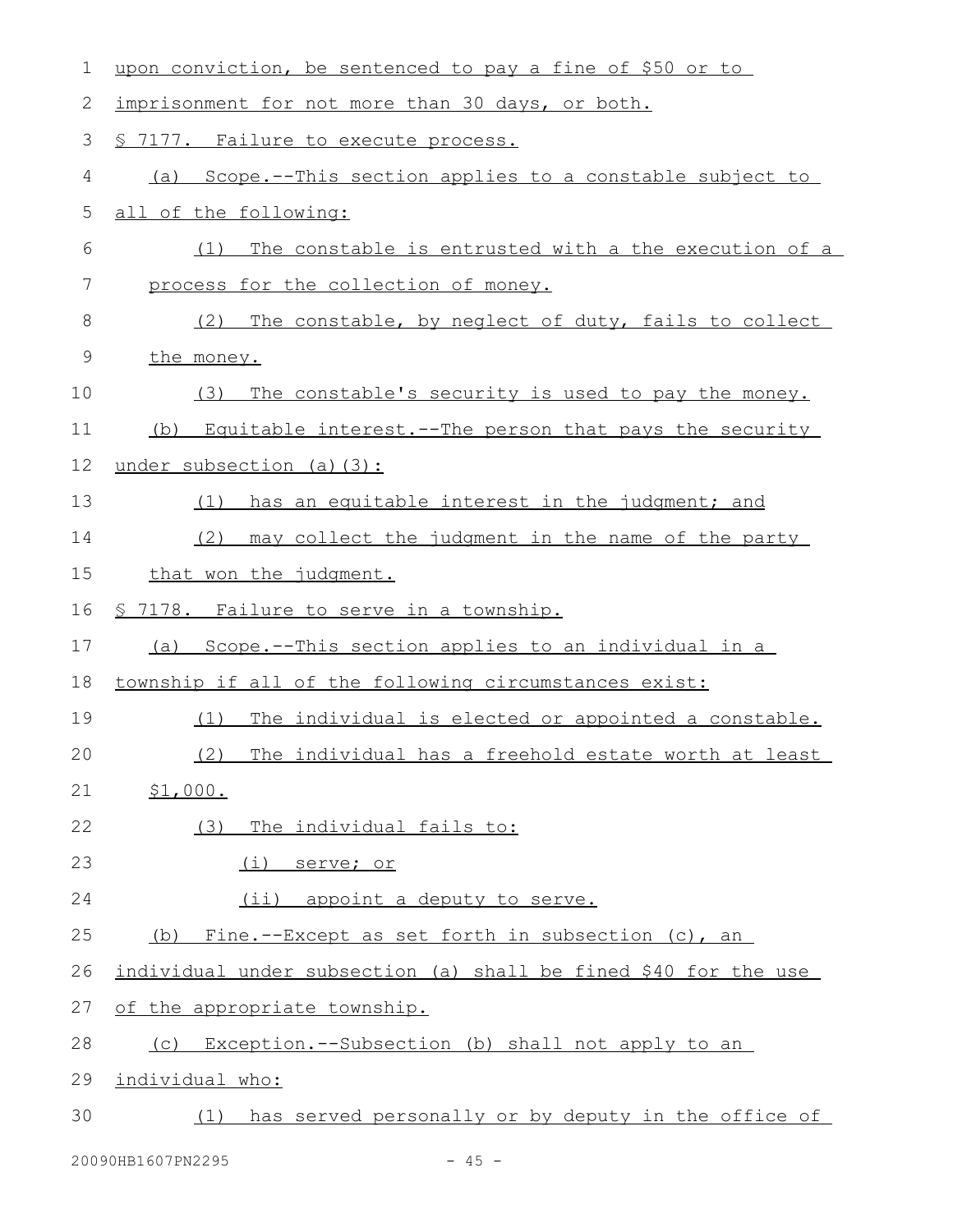upon conviction, be sentenced to pay a fine of $50 or to imprisonment for not more than 30 days, or both.

§ 7177. Failure to execute process.

(a) Scope.--This section applies to a constable subject to all of the following:

(1) The constable is entrusted with a the execution of a process for the collection of money.

(2) The constable, by neglect of duty, fails to collect the money.

(3) The constable's security is used to pay the money.

(b) Equitable interest.--The person that pays the security under subsection (a)(3):

(1) has an equitable interest in the judgment; and

(2) may collect the judgment in the name of the party that won the judgment.

§ 7178. Failure to serve in a township.

(a) Scope.--This section applies to an individual in a township if all of the following circumstances exist:

(1) The individual is elected or appointed a constable.

(2) The individual has a freehold estate worth at least $1,000.

(3) The individual fails to:

(i) serve; or

(ii) appoint a deputy to serve.

(b) Fine.--Except as set forth in subsection (c), an individual under subsection (a) shall be fined $40 for the use of the appropriate township.

(c) Exception.--Subsection (b) shall not apply to an individual who:

(1) has served personally or by deputy in the office of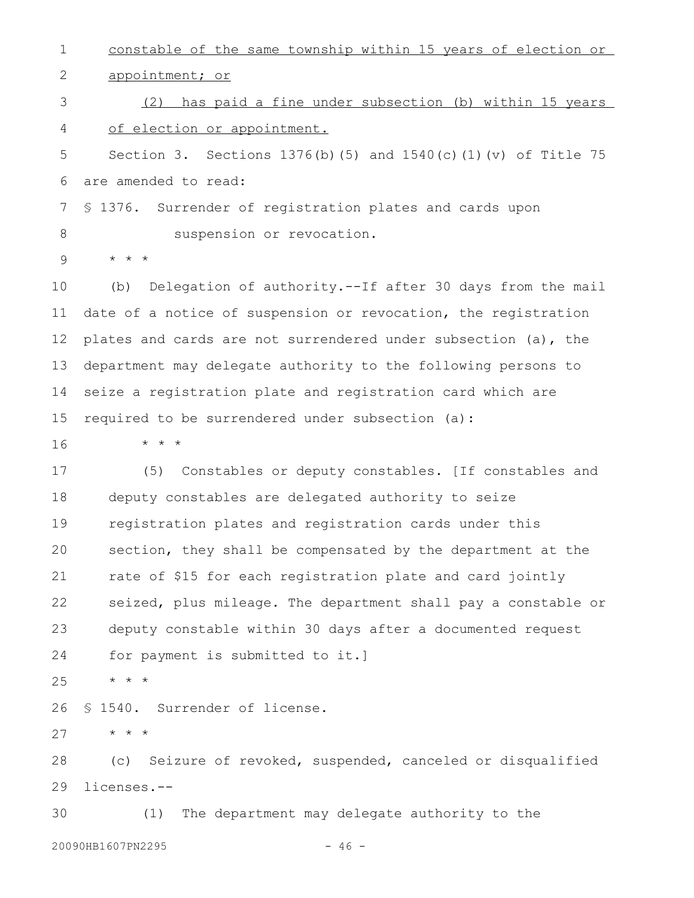constable of the same township within 15 years of election or appointment; or

(2) has paid a fine under subsection (b) within 15 years of election or appointment.

Section 3. Sections 1376(b)(5) and 1540(c)(1)(v) of Title 75 are amended to read:

§ 1376. Surrender of registration plates and cards upon suspension or revocation.

* * *

(b) Delegation of authority.--If after 30 days from the mail date of a notice of suspension or revocation, the registration plates and cards are not surrendered under subsection (a), the department may delegate authority to the following persons to seize a registration plate and registration card which are required to be surrendered under subsection (a):

* * *

(5) Constables or deputy constables. [If constables and deputy constables are delegated authority to seize registration plates and registration cards under this section, they shall be compensated by the department at the rate of $15 for each registration plate and card jointly seized, plus mileage. The department shall pay a constable or deputy constable within 30 days after a documented request for payment is submitted to it.]

* * *

§ 1540. Surrender of license.

* * *

(c) Seizure of revoked, suspended, canceled or disqualified licenses.--

(1) The department may delegate authority to the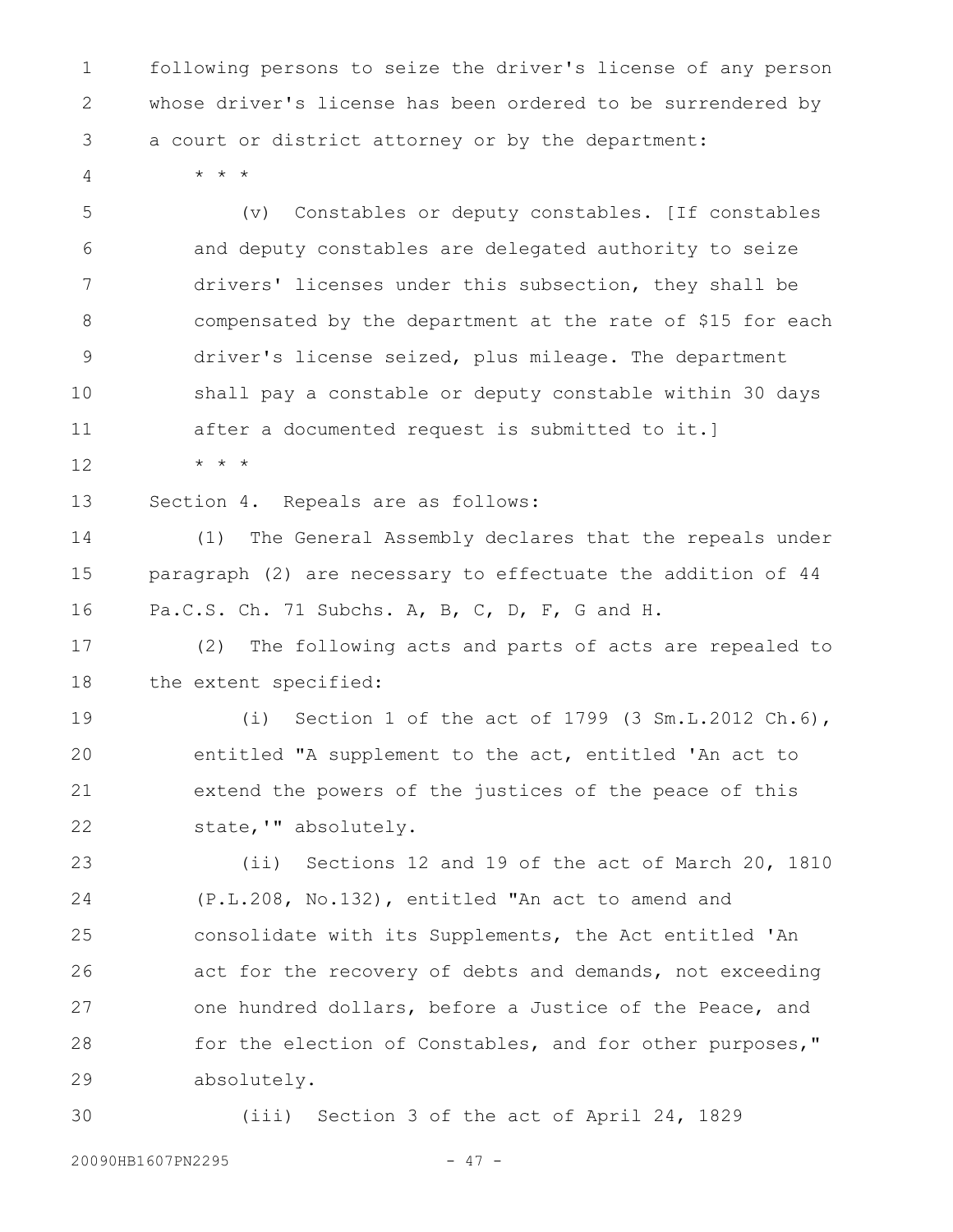following persons to seize the driver's license of any person whose driver's license has been ordered to be surrendered by a court or district attorney or by the department:

* * *

(v) Constables or deputy constables. [If constables and deputy constables are delegated authority to seize drivers' licenses under this subsection, they shall be compensated by the department at the rate of $15 for each driver's license seized, plus mileage. The department shall pay a constable or deputy constable within 30 days after a documented request is submitted to it.]

* * *

Section 4. Repeals are as follows:

(1) The General Assembly declares that the repeals under paragraph (2) are necessary to effectuate the addition of 44 Pa.C.S. Ch. 71 Subchs. A, B, C, D, F, G and H.

(2) The following acts and parts of acts are repealed to the extent specified:

(i) Section 1 of the act of 1799 (3 Sm.L.2012 Ch.6), entitled "A supplement to the act, entitled 'An act to extend the powers of the justices of the peace of this state,'" absolutely.

(ii) Sections 12 and 19 of the act of March 20, 1810 (P.L.208, No.132), entitled "An act to amend and consolidate with its Supplements, the Act entitled 'An act for the recovery of debts and demands, not exceeding one hundred dollars, before a Justice of the Peace, and for the election of Constables, and for other purposes,'" absolutely.

(iii) Section 3 of the act of April 24, 1829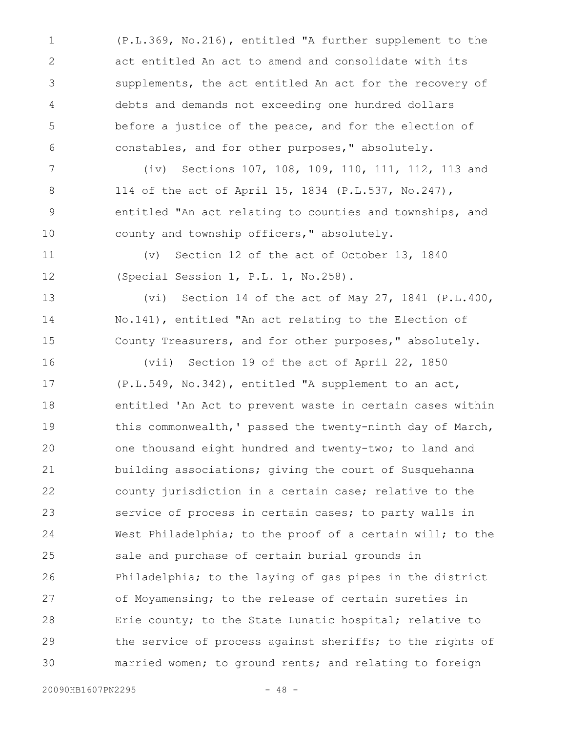(P.L.369, No.216), entitled "A further supplement to the act entitled An act to amend and consolidate with its supplements, the act entitled An act for the recovery of debts and demands not exceeding one hundred dollars before a justice of the peace, and for the election of constables, and for other purposes," absolutely.

(iv) Sections 107, 108, 109, 110, 111, 112, 113 and 114 of the act of April 15, 1834 (P.L.537, No.247), entitled "An act relating to counties and townships, and county and township officers," absolutely.

(v) Section 12 of the act of October 13, 1840 (Special Session 1, P.L. 1, No.258).

(vi) Section 14 of the act of May 27, 1841 (P.L.400, No.141), entitled "An act relating to the Election of County Treasurers, and for other purposes," absolutely.

(vii) Section 19 of the act of April 22, 1850 (P.L.549, No.342), entitled "A supplement to an act, entitled 'An Act to prevent waste in certain cases within this commonwealth,' passed the twenty-ninth day of March, one thousand eight hundred and twenty-two; to land and building associations; giving the court of Susquehanna county jurisdiction in a certain case; relative to the service of process in certain cases; to party walls in West Philadelphia; to the proof of a certain will; to the sale and purchase of certain burial grounds in Philadelphia; to the laying of gas pipes in the district of Moyamensing; to the release of certain sureties in Erie county; to the State Lunatic hospital; relative to the service of process against sheriffs; to the rights of married women; to ground rents; and relating to foreign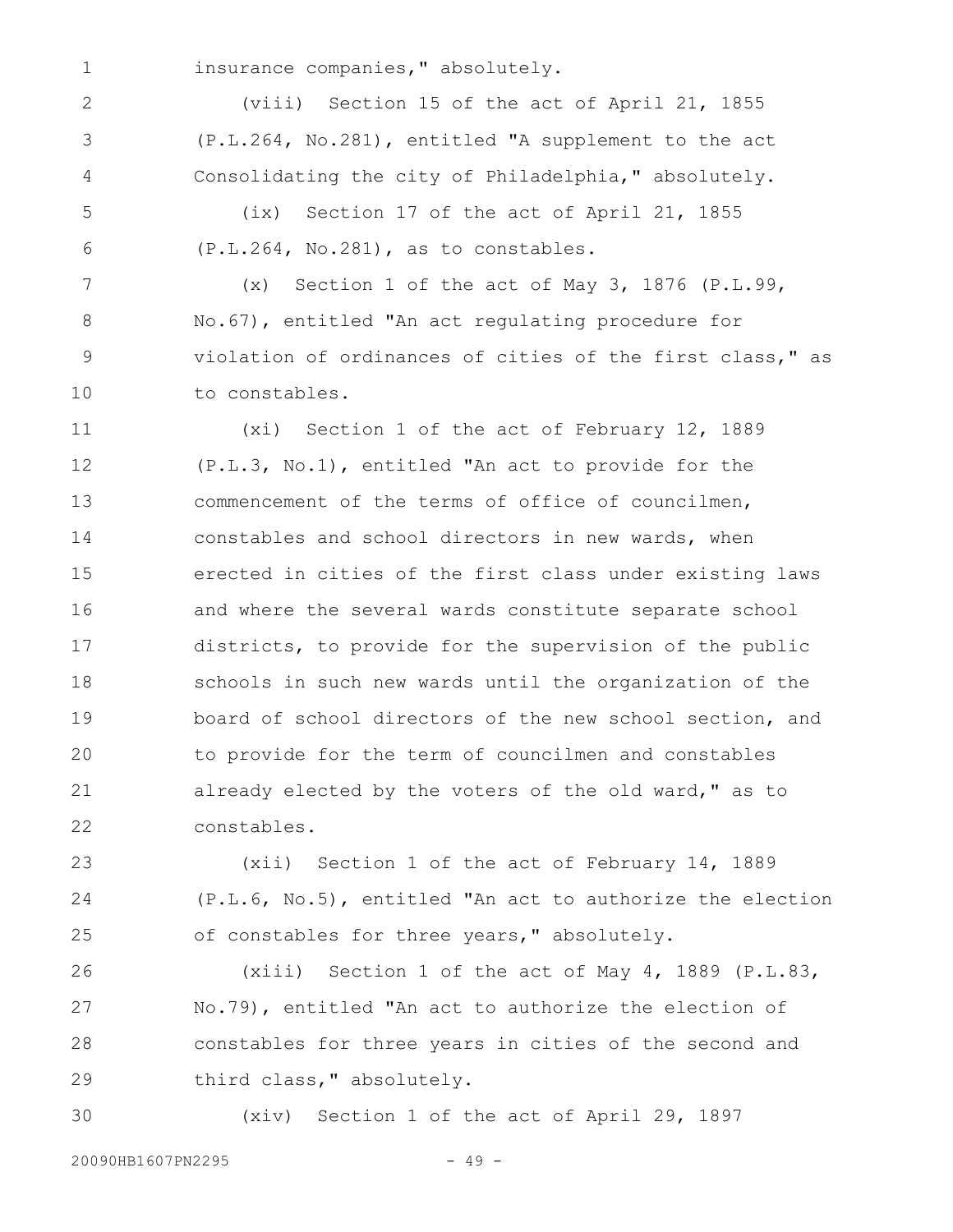insurance companies," absolutely.

(viii) Section 15 of the act of April 21, 1855 (P.L.264, No.281), entitled "A supplement to the act Consolidating the city of Philadelphia," absolutely.

(ix) Section 17 of the act of April 21, 1855 (P.L.264, No.281), as to constables.

(x) Section 1 of the act of May 3, 1876 (P.L.99, No.67), entitled "An act regulating procedure for violation of ordinances of cities of the first class," as to constables.

(xi) Section 1 of the act of February 12, 1889 (P.L.3, No.1), entitled "An act to provide for the commencement of the terms of office of councilmen, constables and school directors in new wards, when erected in cities of the first class under existing laws and where the several wards constitute separate school districts, to provide for the supervision of the public schools in such new wards until the organization of the board of school directors of the new school section, and to provide for the term of councilmen and constables already elected by the voters of the old ward," as to constables.

(xii) Section 1 of the act of February 14, 1889 (P.L.6, No.5), entitled "An act to authorize the election of constables for three years," absolutely.

(xiii) Section 1 of the act of May 4, 1889 (P.L.83, No.79), entitled "An act to authorize the election of constables for three years in cities of the second and third class," absolutely.

(xiv) Section 1 of the act of April 29, 1897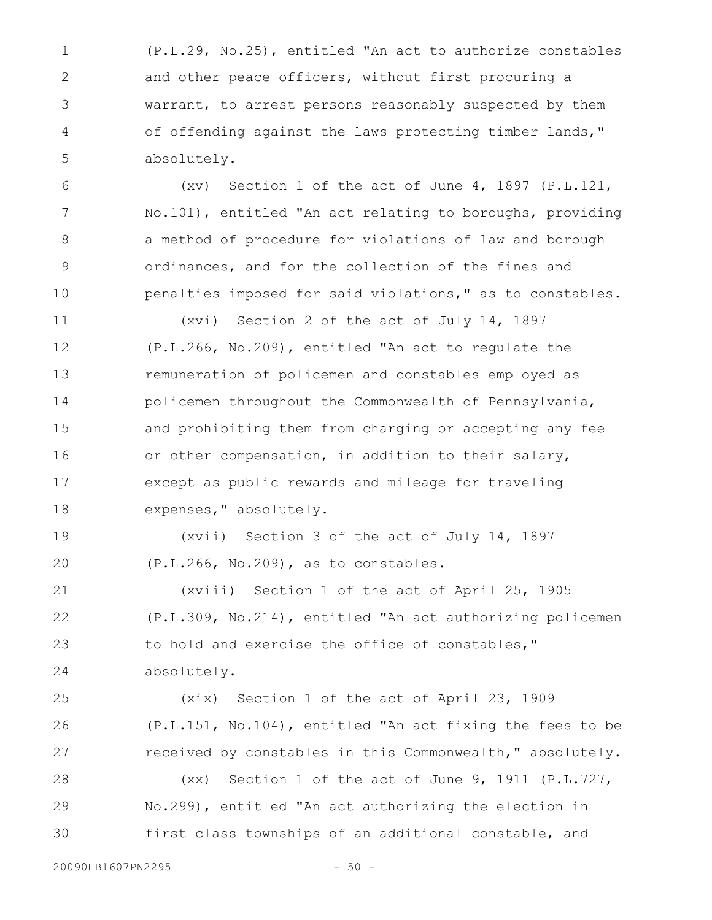(P.L.29, No.25), entitled "An act to authorize constables and other peace officers, without first procuring a warrant, to arrest persons reasonably suspected by them of offending against the laws protecting timber lands," absolutely.

(xv) Section 1 of the act of June 4, 1897 (P.L.121, No.101), entitled "An act relating to boroughs, providing a method of procedure for violations of law and borough ordinances, and for the collection of the fines and penalties imposed for said violations," as to constables.

(xvi) Section 2 of the act of July 14, 1897 (P.L.266, No.209), entitled "An act to regulate the remuneration of policemen and constables employed as policemen throughout the Commonwealth of Pennsylvania, and prohibiting them from charging or accepting any fee or other compensation, in addition to their salary, except as public rewards and mileage for traveling expenses," absolutely.

(xvii) Section 3 of the act of July 14, 1897 (P.L.266, No.209), as to constables.

(xviii) Section 1 of the act of April 25, 1905 (P.L.309, No.214), entitled "An act authorizing policemen to hold and exercise the office of constables," absolutely.

(xix) Section 1 of the act of April 23, 1909 (P.L.151, No.104), entitled "An act fixing the fees to be received by constables in this Commonwealth," absolutely.

(xx) Section 1 of the act of June 9, 1911 (P.L.727, No.299), entitled "An act authorizing the election in first class townships of an additional constable, and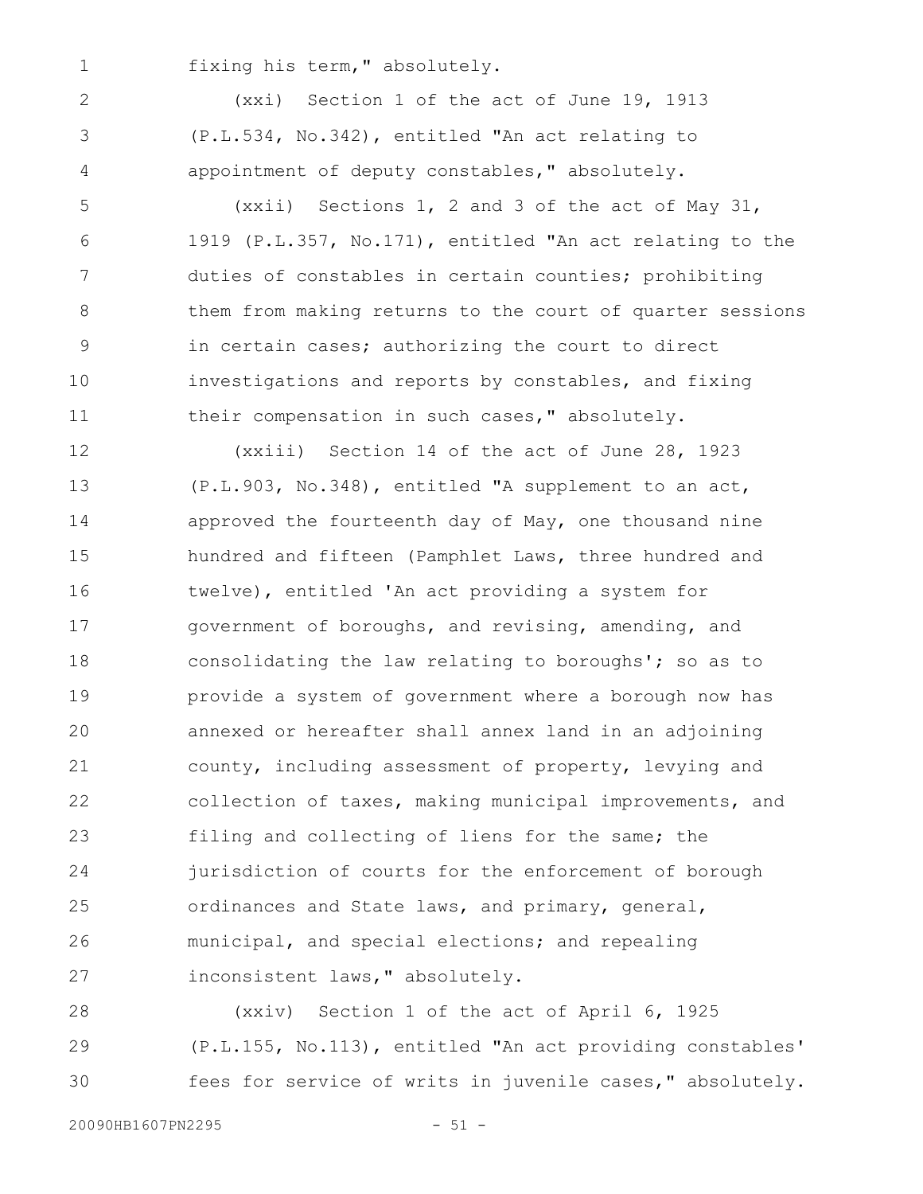fixing his term," absolutely.

(xxi) Section 1 of the act of June 19, 1913 (P.L.534, No.342), entitled "An act relating to appointment of deputy constables," absolutely.

(xxii) Sections 1, 2 and 3 of the act of May 31, 1919 (P.L.357, No.171), entitled "An act relating to the duties of constables in certain counties; prohibiting them from making returns to the court of quarter sessions in certain cases; authorizing the court to direct investigations and reports by constables, and fixing their compensation in such cases," absolutely.

(xxiii) Section 14 of the act of June 28, 1923 (P.L.903, No.348), entitled "A supplement to an act, approved the fourteenth day of May, one thousand nine hundred and fifteen (Pamphlet Laws, three hundred and twelve), entitled 'An act providing a system for government of boroughs, and revising, amending, and consolidating the law relating to boroughs'; so as to provide a system of government where a borough now has annexed or hereafter shall annex land in an adjoining county, including assessment of property, levying and collection of taxes, making municipal improvements, and filing and collecting of liens for the same; the jurisdiction of courts for the enforcement of borough ordinances and State laws, and primary, general, municipal, and special elections; and repealing inconsistent laws," absolutely.

(xxiv) Section 1 of the act of April 6, 1925 (P.L.155, No.113), entitled "An act providing constables' fees for service of writs in juvenile cases," absolutely.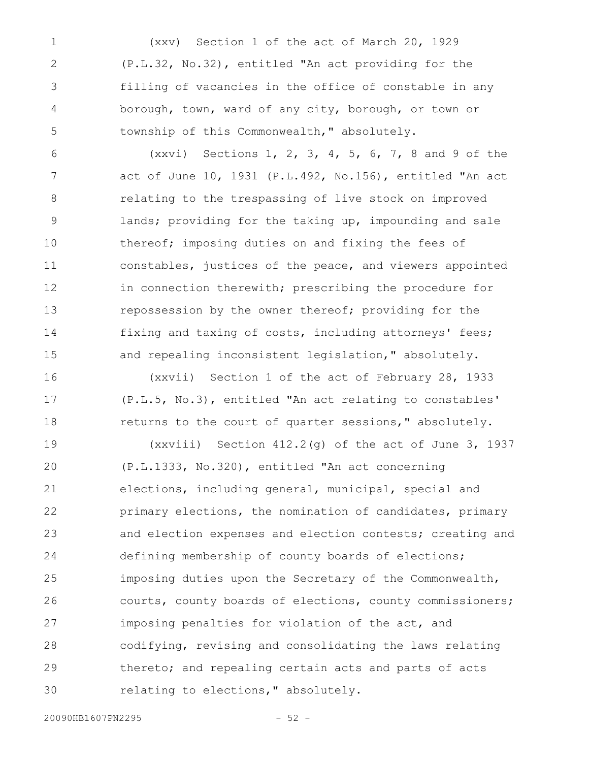(xxv) Section 1 of the act of March 20, 1929 (P.L.32, No.32), entitled "An act providing for the filling of vacancies in the office of constable in any borough, town, ward of any city, borough, or town or township of this Commonwealth," absolutely.

(xxvi) Sections 1, 2, 3, 4, 5, 6, 7, 8 and 9 of the act of June 10, 1931 (P.L.492, No.156), entitled "An act relating to the trespassing of live stock on improved lands; providing for the taking up, impounding and sale thereof; imposing duties on and fixing the fees of constables, justices of the peace, and viewers appointed in connection therewith; prescribing the procedure for repossession by the owner thereof; providing for the fixing and taxing of costs, including attorneys' fees; and repealing inconsistent legislation," absolutely.

(xxvii) Section 1 of the act of February 28, 1933 (P.L.5, No.3), entitled "An act relating to constables' returns to the court of quarter sessions," absolutely.

(xxviii) Section 412.2(g) of the act of June 3, 1937 (P.L.1333, No.320), entitled "An act concerning elections, including general, municipal, special and primary elections, the nomination of candidates, primary and election expenses and election contests; creating and defining membership of county boards of elections; imposing duties upon the Secretary of the Commonwealth, courts, county boards of elections, county commissioners; imposing penalties for violation of the act, and codifying, revising and consolidating the laws relating thereto; and repealing certain acts and parts of acts relating to elections," absolutely.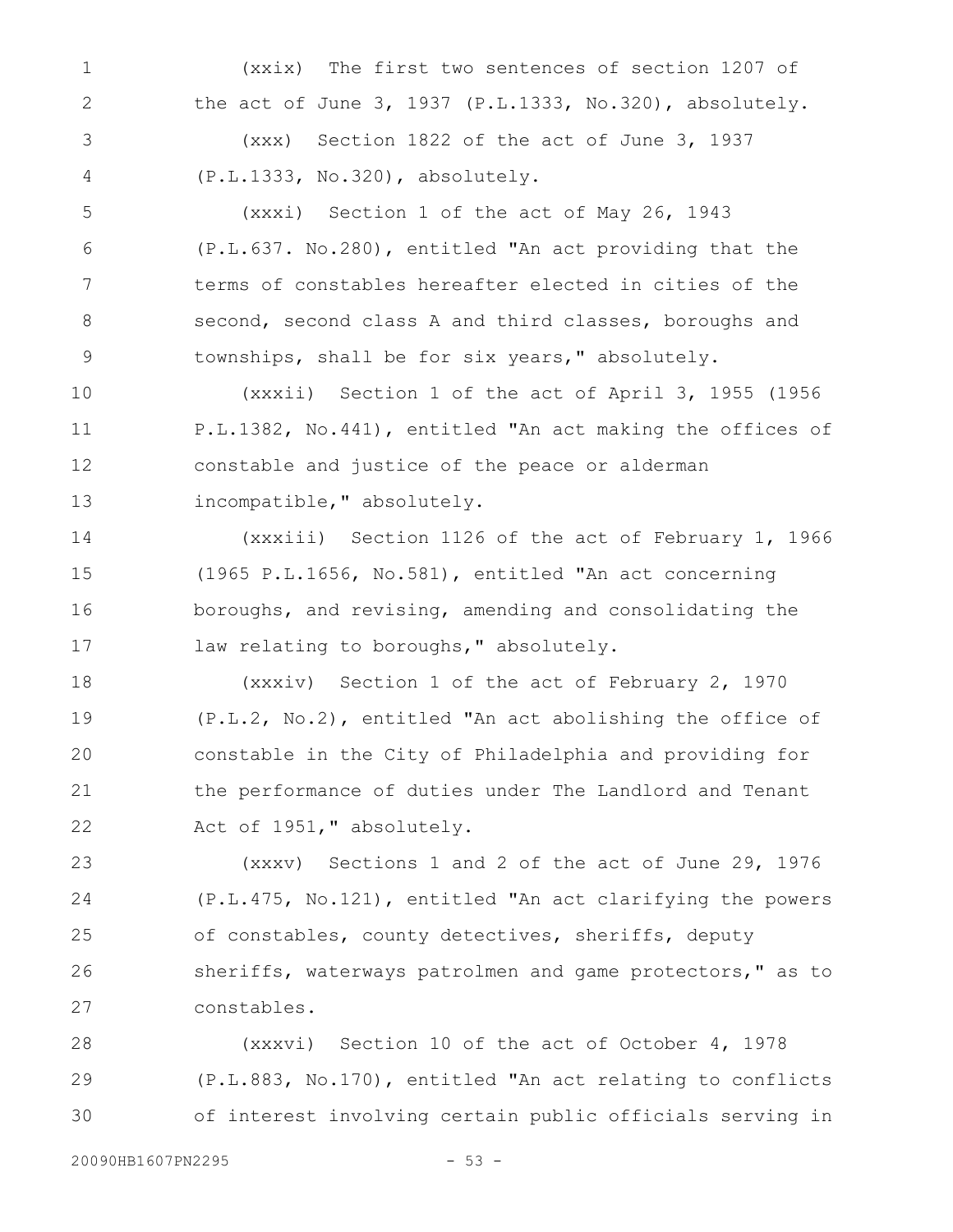(xxix) The first two sentences of section 1207 of the act of June 3, 1937 (P.L.1333, No.320), absolutely.

(xxx) Section 1822 of the act of June 3, 1937 (P.L.1333, No.320), absolutely.

(xxxi) Section 1 of the act of May 26, 1943 (P.L.637. No.280), entitled "An act providing that the terms of constables hereafter elected in cities of the second, second class A and third classes, boroughs and townships, shall be for six years," absolutely.

(xxxii) Section 1 of the act of April 3, 1955 (1956 P.L.1382, No.441), entitled "An act making the offices of constable and justice of the peace or alderman incompatible," absolutely.

(xxxiii) Section 1126 of the act of February 1, 1966 (1965 P.L.1656, No.581), entitled "An act concerning boroughs, and revising, amending and consolidating the law relating to boroughs," absolutely.

(xxxiv) Section 1 of the act of February 2, 1970 (P.L.2, No.2), entitled "An act abolishing the office of constable in the City of Philadelphia and providing for the performance of duties under The Landlord and Tenant Act of 1951," absolutely.

(xxxv) Sections 1 and 2 of the act of June 29, 1976 (P.L.475, No.121), entitled "An act clarifying the powers of constables, county detectives, sheriffs, deputy sheriffs, waterways patrolmen and game protectors," as to constables.

(xxxvi) Section 10 of the act of October 4, 1978 (P.L.883, No.170), entitled "An act relating to conflicts of interest involving certain public officials serving in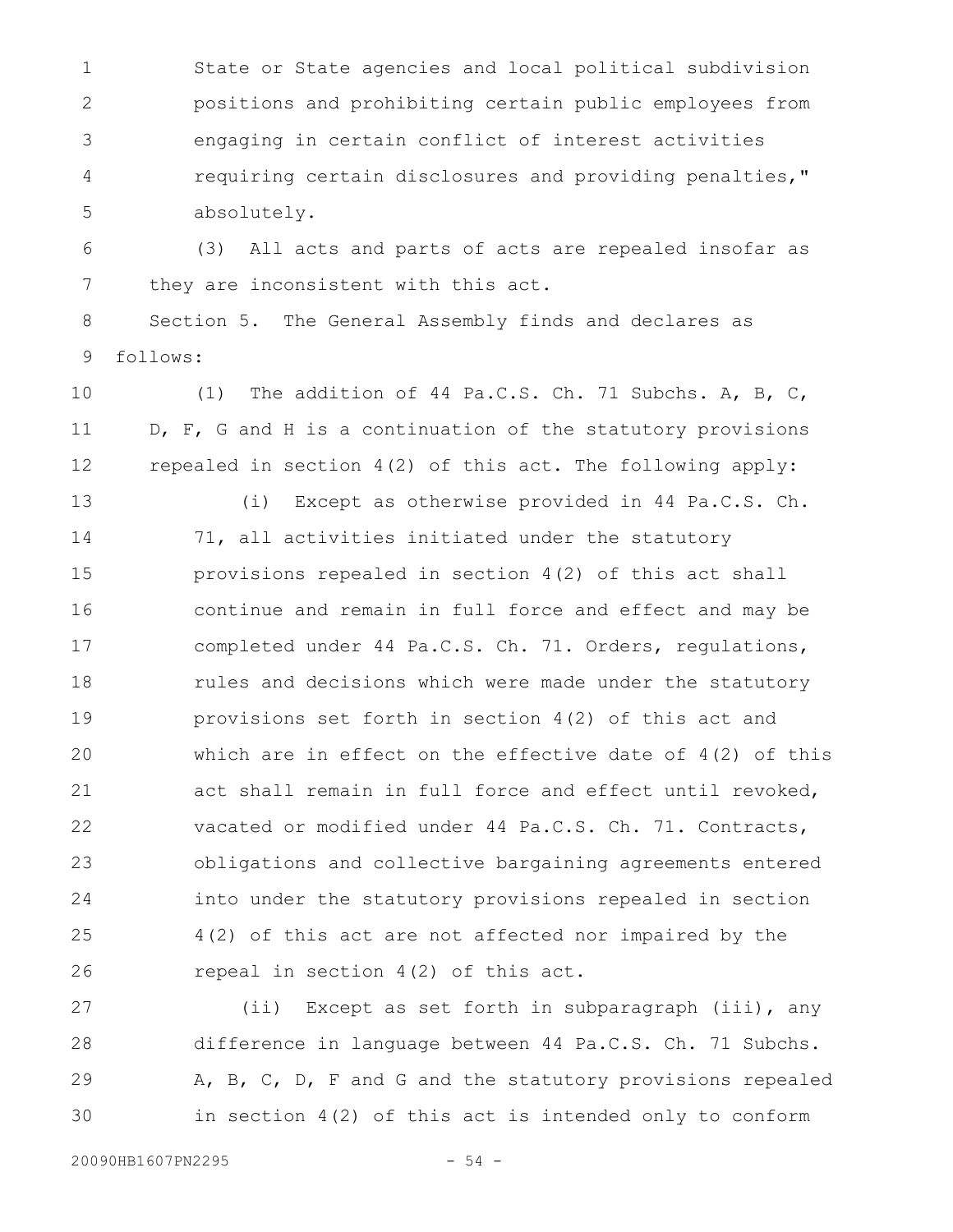State or State agencies and local political subdivision positions and prohibiting certain public employees from engaging in certain conflict of interest activities requiring certain disclosures and providing penalties," absolutely.

(3) All acts and parts of acts are repealed insofar as they are inconsistent with this act.

Section 5. The General Assembly finds and declares as follows:

(1) The addition of 44 Pa.C.S. Ch. 71 Subchs. A, B, C, D, F, G and H is a continuation of the statutory provisions repealed in section 4(2) of this act. The following apply:

(i) Except as otherwise provided in 44 Pa.C.S. Ch. 71, all activities initiated under the statutory provisions repealed in section 4(2) of this act shall continue and remain in full force and effect and may be completed under 44 Pa.C.S. Ch. 71. Orders, regulations, rules and decisions which were made under the statutory provisions set forth in section 4(2) of this act and which are in effect on the effective date of 4(2) of this act shall remain in full force and effect until revoked, vacated or modified under 44 Pa.C.S. Ch. 71. Contracts, obligations and collective bargaining agreements entered into under the statutory provisions repealed in section 4(2) of this act are not affected nor impaired by the repeal in section 4(2) of this act.

(ii) Except as set forth in subparagraph (iii), any difference in language between 44 Pa.C.S. Ch. 71 Subchs. A, B, C, D, F and G and the statutory provisions repealed in section 4(2) of this act is intended only to conform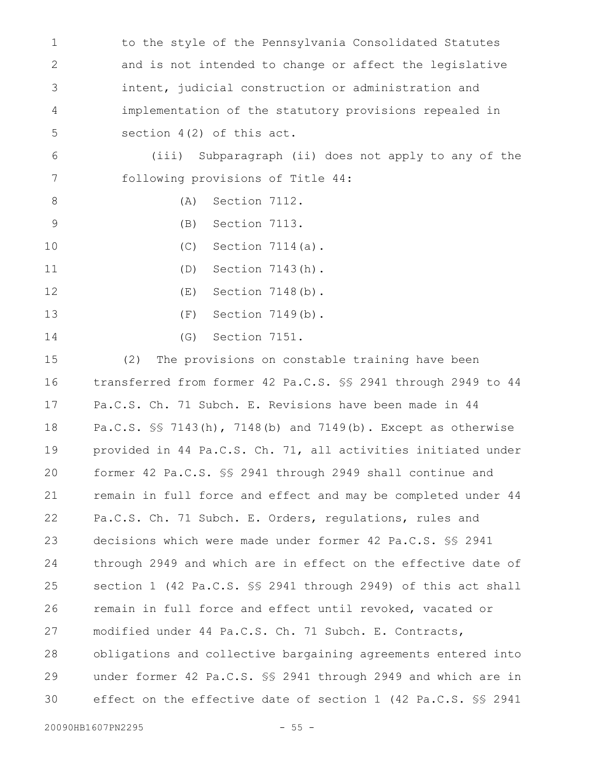to the style of the Pennsylvania Consolidated Statutes and is not intended to change or affect the legislative intent, judicial construction or administration and implementation of the statutory provisions repealed in section 4(2) of this act.

(iii) Subparagraph (ii) does not apply to any of the following provisions of Title 44:

(A) Section 7112.

(B) Section 7113.

(C) Section 7114(a).

(D) Section 7143(h).

(E) Section 7148(b).

(F) Section 7149(b).

(G) Section 7151.

(2) The provisions on constable training have been transferred from former 42 Pa.C.S. §§ 2941 through 2949 to 44 Pa.C.S. Ch. 71 Subch. E. Revisions have been made in 44 Pa.C.S. §§ 7143(h), 7148(b) and 7149(b). Except as otherwise provided in 44 Pa.C.S. Ch. 71, all activities initiated under former 42 Pa.C.S. §§ 2941 through 2949 shall continue and remain in full force and effect and may be completed under 44 Pa.C.S. Ch. 71 Subch. E. Orders, regulations, rules and decisions which were made under former 42 Pa.C.S. §§ 2941 through 2949 and which are in effect on the effective date of section 1 (42 Pa.C.S. §§ 2941 through 2949) of this act shall remain in full force and effect until revoked, vacated or modified under 44 Pa.C.S. Ch. 71 Subch. E. Contracts, obligations and collective bargaining agreements entered into under former 42 Pa.C.S. §§ 2941 through 2949 and which are in effect on the effective date of section 1 (42 Pa.C.S. §§ 2941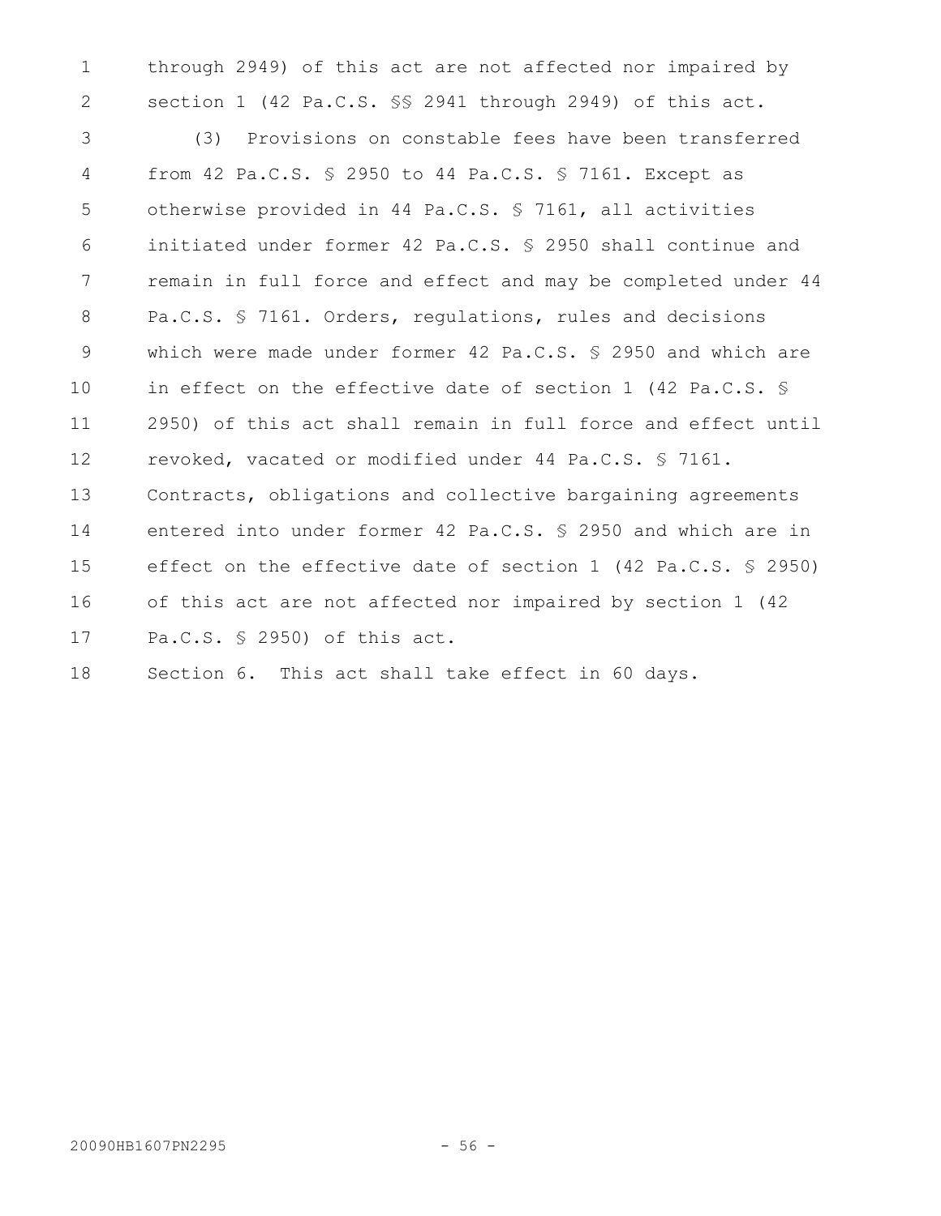through 2949) of this act are not affected nor impaired by section 1 (42 Pa.C.S. §§ 2941 through 2949) of this act.

(3) Provisions on constable fees have been transferred from 42 Pa.C.S. § 2950 to 44 Pa.C.S. § 7161. Except as otherwise provided in 44 Pa.C.S. § 7161, all activities initiated under former 42 Pa.C.S. § 2950 shall continue and remain in full force and effect and may be completed under 44 Pa.C.S. § 7161. Orders, regulations, rules and decisions which were made under former 42 Pa.C.S. § 2950 and which are in effect on the effective date of section 1 (42 Pa.C.S. § 2950) of this act shall remain in full force and effect until revoked, vacated or modified under 44 Pa.C.S. § 7161. Contracts, obligations and collective bargaining agreements entered into under former 42 Pa.C.S. § 2950 and which are in effect on the effective date of section 1 (42 Pa.C.S. § 2950) of this act are not affected nor impaired by section 1 (42 Pa.C.S. § 2950) of this act.

Section 6. This act shall take effect in 60 days.